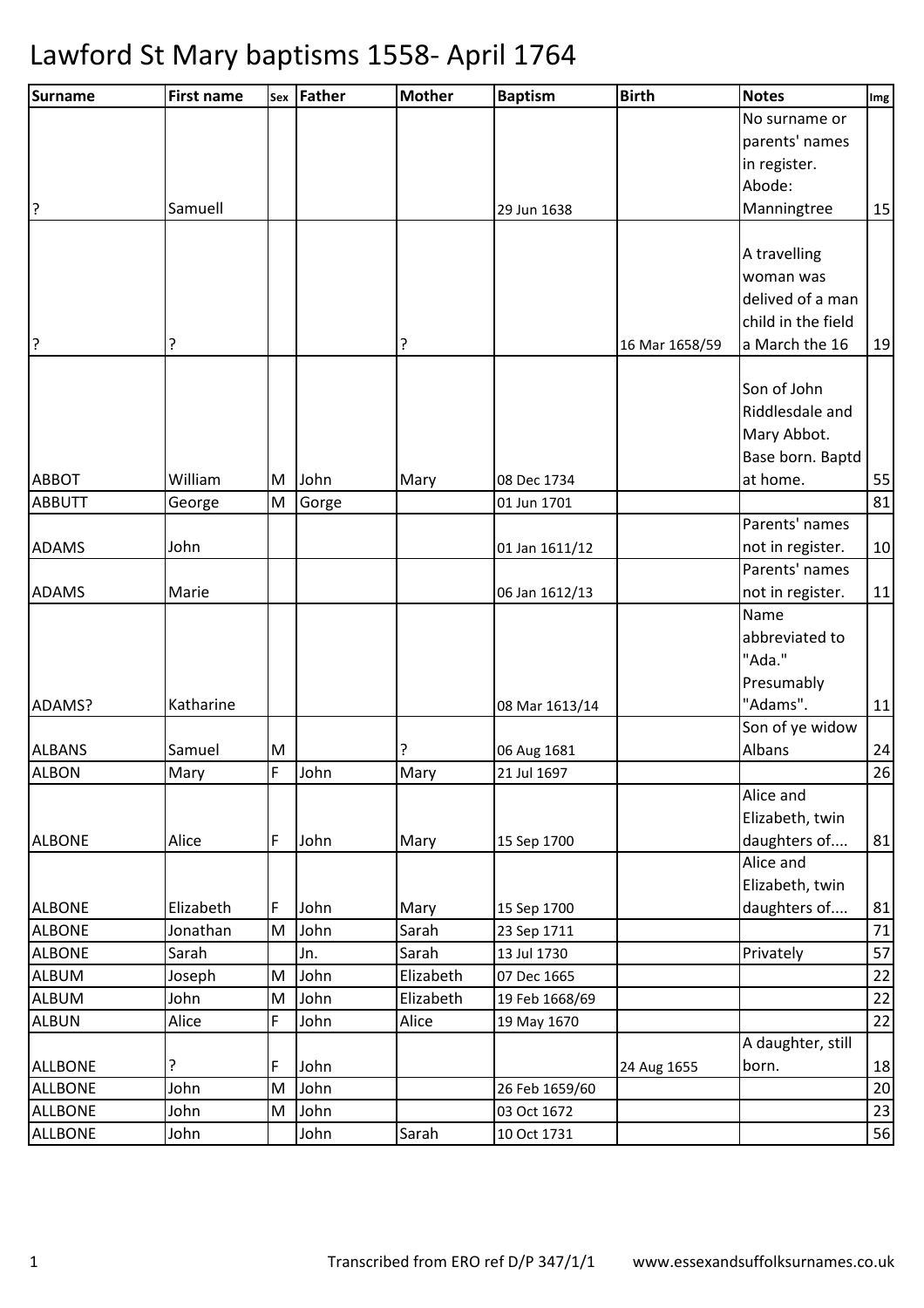# Lawford St Mary baptisms 1558- April 1764

| Surname | First name | Sex | Father | Mother | Baptism | Birth | Notes | Img |
|---|---|---|---|---|---|---|---|---|
| ? | Samuell | | | | 29 Jun 1638 | | No surname or parents' names in register. Abode: Manningtree | 15 |
| ? | ? | | | ? | | 16 Mar 1658/59 | A travelling woman was delived of a man child in the field a March the 16 | 19 |
| ABBOT | William | M | John | Mary | 08 Dec 1734 | | Son of John Riddlesdale and Mary Abbot. Base born. Baptd at home. | 55 |
| ABBUTT | George | M | Gorge | | 01 Jun 1701 | | | 81 |
| ADAMS | John | | | | 01 Jan 1611/12 | | Parents' names not in register. | 10 |
| ADAMS | Marie | | | | 06 Jan 1612/13 | | Parents' names not in register. | 11 |
| ADAMS? | Katharine | | | | 08 Mar 1613/14 | | Name abbreviated to "Ada." Presumably "Adams". | 11 |
| ALBANS | Samuel | M | | ? | 06 Aug 1681 | | Son of ye widow Albans | 24 |
| ALBON | Mary | F | John | Mary | 21 Jul 1697 | | | 26 |
| ALBONE | Alice | F | John | Mary | 15 Sep 1700 | | Alice and Elizabeth, twin daughters of.... | 81 |
| ALBONE | Elizabeth | F | John | Mary | 15 Sep 1700 | | Alice and Elizabeth, twin daughters of.... | 81 |
| ALBONE | Jonathan | M | John | Sarah | 23 Sep 1711 | | | 71 |
| ALBONE | Sarah | | Jn. | Sarah | 13 Jul 1730 | | Privately | 57 |
| ALBUM | Joseph | M | John | Elizabeth | 07 Dec 1665 | | | 22 |
| ALBUM | John | M | John | Elizabeth | 19 Feb 1668/69 | | | 22 |
| ALBUN | Alice | F | John | Alice | 19 May 1670 | | | 22 |
| ALLBONE | ? | F | John | | | 24 Aug 1655 | A daughter, still born. | 18 |
| ALLBONE | John | M | John | | 26 Feb 1659/60 | | | 20 |
| ALLBONE | John | M | John | | 03 Oct 1672 | | | 23 |
| ALLBONE | John | | John | Sarah | 10 Oct 1731 | | | 56 |

Transcribed from ERO ref D/P 347/1/1 www.essexandsuffolksurnames.co.uk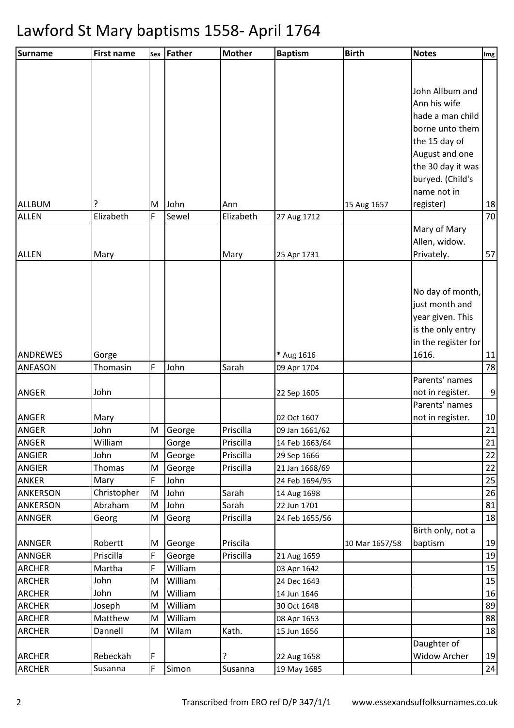# Lawford St Mary baptisms 1558- April 1764

| Surname | First name | Sex | Father | Mother | Baptism | Birth | Notes | Img |
|---|---|---|---|---|---|---|---|---|
| ALLBUM | ? | M | John | Ann | | 15 Aug 1657 | John Allbum and Ann his wife hade a man child borne unto them the 15 day of August and one the 30 day it was buryed. (Child's name not in register) | 18 |
| ALLEN | Elizabeth | F | Sewel | Elizabeth | 27 Aug 1712 | | | 70 |
| ALLEN | Mary | | | Mary | 25 Apr 1731 | | Mary of Mary Allen, widow. Privately. | 57 |
| ANDREWES | Gorge | | | | * Aug 1616 | | No day of month, just month and year given. This is the only entry in the register for 1616. | 11 |
| ANEASON | Thomasin | F | John | Sarah | 09 Apr 1704 | | | 78 |
| ANGER | John | | | | 22 Sep 1605 | | Parents' names not in register. | 9 |
| ANGER | Mary | | | | 02 Oct 1607 | | Parents' names not in register. | 10 |
| ANGER | John | M | George | Priscilla | 09 Jan 1661/62 | | | 21 |
| ANGER | William | | Gorge | Priscilla | 14 Feb 1663/64 | | | 21 |
| ANGIER | John | M | George | Priscilla | 29 Sep 1666 | | | 22 |
| ANGIER | Thomas | M | George | Priscilla | 21 Jan 1668/69 | | | 22 |
| ANKER | Mary | F | John | | 24 Feb 1694/95 | | | 25 |
| ANKERSON | Christopher | M | John | Sarah | 14 Aug 1698 | | | 26 |
| ANKERSON | Abraham | M | John | Sarah | 22 Jun 1701 | | | 81 |
| ANNGER | Georg | M | Georg | Priscilla | 24 Feb 1655/56 | | | 18 |
| ANNGER | Robertt | M | George | Priscila | | 10 Mar 1657/58 | Birth only, not a baptism | 19 |
| ANNGER | Priscilla | F | George | Priscilla | 21 Aug 1659 | | | 19 |
| ARCHER | Martha | F | William | | 03 Apr 1642 | | | 15 |
| ARCHER | John | M | William | | 24 Dec 1643 | | | 15 |
| ARCHER | John | M | William | | 14 Jun 1646 | | | 16 |
| ARCHER | Joseph | M | William | | 30 Oct 1648 | | | 89 |
| ARCHER | Matthew | M | William | | 08 Apr 1653 | | | 88 |
| ARCHER | Dannell | M | Wilam | Kath. | 15 Jun 1656 | | | 18 |
| ARCHER | Rebeckah | F | | ? | 22 Aug 1658 | | Daughter of Widow Archer | 19 |
| ARCHER | Susanna | F | Simon | Susanna | 19 May 1685 | | | 24 |

Transcribed from ERO ref D/P 347/1/1 www.essexandsuffolksurnames.co.uk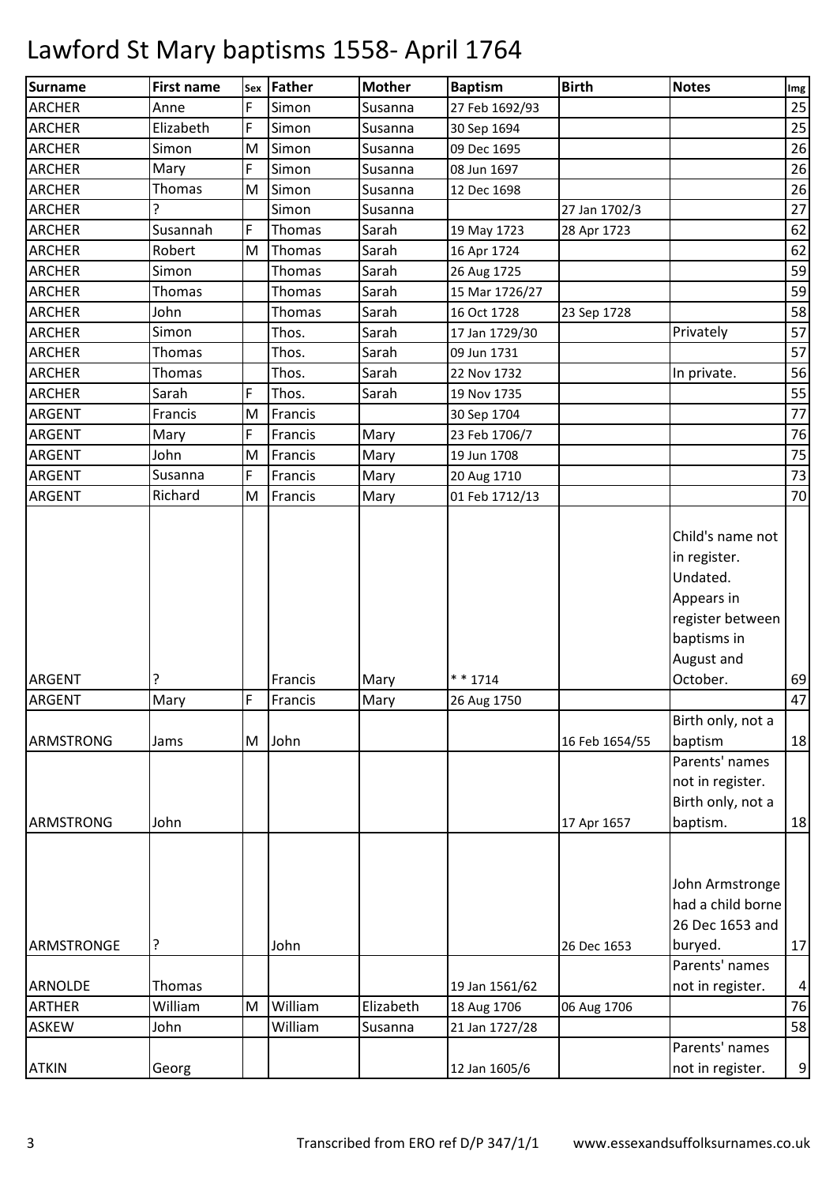# Lawford St Mary baptisms 1558- April 1764

| Surname | First name | Sex | Father | Mother | Baptism | Birth | Notes | Img |
|---|---|---|---|---|---|---|---|---|
| ARCHER | Anne | F | Simon | Susanna | 27 Feb 1692/93 | | | 25 |
| ARCHER | Elizabeth | F | Simon | Susanna | 30 Sep 1694 | | | 25 |
| ARCHER | Simon | M | Simon | Susanna | 09 Dec 1695 | | | 26 |
| ARCHER | Mary | F | Simon | Susanna | 08 Jun 1697 | | | 26 |
| ARCHER | Thomas | M | Simon | Susanna | 12 Dec 1698 | | | 26 |
| ARCHER | ? | | Simon | Susanna | | 27 Jan 1702/3 | | 27 |
| ARCHER | Susannah | F | Thomas | Sarah | 19 May 1723 | 28 Apr 1723 | | 62 |
| ARCHER | Robert | M | Thomas | Sarah | 16 Apr 1724 | | | 62 |
| ARCHER | Simon | | Thomas | Sarah | 26 Aug 1725 | | | 59 |
| ARCHER | Thomas | | Thomas | Sarah | 15 Mar 1726/27 | | | 59 |
| ARCHER | John | | Thomas | Sarah | 16 Oct 1728 | 23 Sep 1728 | | 58 |
| ARCHER | Simon | | Thos. | Sarah | 17 Jan 1729/30 | | Privately | 57 |
| ARCHER | Thomas | | Thos. | Sarah | 09 Jun 1731 | | | 57 |
| ARCHER | Thomas | | Thos. | Sarah | 22 Nov 1732 | | In private. | 56 |
| ARCHER | Sarah | F | Thos. | Sarah | 19 Nov 1735 | | | 55 |
| ARGENT | Francis | M | Francis | | 30 Sep 1704 | | | 77 |
| ARGENT | Mary | F | Francis | Mary | 23 Feb 1706/7 | | | 76 |
| ARGENT | John | M | Francis | Mary | 19 Jun 1708 | | | 75 |
| ARGENT | Susanna | F | Francis | Mary | 20 Aug 1710 | | | 73 |
| ARGENT | Richard | M | Francis | Mary | 01 Feb 1712/13 | | | 70 |
| ARGENT | ? | | Francis | Mary | * * 1714 | | Child's name not in register. Undated. Appears in register between baptisms in August and October. | 69 |
| ARGENT | Mary | F | Francis | Mary | 26 Aug 1750 | | | 47 |
| ARMSTRONG | Jams | M | John | | | 16 Feb 1654/55 | Birth only, not a baptism | 18 |
| ARMSTRONG | John | | | | | 17 Apr 1657 | Parents' names not in register. Birth only, not a baptism. | 18 |
| ARMSTRONGE | ? | | John | | | 26 Dec 1653 | John Armstronge had a child borne 26 Dec 1653 and buryed. | 17 |
| ARNOLDE | Thomas | | | | 19 Jan 1561/62 | | Parents' names not in register. | 4 |
| ARTHER | William | M | William | Elizabeth | 18 Aug 1706 | 06 Aug 1706 | | 76 |
| ASKEW | John | | William | Susanna | 21 Jan 1727/28 | | | 58 |
| ATKIN | Georg | | | | 12 Jan 1605/6 | | Parents' names not in register. | 9 |

Transcribed from ERO ref D/P 347/1/1 www.essexandsuffolksurnames.co.uk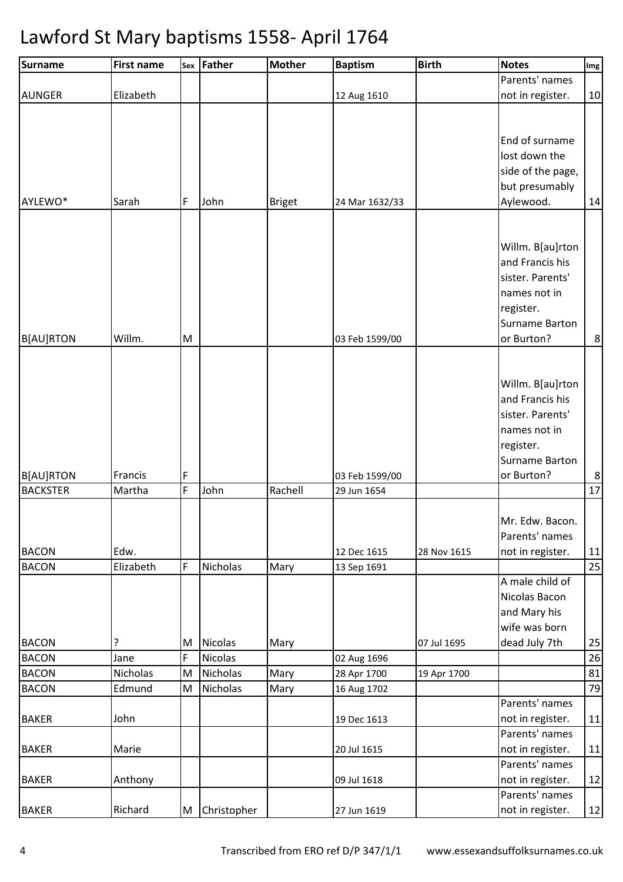# Lawford St Mary baptisms 1558- April 1764

| Surname | First name | Sex | Father | Mother | Baptism | Birth | Notes | Img |
|---|---|---|---|---|---|---|---|---|
| AUNGER | Elizabeth | | | | 12 Aug 1610 | | Parents' names not in register. | 10 |
| AYLEWO* | Sarah | F | John | Briget | 24 Mar 1632/33 | | End of surname lost down the side of the page, but presumably Aylewood. | 14 |
| B[AU]RTON | Willm. | M | | | 03 Feb 1599/00 | | Willm. B[au]rton and Francis his sister. Parents' names not in register. Surname Barton or Burton? | 8 |
| B[AU]RTON | Francis | F | | | 03 Feb 1599/00 | | Willm. B[au]rton and Francis his sister. Parents' names not in register. Surname Barton or Burton? | 8 |
| BACKSTER | Martha | F | John | Rachell | 29 Jun 1654 | | | 17 |
| BACON | Edw. | | | | 12 Dec 1615 | 28 Nov 1615 | Mr. Edw. Bacon. Parents' names not in register. | 11 |
| BACON | Elizabeth | F | Nicholas | Mary | 13 Sep 1691 | | | 25 |
| BACON | ? | M | Nicolas | Mary | | 07 Jul 1695 | A male child of Nicolas Bacon and Mary his wife was born dead July 7th | 25 |
| BACON | Jane | F | Nicolas | | 02 Aug 1696 | | | 26 |
| BACON | Nicholas | M | Nicholas | Mary | 28 Apr 1700 | 19 Apr 1700 | | 81 |
| BACON | Edmund | M | Nicholas | Mary | 16 Aug 1702 | | | 79 |
| BAKER | John | | | | 19 Dec 1613 | | Parents' names not in register. | 11 |
| BAKER | Marie | | | | 20 Jul 1615 | | Parents' names not in register. | 11 |
| BAKER | Anthony | | | | 09 Jul 1618 | | Parents' names not in register. | 12 |
| BAKER | Richard | M | Christopher | | 27 Jun 1619 | | Parents' names not in register. | 12 |

Transcribed from ERO ref D/P 347/1/1 www.essexandsuffolksurnames.co.uk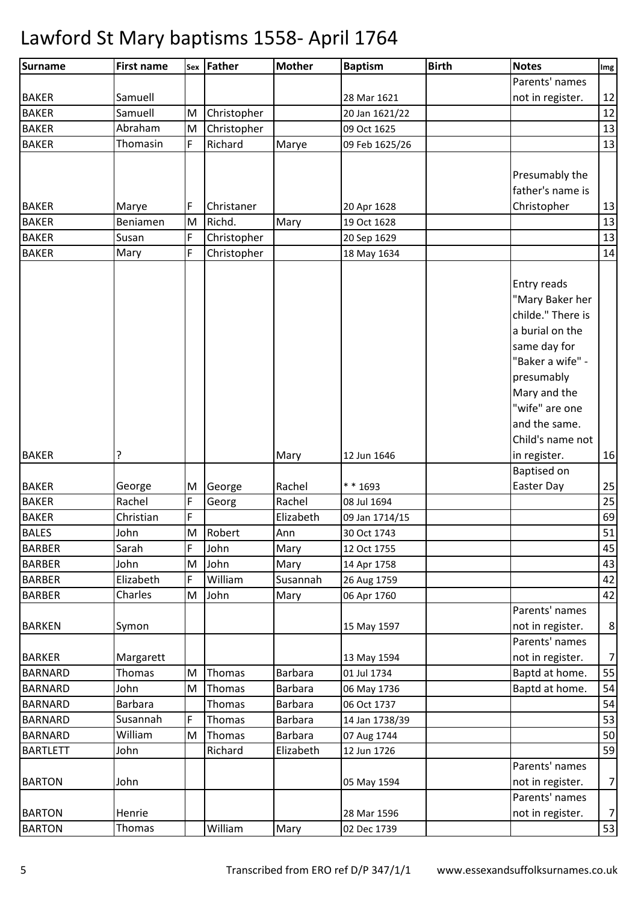# Lawford St Mary baptisms 1558- April 1764

| Surname | First name | Sex | Father | Mother | Baptism | Birth | Notes | Img |
|---|---|---|---|---|---|---|---|---|
| BAKER | Samuell | | | | 28 Mar 1621 | | Parents' names not in register. | 12 |
| BAKER | Samuell | M | Christopher | | 20 Jan 1621/22 | | | 12 |
| BAKER | Abraham | M | Christopher | | 09 Oct 1625 | | | 13 |
| BAKER | Thomasin | F | Richard | Marye | 09 Feb 1625/26 | | | 13 |
| BAKER | Marye | F | Christaner | | 20 Apr 1628 | | Presumably the father's name is Christopher | 13 |
| BAKER | Beniamen | M | Richd. | Mary | 19 Oct 1628 | | | 13 |
| BAKER | Susan | F | Christopher | | 20 Sep 1629 | | | 13 |
| BAKER | Mary | F | Christopher | | 18 May 1634 | | | 14 |
| BAKER | ? | | | Mary | 12 Jun 1646 | | Entry reads "Mary Baker her childe." There is a burial on the same day for "Baker a wife" - presumably Mary and the "wife" are one and the same. Child's name not in register. | 16 |
| BAKER | George | M | George | Rachel | * * 1693 | | Baptised on Easter Day | 25 |
| BAKER | Rachel | F | Georg | Rachel | 08 Jul 1694 | | | 25 |
| BAKER | Christian | F | | Elizabeth | 09 Jan 1714/15 | | | 69 |
| BALES | John | M | Robert | Ann | 30 Oct 1743 | | | 51 |
| BARBER | Sarah | F | John | Mary | 12 Oct 1755 | | | 45 |
| BARBER | John | M | John | Mary | 14 Apr 1758 | | | 43 |
| BARBER | Elizabeth | F | William | Susannah | 26 Aug 1759 | | | 42 |
| BARBER | Charles | M | John | Mary | 06 Apr 1760 | | | 42 |
| BARKEN | Symon | | | | 15 May 1597 | | Parents' names not in register. | 8 |
| BARKER | Margarett | | | | 13 May 1594 | | Parents' names not in register. | 7 |
| BARNARD | Thomas | M | Thomas | Barbara | 01 Jul 1734 | | Baptd at home. | 55 |
| BARNARD | John | M | Thomas | Barbara | 06 May 1736 | | Baptd at home. | 54 |
| BARNARD | Barbara | | Thomas | Barbara | 06 Oct 1737 | | | 54 |
| BARNARD | Susannah | F | Thomas | Barbara | 14 Jan 1738/39 | | | 53 |
| BARNARD | William | M | Thomas | Barbara | 07 Aug 1744 | | | 50 |
| BARTLETT | John | | Richard | Elizabeth | 12 Jun 1726 | | | 59 |
| BARTON | John | | | | 05 May 1594 | | Parents' names not in register. | 7 |
| BARTON | Henrie | | | | 28 Mar 1596 | | Parents' names not in register. | 7 |
| BARTON | Thomas | | William | Mary | 02 Dec 1739 | | | 53 |

Transcribed from ERO ref D/P 347/1/1 www.essexandsuffolksurnames.co.uk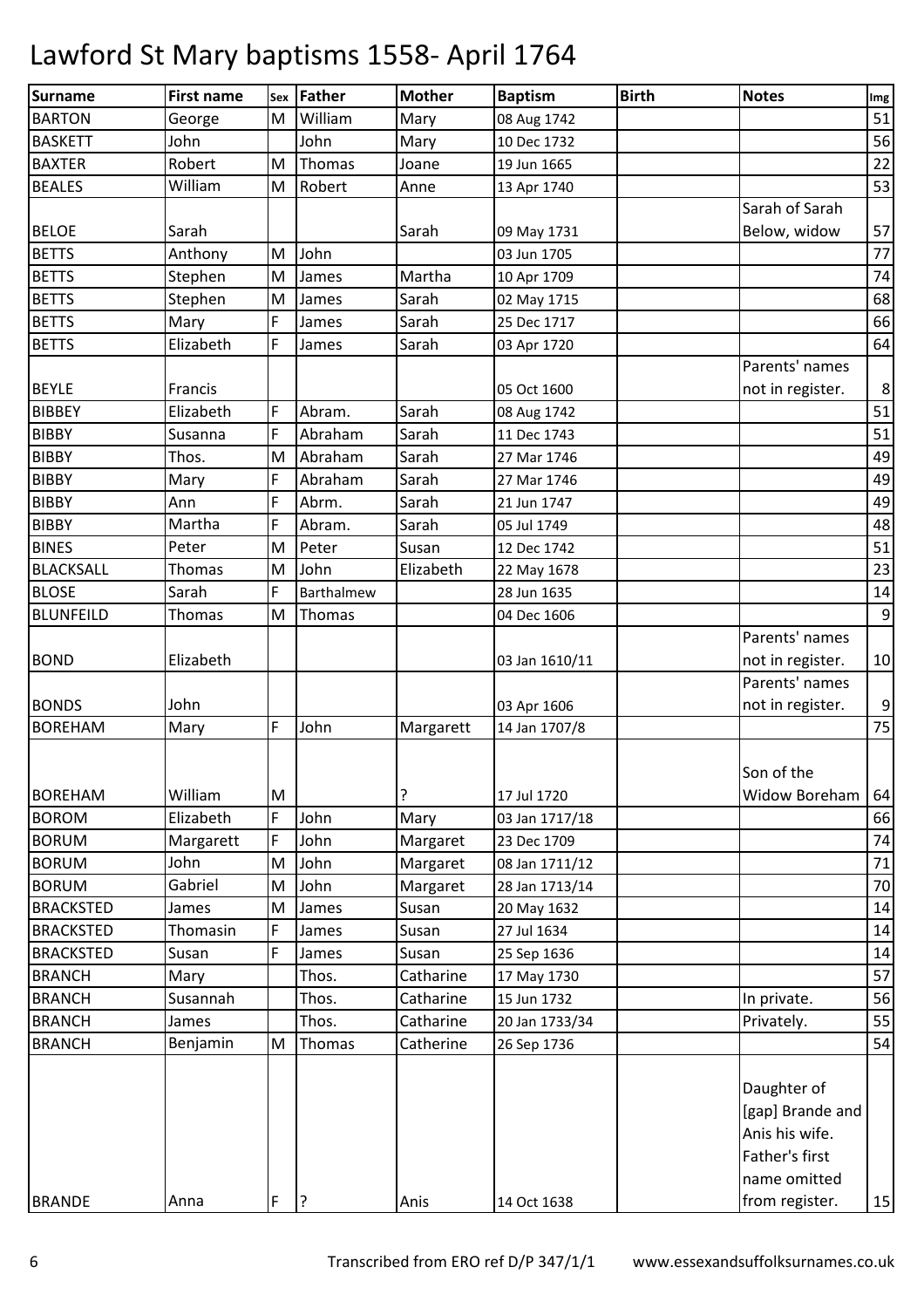# Lawford St Mary baptisms 1558- April 1764

| Surname | First name | Sex | Father | Mother | Baptism | Birth | Notes | Img |
|---|---|---|---|---|---|---|---|---|
| BARTON | George | M | William | Mary | 08 Aug 1742 | | | 51 |
| BASKETT | John | | John | Mary | 10 Dec 1732 | | | 56 |
| BAXTER | Robert | M | Thomas | Joane | 19 Jun 1665 | | | 22 |
| BEALES | William | M | Robert | Anne | 13 Apr 1740 | | | 53 |
| BELOE | Sarah | | | Sarah | 09 May 1731 | | Sarah of Sarah Below, widow | 57 |
| BETTS | Anthony | M | John | | 03 Jun 1705 | | | 77 |
| BETTS | Stephen | M | James | Martha | 10 Apr 1709 | | | 74 |
| BETTS | Stephen | M | James | Sarah | 02 May 1715 | | | 68 |
| BETTS | Mary | F | James | Sarah | 25 Dec 1717 | | | 66 |
| BETTS | Elizabeth | F | James | Sarah | 03 Apr 1720 | | | 64 |
| BEYLE | Francis | | | | 05 Oct 1600 | | Parents' names not in register. | 8 |
| BIBBEY | Elizabeth | F | Abram. | Sarah | 08 Aug 1742 | | | 51 |
| BIBBY | Susanna | F | Abraham | Sarah | 11 Dec 1743 | | | 51 |
| BIBBY | Thos. | M | Abraham | Sarah | 27 Mar 1746 | | | 49 |
| BIBBY | Mary | F | Abraham | Sarah | 27 Mar 1746 | | | 49 |
| BIBBY | Ann | F | Abrm. | Sarah | 21 Jun 1747 | | | 49 |
| BIBBY | Martha | F | Abram. | Sarah | 05 Jul 1749 | | | 48 |
| BINES | Peter | M | Peter | Susan | 12 Dec 1742 | | | 51 |
| BLACKSALL | Thomas | M | John | Elizabeth | 22 May 1678 | | | 23 |
| BLOSE | Sarah | F | Barthalmew | | 28 Jun 1635 | | | 14 |
| BLUNFEILD | Thomas | M | Thomas | | 04 Dec 1606 | | | 9 |
| BOND | Elizabeth | | | | 03 Jan 1610/11 | | Parents' names not in register. | 10 |
| BONDS | John | | | | 03 Apr 1606 | | Parents' names not in register. | 9 |
| BOREHAM | Mary | F | John | Margarett | 14 Jan 1707/8 | | | 75 |
| BOREHAM | William | M | | ? | 17 Jul 1720 | | Son of the Widow Boreham | 64 |
| BOROM | Elizabeth | F | John | Mary | 03 Jan 1717/18 | | | 66 |
| BORUM | Margarett | F | John | Margaret | 23 Dec 1709 | | | 74 |
| BORUM | John | M | John | Margaret | 08 Jan 1711/12 | | | 71 |
| BORUM | Gabriel | M | John | Margaret | 28 Jan 1713/14 | | | 70 |
| BRACKSTED | James | M | James | Susan | 20 May 1632 | | | 14 |
| BRACKSTED | Thomasin | F | James | Susan | 27 Jul 1634 | | | 14 |
| BRACKSTED | Susan | F | James | Susan | 25 Sep 1636 | | | 14 |
| BRANCH | Mary | | Thos. | Catharine | 17 May 1730 | | | 57 |
| BRANCH | Susannah | | Thos. | Catharine | 15 Jun 1732 | | In private. | 56 |
| BRANCH | James | | Thos. | Catharine | 20 Jan 1733/34 | | Privately. | 55 |
| BRANCH | Benjamin | M | Thomas | Catherine | 26 Sep 1736 | | | 54 |
| BRANDE | Anna | F | ? | Anis | 14 Oct 1638 | | Daughter of [gap] Brande and Anis his wife. Father's first name omitted from register. | 15 |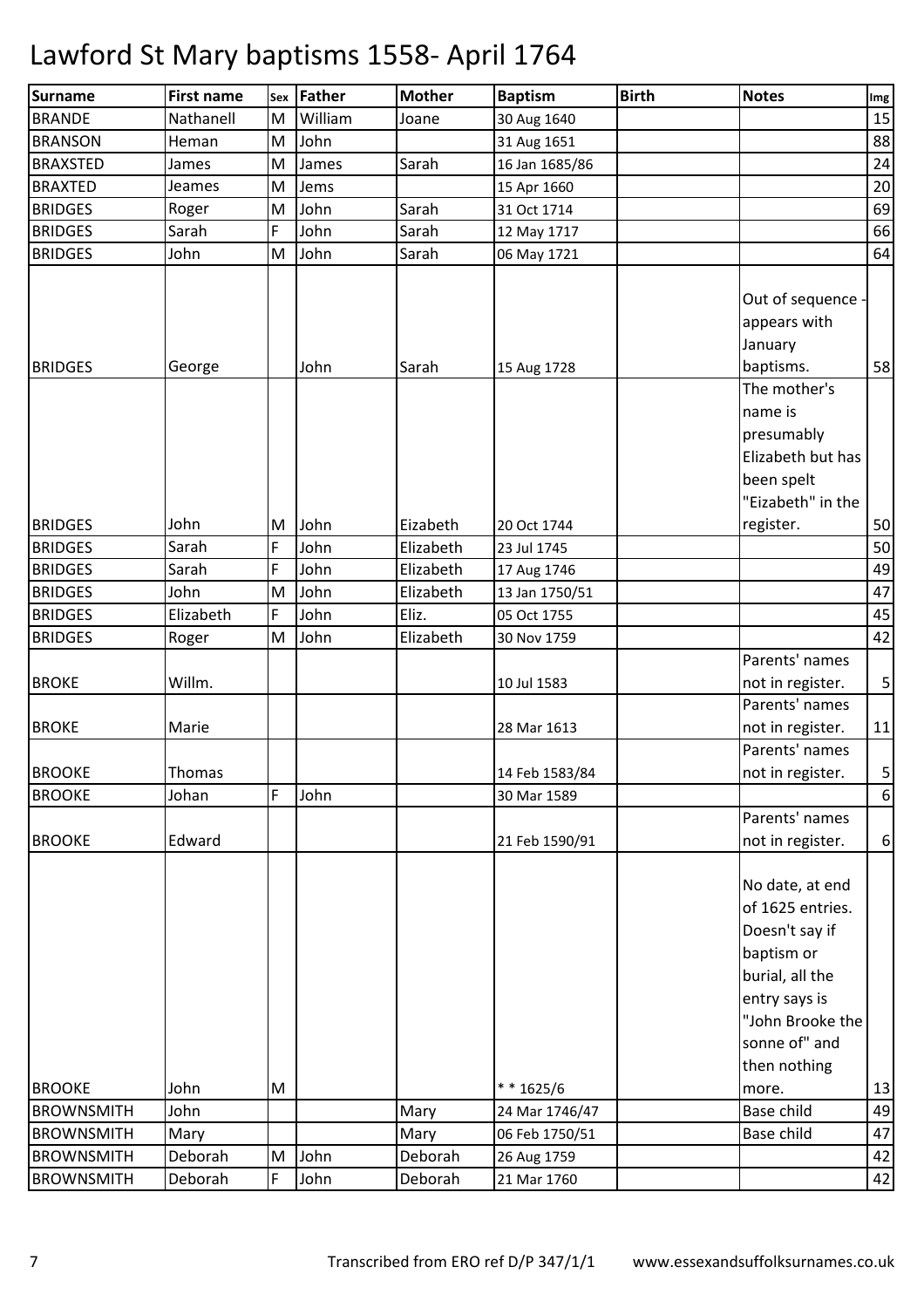# Lawford St Mary baptisms 1558- April 1764

| Surname | First name | Sex | Father | Mother | Baptism | Birth | Notes | Img |
|---|---|---|---|---|---|---|---|---|
| BRANDE | Nathanell | M | William | Joane | 30 Aug 1640 | | | 15 |
| BRANSON | Heman | M | John | | 31 Aug 1651 | | | 88 |
| BRAXSTED | James | M | James | Sarah | 16 Jan 1685/86 | | | 24 |
| BRAXTED | Jeames | M | Jems | | 15 Apr 1660 | | | 20 |
| BRIDGES | Roger | M | John | Sarah | 31 Oct 1714 | | | 69 |
| BRIDGES | Sarah | F | John | Sarah | 12 May 1717 | | | 66 |
| BRIDGES | John | M | John | Sarah | 06 May 1721 | | | 64 |
| BRIDGES | George | | John | Sarah | 15 Aug 1728 | | Out of sequence - appears with January baptisms. | 58 |
| BRIDGES | John | M | John | Eizabeth | 20 Oct 1744 | | The mother's name is presumably Elizabeth but has been spelt "Eizabeth" in the register. | 50 |
| BRIDGES | Sarah | F | John | Elizabeth | 23 Jul 1745 | | | 50 |
| BRIDGES | Sarah | F | John | Elizabeth | 17 Aug 1746 | | | 49 |
| BRIDGES | John | M | John | Elizabeth | 13 Jan 1750/51 | | | 47 |
| BRIDGES | Elizabeth | F | John | Eliz. | 05 Oct 1755 | | | 45 |
| BRIDGES | Roger | M | John | Elizabeth | 30 Nov 1759 | | | 42 |
| BROKE | Willm. | | | | 10 Jul 1583 | | Parents' names not in register. | 5 |
| BROKE | Marie | | | | 28 Mar 1613 | | Parents' names not in register. | 11 |
| BROOKE | Thomas | | | | 14 Feb 1583/84 | | Parents' names not in register. | 5 |
| BROOKE | Johan | F | John | | 30 Mar 1589 | | | 6 |
| BROOKE | Edward | | | | 21 Feb 1590/91 | | Parents' names not in register. | 6 |
| BROOKE | John | M | | | * * 1625/6 | | No date, at end of 1625 entries. Doesn't say if baptism or burial, all the entry says is "John Brooke the sonne of" and then nothing more. | 13 |
| BROWNSMITH | John | | | Mary | 24 Mar 1746/47 | | Base child | 49 |
| BROWNSMITH | Mary | | | Mary | 06 Feb 1750/51 | | Base child | 47 |
| BROWNSMITH | Deborah | M | John | Deborah | 26 Aug 1759 | | | 42 |
| BROWNSMITH | Deborah | F | John | Deborah | 21 Mar 1760 | | | 42 |

Transcribed from ERO ref D/P 347/1/1 www.essexandsuffolksurnames.co.uk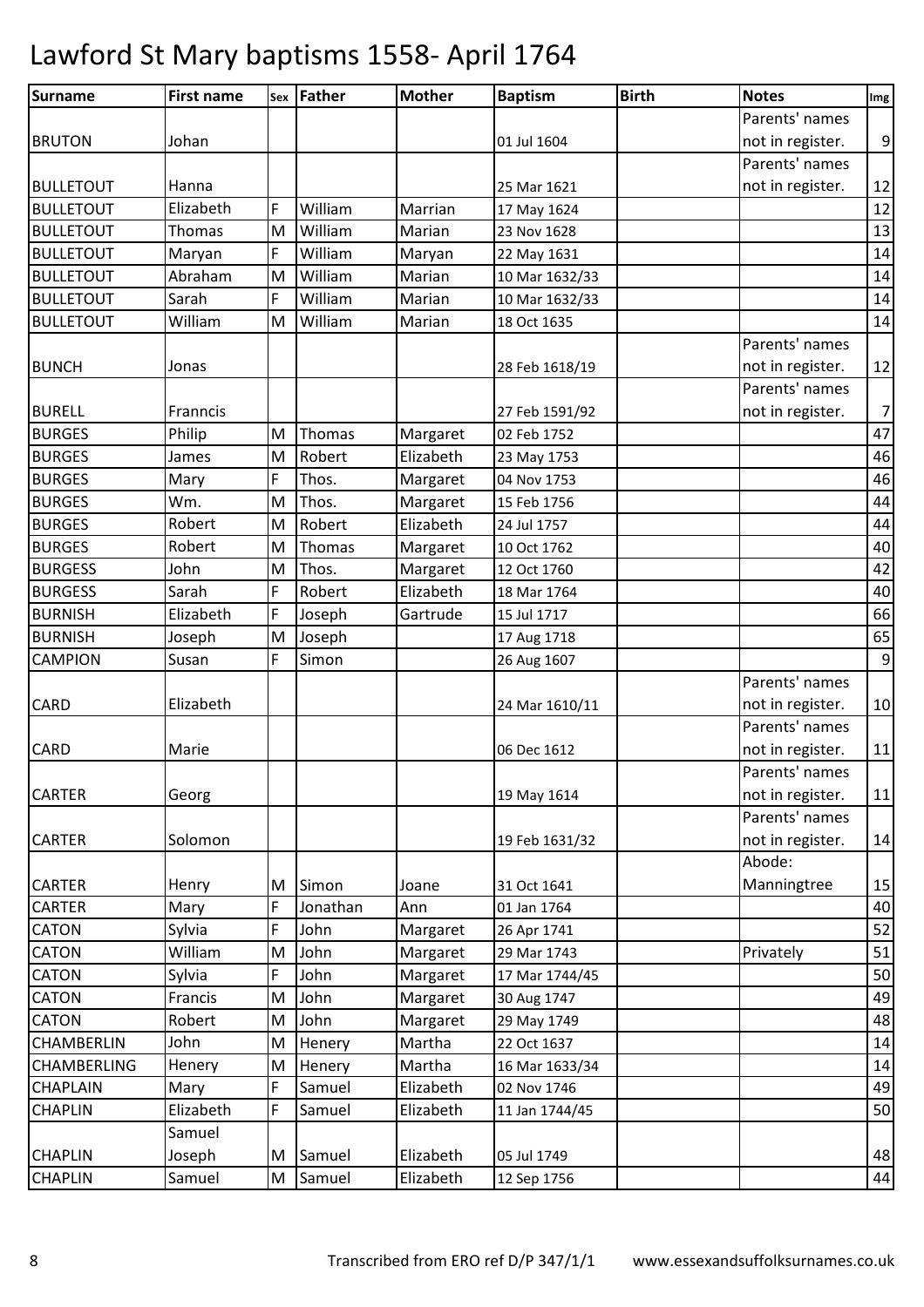# Lawford St Mary baptisms 1558- April 1764

| Surname | First name | Sex | Father | Mother | Baptism | Birth | Notes | Img |
|---|---|---|---|---|---|---|---|---|
| BRUTON | Johan | | | | 01 Jul 1604 | | Parents' names not in register. | 9 |
| BULLETOUT | Hanna | | | | 25 Mar 1621 | | Parents' names not in register. | 12 |
| BULLETOUT | Elizabeth | F | William | Marrian | 17 May 1624 | | | 12 |
| BULLETOUT | Thomas | M | William | Marian | 23 Nov 1628 | | | 13 |
| BULLETOUT | Maryan | F | William | Maryan | 22 May 1631 | | | 14 |
| BULLETOUT | Abraham | M | William | Marian | 10 Mar 1632/33 | | | 14 |
| BULLETOUT | Sarah | F | William | Marian | 10 Mar 1632/33 | | | 14 |
| BULLETOUT | William | M | William | Marian | 18 Oct 1635 | | | 14 |
| BUNCH | Jonas | | | | 28 Feb 1618/19 | | Parents' names not in register. | 12 |
| BURELL | Franncis | | | | 27 Feb 1591/92 | | Parents' names not in register. | 7 |
| BURGES | Philip | M | Thomas | Margaret | 02 Feb 1752 | | | 47 |
| BURGES | James | M | Robert | Elizabeth | 23 May 1753 | | | 46 |
| BURGES | Mary | F | Thos. | Margaret | 04 Nov 1753 | | | 46 |
| BURGES | Wm. | M | Thos. | Margaret | 15 Feb 1756 | | | 44 |
| BURGES | Robert | M | Robert | Elizabeth | 24 Jul 1757 | | | 44 |
| BURGES | Robert | M | Thomas | Margaret | 10 Oct 1762 | | | 40 |
| BURGESS | John | M | Thos. | Margaret | 12 Oct 1760 | | | 42 |
| BURGESS | Sarah | F | Robert | Elizabeth | 18 Mar 1764 | | | 40 |
| BURNISH | Elizabeth | F | Joseph | Gartrude | 15 Jul 1717 | | | 66 |
| BURNISH | Joseph | M | Joseph | | 17 Aug 1718 | | | 65 |
| CAMPION | Susan | F | Simon | | 26 Aug 1607 | | | 9 |
| CARD | Elizabeth | | | | 24 Mar 1610/11 | | Parents' names not in register. | 10 |
| CARD | Marie | | | | 06 Dec 1612 | | Parents' names not in register. | 11 |
| CARTER | Georg | | | | 19 May 1614 | | Parents' names not in register. | 11 |
| CARTER | Solomon | | | | 19 Feb 1631/32 | | Parents' names not in register. | 14 |
| CARTER | Henry | M | Simon | Joane | 31 Oct 1641 | | Abode: Manningtree | 15 |
| CARTER | Mary | F | Jonathan | Ann | 01 Jan 1764 | | | 40 |
| CATON | Sylvia | F | John | Margaret | 26 Apr 1741 | | | 52 |
| CATON | William | M | John | Margaret | 29 Mar 1743 | | Privately | 51 |
| CATON | Sylvia | F | John | Margaret | 17 Mar 1744/45 | | | 50 |
| CATON | Francis | M | John | Margaret | 30 Aug 1747 | | | 49 |
| CATON | Robert | M | John | Margaret | 29 May 1749 | | | 48 |
| CHAMBERLIN | John | M | Henery | Martha | 22 Oct 1637 | | | 14 |
| CHAMBERLING | Henery | M | Henery | Martha | 16 Mar 1633/34 | | | 14 |
| CHAPLAIN | Mary | F | Samuel | Elizabeth | 02 Nov 1746 | | | 49 |
| CHAPLIN | Elizabeth | F | Samuel | Elizabeth | 11 Jan 1744/45 | | | 50 |
| CHAPLIN | Samuel Joseph | M | Samuel | Elizabeth | 05 Jul 1749 | | | 48 |
| CHAPLIN | Samuel | M | Samuel | Elizabeth | 12 Sep 1756 | | | 44 |

Transcribed from ERO ref D/P 347/1/1 www.essexandsuffolksurnames.co.uk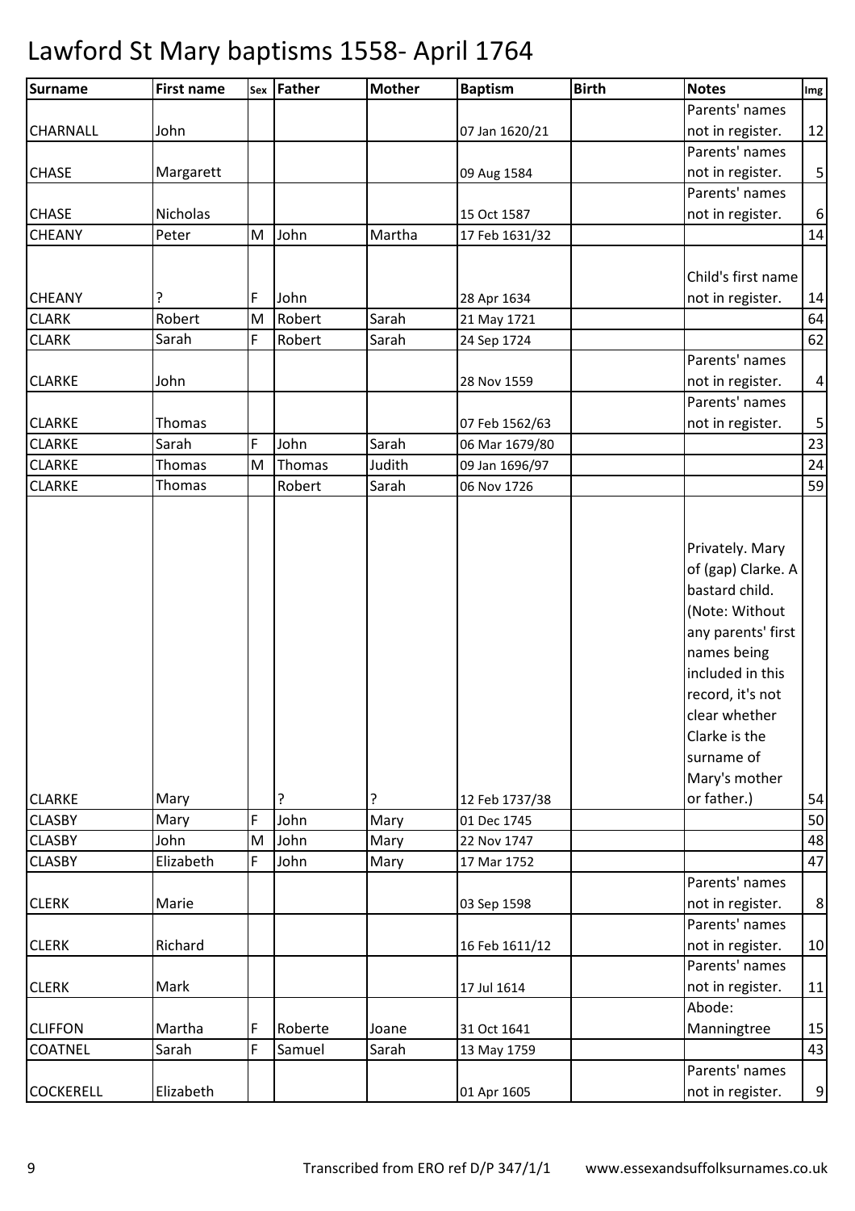# Lawford St Mary baptisms 1558- April 1764

| Surname | First name | Sex | Father | Mother | Baptism | Birth | Notes | Img |
|---|---|---|---|---|---|---|---|---|
| CHARNALL | John | | | | 07 Jan 1620/21 | | Parents' names not in register. | 12 |
| CHASE | Margarett | | | | 09 Aug 1584 | | Parents' names not in register. | 5 |
| CHASE | Nicholas | | | | 15 Oct 1587 | | Parents' names not in register. | 6 |
| CHEANY | Peter | M | John | Martha | 17 Feb 1631/32 | | | 14 |
| CHEANY | ? | F | John | | 28 Apr 1634 | | Child's first name not in register. | 14 |
| CLARK | Robert | M | Robert | Sarah | 21 May 1721 | | | 64 |
| CLARK | Sarah | F | Robert | Sarah | 24 Sep 1724 | | | 62 |
| CLARKE | John | | | | 28 Nov 1559 | | Parents' names not in register. | 4 |
| CLARKE | Thomas | | | | 07 Feb 1562/63 | | Parents' names not in register. | 5 |
| CLARKE | Sarah | F | John | Sarah | 06 Mar 1679/80 | | | 23 |
| CLARKE | Thomas | M | Thomas | Judith | 09 Jan 1696/97 | | | 24 |
| CLARKE | Thomas | | Robert | Sarah | 06 Nov 1726 | | | 59 |
| CLARKE | Mary | | ? | ? | 12 Feb 1737/38 | | Privately. Mary of (gap) Clarke. A bastard child. (Note: Without any parents' first names being included in this record, it's not clear whether Clarke is the surname of Mary's mother or father.) | 54 |
| CLASBY | Mary | F | John | Mary | 01 Dec 1745 | | | 50 |
| CLASBY | John | M | John | Mary | 22 Nov 1747 | | | 48 |
| CLASBY | Elizabeth | F | John | Mary | 17 Mar 1752 | | | 47 |
| CLERK | Marie | | | | 03 Sep 1598 | | Parents' names not in register. | 8 |
| CLERK | Richard | | | | 16 Feb 1611/12 | | Parents' names not in register. | 10 |
| CLERK | Mark | | | | 17 Jul 1614 | | Parents' names not in register. | 11 |
| CLIFFON | Martha | F | Roberte | Joane | 31 Oct 1641 | | Abode: Manningtree | 15 |
| COATNEL | Sarah | F | Samuel | Sarah | 13 May 1759 | | | 43 |
| COCKERELL | Elizabeth | | | | 01 Apr 1605 | | Parents' names not in register. | 9 |

Transcribed from ERO ref D/P 347/1/1 www.essexandsuffolksurnames.co.uk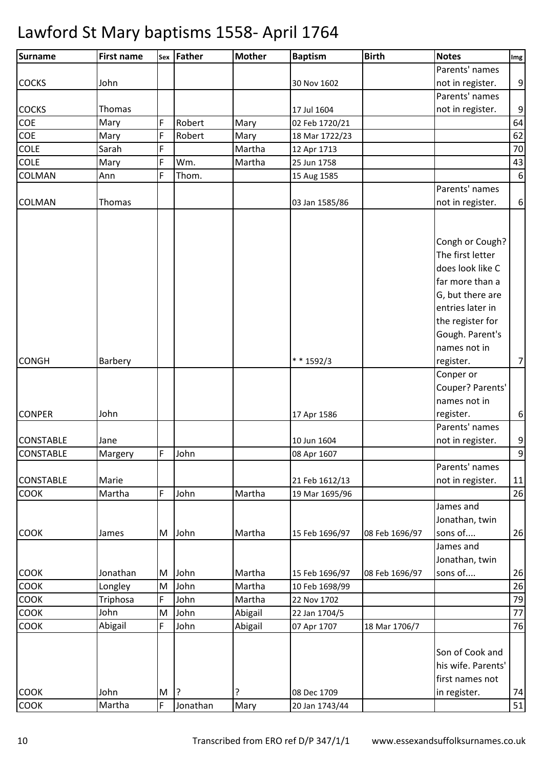# Lawford St Mary baptisms 1558- April 1764

| Surname | First name | Sex | Father | Mother | Baptism | Birth | Notes | Img |
|---|---|---|---|---|---|---|---|---|
| COCKS | John | | | | 30 Nov 1602 | | Parents' names not in register. | 9 |
| COCKS | Thomas | | | | 17 Jul 1604 | | Parents' names not in register. | 9 |
| COE | Mary | F | Robert | Mary | 02 Feb 1720/21 | | | 64 |
| COE | Mary | F | Robert | Mary | 18 Mar 1722/23 | | | 62 |
| COLE | Sarah | F | | Martha | 12 Apr 1713 | | | 70 |
| COLE | Mary | F | Wm. | Martha | 25 Jun 1758 | | | 43 |
| COLMAN | Ann | F | Thom. | | 15 Aug 1585 | | | 6 |
| COLMAN | Thomas | | | | 03 Jan 1585/86 | | Parents' names not in register. | 6 |
| CONGH | Barbery | | | | * * 1592/3 | | Congh or Cough? The first letter does look like C far more than a G, but there are entries later in the register for Gough. Parent's names not in register. | 7 |
| CONPER | John | | | | 17 Apr 1586 | | Conper or Couper? Parents' names not in register. | 6 |
| CONSTABLE | Jane | | | | 10 Jun 1604 | | Parents' names not in register. | 9 |
| CONSTABLE | Margery | F | John | | 08 Apr 1607 | | | 9 |
| CONSTABLE | Marie | | | | 21 Feb 1612/13 | | Parents' names not in register. | 11 |
| COOK | Martha | F | John | Martha | 19 Mar 1695/96 | | | 26 |
| COOK | James | M | John | Martha | 15 Feb 1696/97 | 08 Feb 1696/97 | James and Jonathan, twin sons of.... | 26 |
| COOK | Jonathan | M | John | Martha | 15 Feb 1696/97 | 08 Feb 1696/97 | James and Jonathan, twin sons of.... | 26 |
| COOK | Longley | M | John | Martha | 10 Feb 1698/99 | | | 26 |
| COOK | Triphosa | F | John | Martha | 22 Nov 1702 | | | 79 |
| COOK | John | M | John | Abigail | 22 Jan 1704/5 | | | 77 |
| COOK | Abigail | F | John | Abigail | 07 Apr 1707 | 18 Mar 1706/7 | | 76 |
| COOK | John | M | ? | ? | 08 Dec 1709 | | Son of Cook and his wife. Parents' first names not in register. | 74 |
| COOK | Martha | F | Jonathan | Mary | 20 Jan 1743/44 | | | 51 |

Transcribed from ERO ref D/P 347/1/1 www.essexandsuffolksurnames.co.uk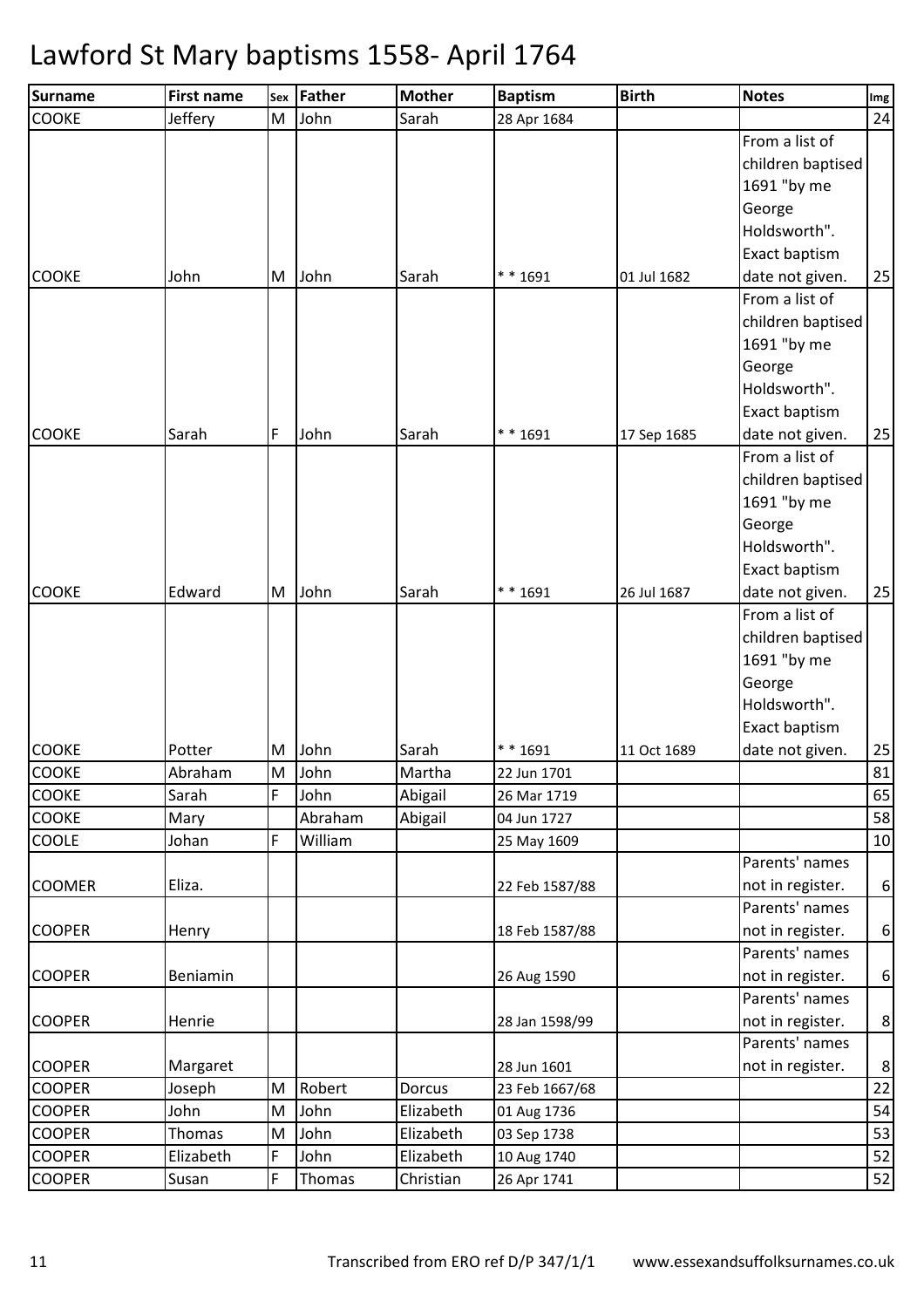# Lawford St Mary baptisms 1558- April 1764

| Surname | First name | Sex | Father | Mother | Baptism | Birth | Notes | Img |
|---|---|---|---|---|---|---|---|---|
| COOKE | Jeffery | M | John | Sarah | 28 Apr 1684 | | | 24 |
| COOKE | John | M | John | Sarah | * * 1691 | 01 Jul 1682 | From a list of children baptised 1691 "by me George Holdsworth". Exact baptism date not given. | 25 |
| COOKE | Sarah | F | John | Sarah | * * 1691 | 17 Sep 1685 | From a list of children baptised 1691 "by me George Holdsworth". Exact baptism date not given. | 25 |
| COOKE | Edward | M | John | Sarah | * * 1691 | 26 Jul 1687 | From a list of children baptised 1691 "by me George Holdsworth". Exact baptism date not given. | 25 |
| COOKE | Potter | M | John | Sarah | * * 1691 | 11 Oct 1689 | From a list of children baptised 1691 "by me George Holdsworth". Exact baptism date not given. | 25 |
| COOKE | Abraham | M | John | Martha | 22 Jun 1701 | | | 81 |
| COOKE | Sarah | F | John | Abigail | 26 Mar 1719 | | | 65 |
| COOKE | Mary | | Abraham | Abigail | 04 Jun 1727 | | | 58 |
| COOLE | Johan | F | William | | 25 May 1609 | | | 10 |
| COOMER | Eliza. | | | | 22 Feb 1587/88 | | Parents' names not in register. | 6 |
| COOPER | Henry | | | | 18 Feb 1587/88 | | Parents' names not in register. | 6 |
| COOPER | Beniamin | | | | 26 Aug 1590 | | Parents' names not in register. | 6 |
| COOPER | Henrie | | | | 28 Jan 1598/99 | | Parents' names not in register. | 8 |
| COOPER | Margaret | | | | 28 Jun 1601 | | Parents' names not in register. | 8 |
| COOPER | Joseph | M | Robert | Dorcus | 23 Feb 1667/68 | | | 22 |
| COOPER | John | M | John | Elizabeth | 01 Aug 1736 | | | 54 |
| COOPER | Thomas | M | John | Elizabeth | 03 Sep 1738 | | | 53 |
| COOPER | Elizabeth | F | John | Elizabeth | 10 Aug 1740 | | | 52 |
| COOPER | Susan | F | Thomas | Christian | 26 Apr 1741 | | | 52 |

Transcribed from ERO ref D/P 347/1/1 www.essexandsuffolksurnames.co.uk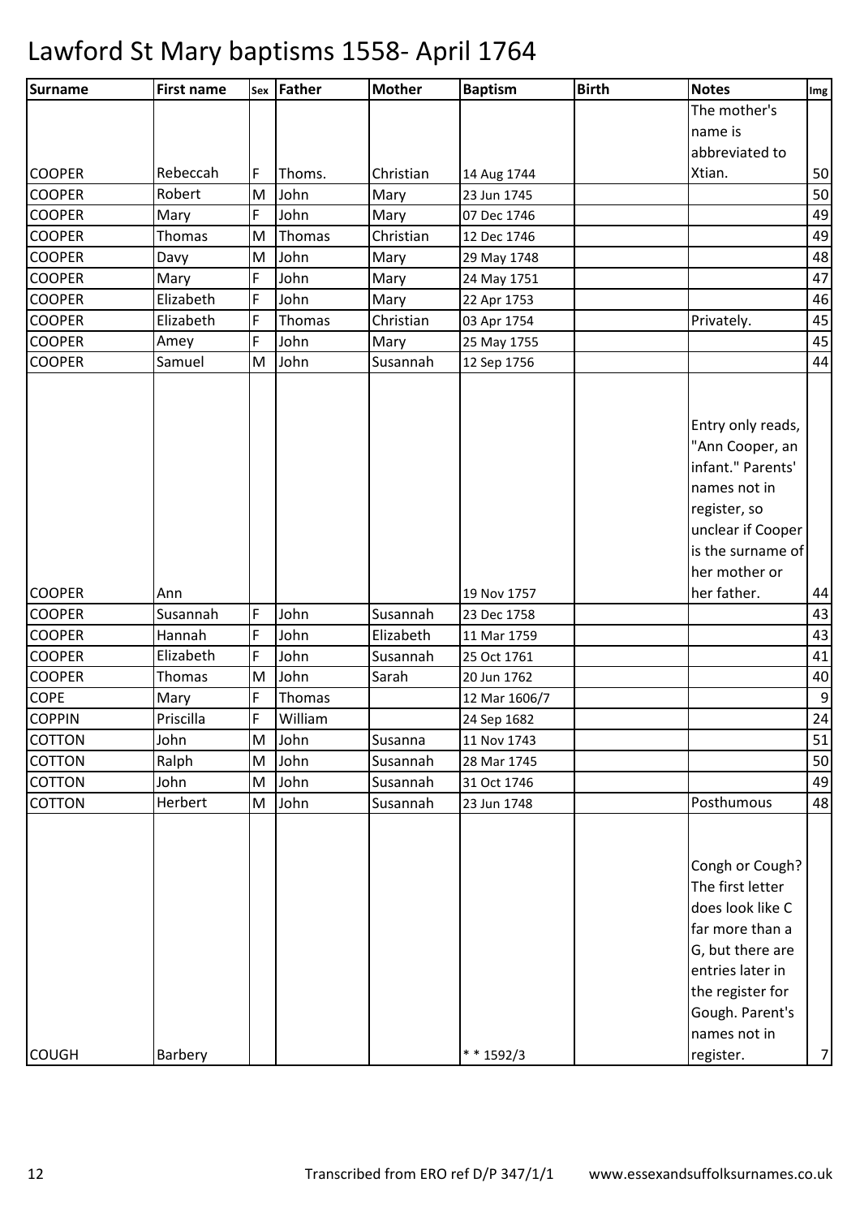# Lawford St Mary baptisms 1558- April 1764

| Surname | First name | Sex | Father | Mother | Baptism | Birth | Notes | Img |
|---|---|---|---|---|---|---|---|---|
| COOPER | Rebeccah | F | Thoms. | Christian | 14 Aug 1744 | | The mother's name is abbreviated to Xtian. | 50 |
| COOPER | Robert | M | John | Mary | 23 Jun 1745 | | | 50 |
| COOPER | Mary | F | John | Mary | 07 Dec 1746 | | | 49 |
| COOPER | Thomas | M | Thomas | Christian | 12 Dec 1746 | | | 49 |
| COOPER | Davy | M | John | Mary | 29 May 1748 | | | 48 |
| COOPER | Mary | F | John | Mary | 24 May 1751 | | | 47 |
| COOPER | Elizabeth | F | John | Mary | 22 Apr 1753 | | | 46 |
| COOPER | Elizabeth | F | Thomas | Christian | 03 Apr 1754 | | Privately. | 45 |
| COOPER | Amey | F | John | Mary | 25 May 1755 | | | 45 |
| COOPER | Samuel | M | John | Susannah | 12 Sep 1756 | | | 44 |
| COOPER | Ann | | | | 19 Nov 1757 | | Entry only reads, "Ann Cooper, an infant." Parents' names not in register, so unclear if Cooper is the surname of her mother or her father. | 44 |
| COOPER | Susannah | F | John | Susannah | 23 Dec 1758 | | | 43 |
| COOPER | Hannah | F | John | Elizabeth | 11 Mar 1759 | | | 43 |
| COOPER | Elizabeth | F | John | Susannah | 25 Oct 1761 | | | 41 |
| COOPER | Thomas | M | John | Sarah | 20 Jun 1762 | | | 40 |
| COPE | Mary | F | Thomas | | 12 Mar 1606/7 | | | 9 |
| COPPIN | Priscilla | F | William | | 24 Sep 1682 | | | 24 |
| COTTON | John | M | John | Susanna | 11 Nov 1743 | | | 51 |
| COTTON | Ralph | M | John | Susannah | 28 Mar 1745 | | | 50 |
| COTTON | John | M | John | Susannah | 31 Oct 1746 | | | 49 |
| COTTON | Herbert | M | John | Susannah | 23 Jun 1748 | | Posthumous | 48 |
| COUGH | Barbery | | | | * * 1592/3 | | Congh or Cough? The first letter does look like C far more than a G, but there are entries later in the register for Gough. Parent's names not in register. | 7 |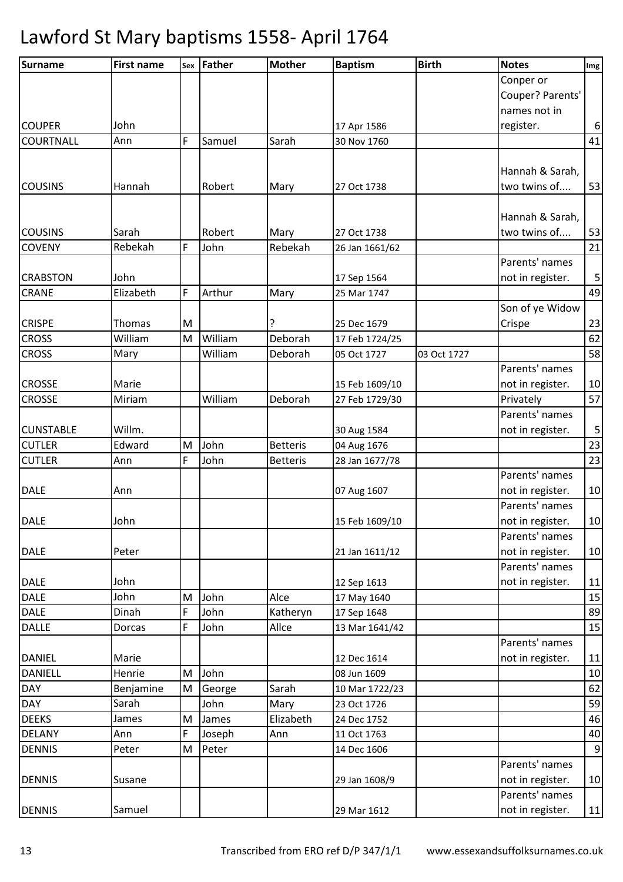# Lawford St Mary baptisms 1558- April 1764

| Surname | First name | Sex | Father | Mother | Baptism | Birth | Notes | Img |
|---|---|---|---|---|---|---|---|---|
| COUPER | John | | | | 17 Apr 1586 | | Conper or Couper? Parents' names not in register. | 6 |
| COURTNALL | Ann | F | Samuel | Sarah | 30 Nov 1760 | | | 41 |
| COUSINS | Hannah | | Robert | Mary | 27 Oct 1738 | | Hannah & Sarah, two twins of.... | 53 |
| COUSINS | Sarah | | Robert | Mary | 27 Oct 1738 | | Hannah & Sarah, two twins of.... | 53 |
| COVENY | Rebekah | F | John | Rebekah | 26 Jan 1661/62 | | | 21 |
| CRABSTON | John | | | | 17 Sep 1564 | | Parents' names not in register. | 5 |
| CRANE | Elizabeth | F | Arthur | Mary | 25 Mar 1747 | | | 49 |
| CRISPE | Thomas | M | | ? | 25 Dec 1679 | | Son of ye Widow Crispe | 23 |
| CROSS | William | M | William | Deborah | 17 Feb 1724/25 | | | 62 |
| CROSS | Mary | | William | Deborah | 05 Oct 1727 | 03 Oct 1727 | | 58 |
| CROSSE | Marie | | | | 15 Feb 1609/10 | | Parents' names not in register. | 10 |
| CROSSE | Miriam | | William | Deborah | 27 Feb 1729/30 | | Privately | 57 |
| CUNSTABLE | Willm. | | | | 30 Aug 1584 | | Parents' names not in register. | 5 |
| CUTLER | Edward | M | John | Betteris | 04 Aug 1676 | | | 23 |
| CUTLER | Ann | F | John | Betteris | 28 Jan 1677/78 | | | 23 |
| DALE | Ann | | | | 07 Aug 1607 | | Parents' names not in register. | 10 |
| DALE | John | | | | 15 Feb 1609/10 | | Parents' names not in register. | 10 |
| DALE | Peter | | | | 21 Jan 1611/12 | | Parents' names not in register. | 10 |
| DALE | John | | | | 12 Sep 1613 | | Parents' names not in register. | 11 |
| DALE | John | M | John | Alce | 17 May 1640 | | | 15 |
| DALE | Dinah | F | John | Katheryn | 17 Sep 1648 | | | 89 |
| DALLE | Dorcas | F | John | Allce | 13 Mar 1641/42 | | | 15 |
| DANIEL | Marie | | | | 12 Dec 1614 | | Parents' names not in register. | 11 |
| DANIELL | Henrie | M | John | | 08 Jun 1609 | | | 10 |
| DAY | Benjamine | M | George | Sarah | 10 Mar 1722/23 | | | 62 |
| DAY | Sarah | | John | Mary | 23 Oct 1726 | | | 59 |
| DEEKS | James | M | James | Elizabeth | 24 Dec 1752 | | | 46 |
| DELANY | Ann | F | Joseph | Ann | 11 Oct 1763 | | | 40 |
| DENNIS | Peter | M | Peter | | 14 Dec 1606 | | | 9 |
| DENNIS | Susane | | | | 29 Jan 1608/9 | | Parents' names not in register. | 10 |
| DENNIS | Samuel | | | | 29 Mar 1612 | | Parents' names not in register. | 11 |

Transcribed from ERO ref D/P 347/1/1 www.essexandsuffolksurnames.co.uk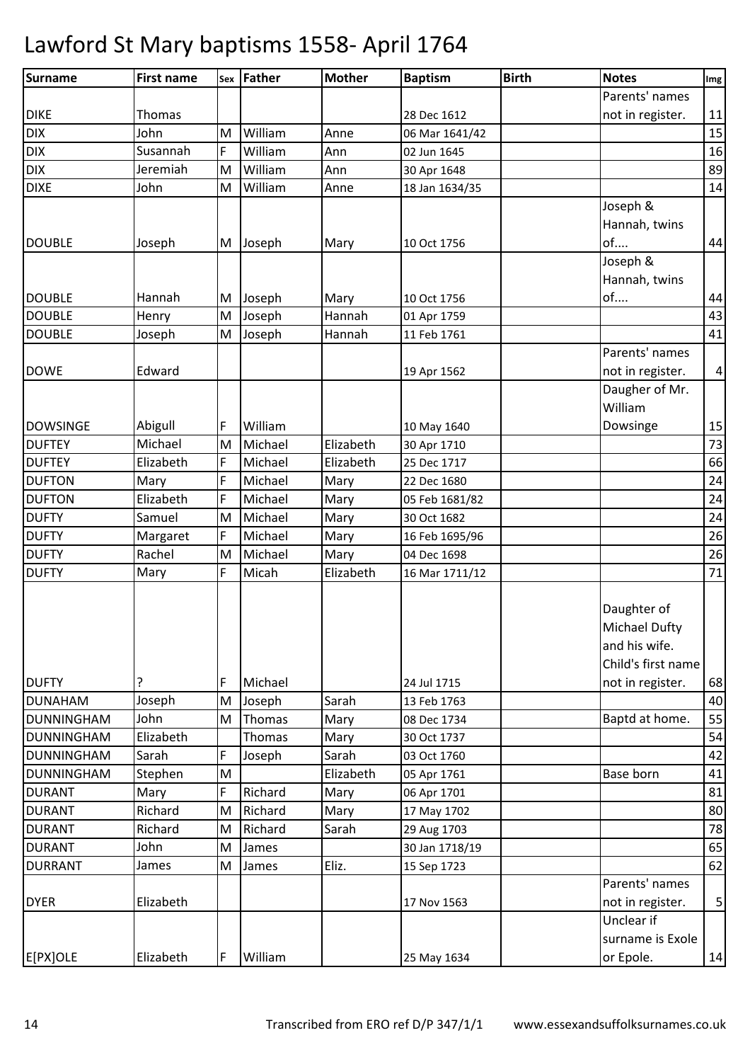# Lawford St Mary baptisms 1558- April 1764

| Surname | First name | Sex | Father | Mother | Baptism | Birth | Notes | Img |
|---|---|---|---|---|---|---|---|---|
| DIKE | Thomas | | | | 28 Dec 1612 | | Parents' names not in register. | 11 |
| DIX | John | M | William | Anne | 06 Mar 1641/42 | | | 15 |
| DIX | Susannah | F | William | Ann | 02 Jun 1645 | | | 16 |
| DIX | Jeremiah | M | William | Ann | 30 Apr 1648 | | | 89 |
| DIXE | John | M | William | Anne | 18 Jan 1634/35 | | | 14 |
| DOUBLE | Joseph | M | Joseph | Mary | 10 Oct 1756 | | Joseph & Hannah, twins of.... | 44 |
| DOUBLE | Hannah | M | Joseph | Mary | 10 Oct 1756 | | Joseph & Hannah, twins of.... | 44 |
| DOUBLE | Henry | M | Joseph | Hannah | 01 Apr 1759 | | | 43 |
| DOUBLE | Joseph | M | Joseph | Hannah | 11 Feb 1761 | | | 41 |
| DOWE | Edward | | | | 19 Apr 1562 | | Parents' names not in register. | 4 |
| DOWSINGE | Abigull | F | William | | 10 May 1640 | | Daugher of Mr. William Dowsinge | 15 |
| DUFTEY | Michael | M | Michael | Elizabeth | 30 Apr 1710 | | | 73 |
| DUFTEY | Elizabeth | F | Michael | Elizabeth | 25 Dec 1717 | | | 66 |
| DUFTON | Mary | F | Michael | Mary | 22 Dec 1680 | | | 24 |
| DUFTON | Elizabeth | F | Michael | Mary | 05 Feb 1681/82 | | | 24 |
| DUFTY | Samuel | M | Michael | Mary | 30 Oct 1682 | | | 24 |
| DUFTY | Margaret | F | Michael | Mary | 16 Feb 1695/96 | | | 26 |
| DUFTY | Rachel | M | Michael | Mary | 04 Dec 1698 | | | 26 |
| DUFTY | Mary | F | Micah | Elizabeth | 16 Mar 1711/12 | | | 71 |
| DUFTY | ? | F | Michael | | 24 Jul 1715 | | Daughter of Michael Dufty and his wife. Child's first name not in register. | 68 |
| DUNAHAM | Joseph | M | Joseph | Sarah | 13 Feb 1763 | | | 40 |
| DUNNINGHAM | John | M | Thomas | Mary | 08 Dec 1734 | | Baptd at home. | 55 |
| DUNNINGHAM | Elizabeth | | Thomas | Mary | 30 Oct 1737 | | | 54 |
| DUNNINGHAM | Sarah | F | Joseph | Sarah | 03 Oct 1760 | | | 42 |
| DUNNINGHAM | Stephen | M | | Elizabeth | 05 Apr 1761 | | Base born | 41 |
| DURANT | Mary | F | Richard | Mary | 06 Apr 1701 | | | 81 |
| DURANT | Richard | M | Richard | Mary | 17 May 1702 | | | 80 |
| DURANT | Richard | M | Richard | Sarah | 29 Aug 1703 | | | 78 |
| DURANT | John | M | James | | 30 Jan 1718/19 | | | 65 |
| DURRANT | James | M | James | Eliz. | 15 Sep 1723 | | | 62 |
| DYER | Elizabeth | | | | 17 Nov 1563 | | Parents' names not in register. | 5 |
| E[PX]OLE | Elizabeth | F | William | | 25 May 1634 | | Unclear if surname is Exole or Epole. | 14 |

Transcribed from ERO ref D/P 347/1/1 www.essexandsuffolksurnames.co.uk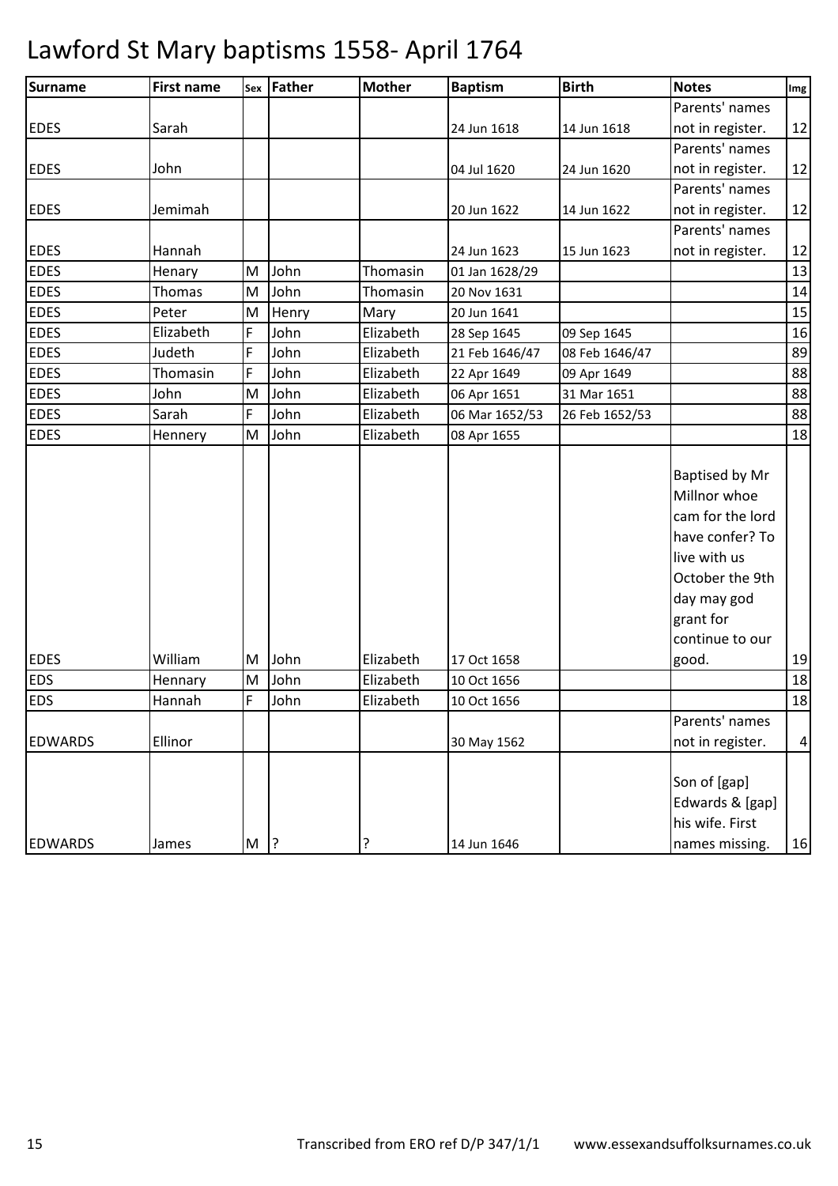# Lawford St Mary baptisms 1558- April 1764

| Surname | First name | Sex | Father | Mother | Baptism | Birth | Notes | Img |
|---|---|---|---|---|---|---|---|---|
| EDES | Sarah | | | | 24 Jun 1618 | 14 Jun 1618 | Parents' names not in register. | 12 |
| EDES | John | | | | 04 Jul 1620 | 24 Jun 1620 | Parents' names not in register. | 12 |
| EDES | Jemimah | | | | 20 Jun 1622 | 14 Jun 1622 | Parents' names not in register. | 12 |
| EDES | Hannah | | | | 24 Jun 1623 | 15 Jun 1623 | Parents' names not in register. | 12 |
| EDES | Henary | M | John | Thomasin | 01 Jan 1628/29 | | | 13 |
| EDES | Thomas | M | John | Thomasin | 20 Nov 1631 | | | 14 |
| EDES | Peter | M | Henry | Mary | 20 Jun 1641 | | | 15 |
| EDES | Elizabeth | F | John | Elizabeth | 28 Sep 1645 | 09 Sep 1645 | | 16 |
| EDES | Judeth | F | John | Elizabeth | 21 Feb 1646/47 | 08 Feb 1646/47 | | 89 |
| EDES | Thomasin | F | John | Elizabeth | 22 Apr 1649 | 09 Apr 1649 | | 88 |
| EDES | John | M | John | Elizabeth | 06 Apr 1651 | 31 Mar 1651 | | 88 |
| EDES | Sarah | F | John | Elizabeth | 06 Mar 1652/53 | 26 Feb 1652/53 | | 88 |
| EDES | Hennery | M | John | Elizabeth | 08 Apr 1655 | | | 18 |
| EDES | William | M | John | Elizabeth | 17 Oct 1658 | | Baptised by Mr Millnor whoe cam for the lord have confer? To live with us October the 9th day may god grant for continue to our good. | 19 |
| EDS | Hennary | M | John | Elizabeth | 10 Oct 1656 | | | 18 |
| EDS | Hannah | F | John | Elizabeth | 10 Oct 1656 | | | 18 |
| EDWARDS | Ellinor | | | | 30 May 1562 | | Parents' names not in register. | 4 |
| EDWARDS | James | M | ? | ? | 14 Jun 1646 | | Son of [gap] Edwards & [gap] his wife. First names missing. | 16 |

Transcribed from ERO ref D/P 347/1/1 www.essexandsuffolksurnames.co.uk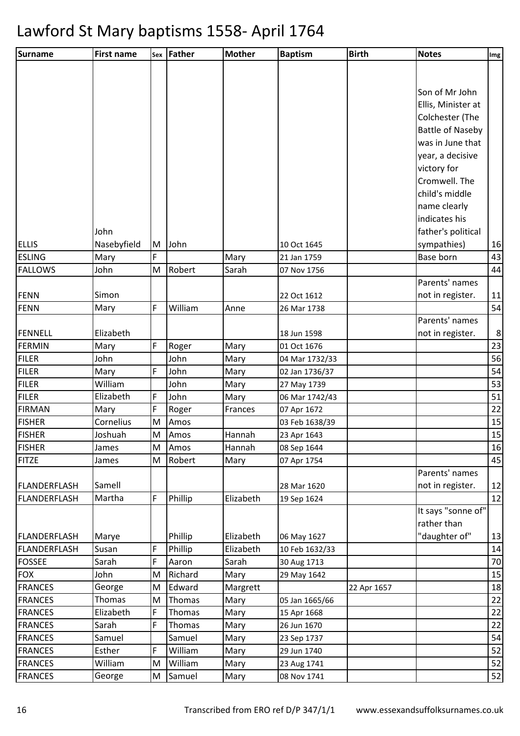# Lawford St Mary baptisms 1558- April 1764

| Surname | First name | Sex | Father | Mother | Baptism | Birth | Notes | Img |
|---|---|---|---|---|---|---|---|---|
| ELLIS | John Nasebyfield | M | John | | 10 Oct 1645 | | Son of Mr John Ellis, Minister at Colchester (The Battle of Naseby was in June that year, a decisive victory for Cromwell. The child's middle name clearly indicates his father's political sympathies) | 16 |
| ESLING | Mary | F | | Mary | 21 Jan 1759 | | Base born | 43 |
| FALLOWS | John | M | Robert | Sarah | 07 Nov 1756 | | | 44 |
| FENN | Simon | | | | 22 Oct 1612 | | Parents' names not in register. | 11 |
| FENN | Mary | F | William | Anne | 26 Mar 1738 | | | 54 |
| FENNELL | Elizabeth | | | | 18 Jun 1598 | | Parents' names not in register. | 8 |
| FERMIN | Mary | F | Roger | Mary | 01 Oct 1676 | | | 23 |
| FILER | John | | John | Mary | 04 Mar 1732/33 | | | 56 |
| FILER | Mary | F | John | Mary | 02 Jan 1736/37 | | | 54 |
| FILER | William | | John | Mary | 27 May 1739 | | | 53 |
| FILER | Elizabeth | F | John | Mary | 06 Mar 1742/43 | | | 51 |
| FIRMAN | Mary | F | Roger | Frances | 07 Apr 1672 | | | 22 |
| FISHER | Cornelius | M | Amos | | 03 Feb 1638/39 | | | 15 |
| FISHER | Joshuah | M | Amos | Hannah | 23 Apr 1643 | | | 15 |
| FISHER | James | M | Amos | Hannah | 08 Sep 1644 | | | 16 |
| FITZE | James | M | Robert | Mary | 07 Apr 1754 | | | 45 |
| FLANDERFLASH | Samell | | | | 28 Mar 1620 | | Parents' names not in register. | 12 |
| FLANDERFLASH | Martha | F | Phillip | Elizabeth | 19 Sep 1624 | | | 12 |
| FLANDERFLASH | Marye | | Phillip | Elizabeth | 06 May 1627 | | It says "sonne of" rather than "daughter of" | 13 |
| FLANDERFLASH | Susan | F | Phillip | Elizabeth | 10 Feb 1632/33 | | | 14 |
| FOSSEE | Sarah | F | Aaron | Sarah | 30 Aug 1713 | | | 70 |
| FOX | John | M | Richard | Mary | 29 May 1642 | | | 15 |
| FRANCES | George | M | Edward | Margrett | | 22 Apr 1657 | | 18 |
| FRANCES | Thomas | M | Thomas | Mary | 05 Jan 1665/66 | | | 22 |
| FRANCES | Elizabeth | F | Thomas | Mary | 15 Apr 1668 | | | 22 |
| FRANCES | Sarah | F | Thomas | Mary | 26 Jun 1670 | | | 22 |
| FRANCES | Samuel | | Samuel | Mary | 23 Sep 1737 | | | 54 |
| FRANCES | Esther | F | William | Mary | 29 Jun 1740 | | | 52 |
| FRANCES | William | M | William | Mary | 23 Aug 1741 | | | 52 |
| FRANCES | George | M | Samuel | Mary | 08 Nov 1741 | | | 52 |

Transcribed from ERO ref D/P 347/1/1 www.essexandsuffolksurnames.co.uk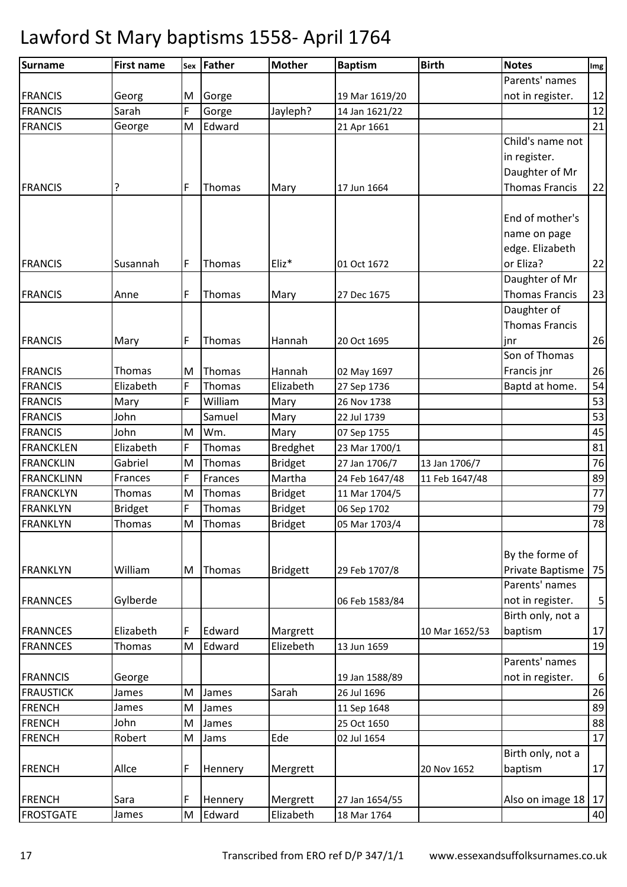# Lawford St Mary baptisms 1558- April 1764

| Surname | First name | Sex | Father | Mother | Baptism | Birth | Notes | Img |
|---|---|---|---|---|---|---|---|---|
| FRANCIS | Georg | M | Gorge | | 19 Mar 1619/20 | | Parents' names not in register. | 12 |
| FRANCIS | Sarah | F | Gorge | Jayleph? | 14 Jan 1621/22 | | | 12 |
| FRANCIS | George | M | Edward | | 21 Apr 1661 | | | 21 |
| FRANCIS | ? | F | Thomas | Mary | 17 Jun 1664 | | Child's name not in register. Daughter of Mr Thomas Francis | 22 |
| FRANCIS | Susannah | F | Thomas | Eliz* | 01 Oct 1672 | | End of mother's name on page edge. Elizabeth or Eliza? | 22 |
| FRANCIS | Anne | F | Thomas | Mary | 27 Dec 1675 | | Daughter of Mr Thomas Francis | 23 |
| FRANCIS | Mary | F | Thomas | Hannah | 20 Oct 1695 | | Daughter of Thomas Francis jnr | 26 |
| FRANCIS | Thomas | M | Thomas | Hannah | 02 May 1697 | | Son of Thomas Francis jnr | 26 |
| FRANCIS | Elizabeth | F | Thomas | Elizabeth | 27 Sep 1736 | | Baptd at home. | 54 |
| FRANCIS | Mary | F | William | Mary | 26 Nov 1738 | | | 53 |
| FRANCIS | John | | Samuel | Mary | 22 Jul 1739 | | | 53 |
| FRANCIS | John | M | Wm. | Mary | 07 Sep 1755 | | | 45 |
| FRANCKLEN | Elizabeth | F | Thomas | Bredghet | 23 Mar 1700/1 | | | 81 |
| FRANCKLIN | Gabriel | M | Thomas | Bridget | 27 Jan 1706/7 | 13 Jan 1706/7 | | 76 |
| FRANCKLINN | Frances | F | Frances | Martha | 24 Feb 1647/48 | 11 Feb 1647/48 | | 89 |
| FRANCKLYN | Thomas | M | Thomas | Bridget | 11 Mar 1704/5 | | | 77 |
| FRANKLYN | Bridget | F | Thomas | Bridget | 06 Sep 1702 | | | 79 |
| FRANKLYN | Thomas | M | Thomas | Bridget | 05 Mar 1703/4 | | | 78 |
| FRANKLYN | William | M | Thomas | Bridgett | 29 Feb 1707/8 | | By the forme of Private Baptisme | 75 |
| FRANNCES | Gylberde | | | | 06 Feb 1583/84 | | Parents' names not in register. | 5 |
| FRANNCES | Elizabeth | F | Edward | Margrett | | 10 Mar 1652/53 | Birth only, not a baptism | 17 |
| FRANNCES | Thomas | M | Edward | Elizebeth | 13 Jun 1659 | | | 19 |
| FRANNCIS | George | | | | 19 Jan 1588/89 | | Parents' names not in register. | 6 |
| FRAUSTICK | James | M | James | Sarah | 26 Jul 1696 | | | 26 |
| FRENCH | James | M | James | | 11 Sep 1648 | | | 89 |
| FRENCH | John | M | James | | 25 Oct 1650 | | | 88 |
| FRENCH | Robert | M | Jams | Ede | 02 Jul 1654 | | | 17 |
| FRENCH | Allce | F | Hennery | Mergrett | | 20 Nov 1652 | Birth only, not a baptism | 17 |
| FRENCH | Sara | F | Hennery | Mergrett | 27 Jan 1654/55 | | Also on image 18 | 17 |
| FROSTGATE | James | M | Edward | Elizabeth | 18 Mar 1764 | | | 40 |

Transcribed from ERO ref D/P 347/1/1 www.essexandsuffolksurnames.co.uk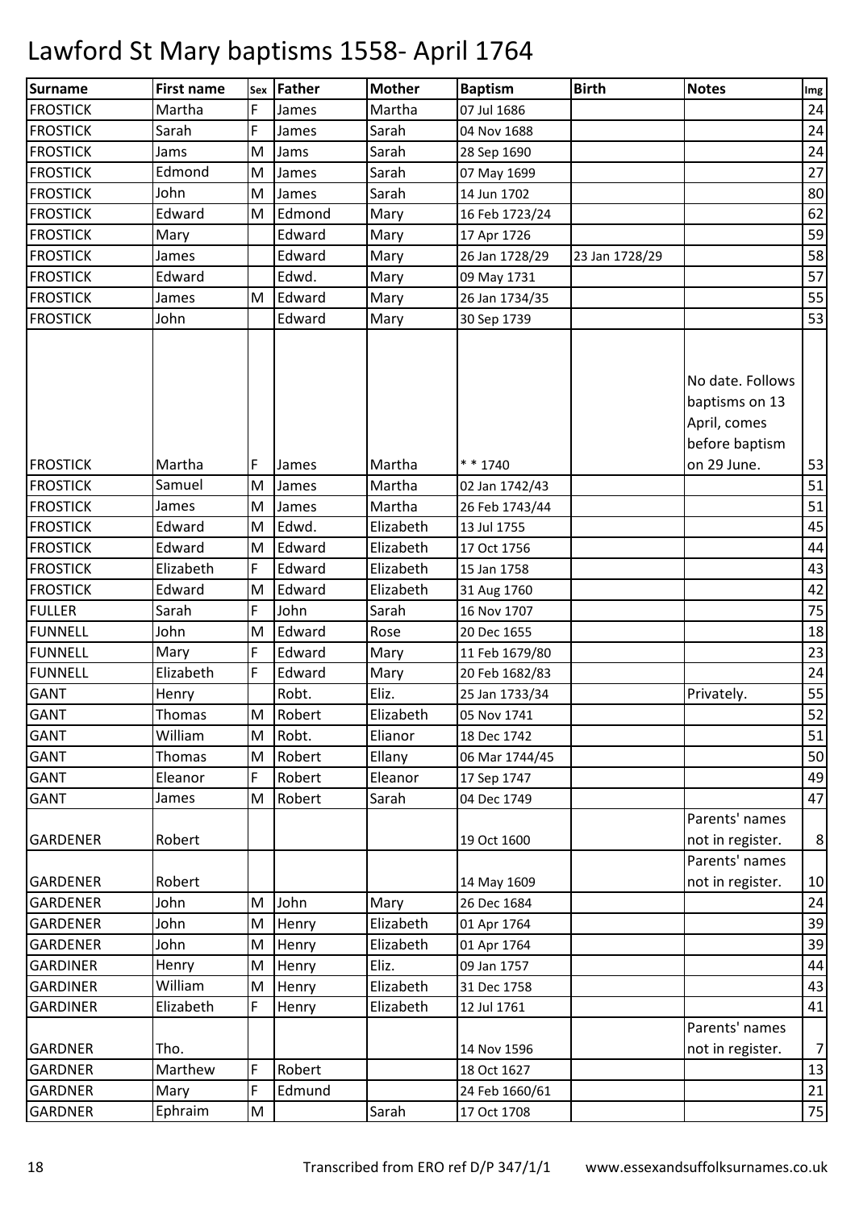# Lawford St Mary baptisms 1558- April 1764

| Surname | First name | Sex | Father | Mother | Baptism | Birth | Notes | Img |
|---|---|---|---|---|---|---|---|---|
| FROSTICK | Martha | F | James | Martha | 07 Jul 1686 | | | 24 |
| FROSTICK | Sarah | F | James | Sarah | 04 Nov 1688 | | | 24 |
| FROSTICK | Jams | M | Jams | Sarah | 28 Sep 1690 | | | 24 |
| FROSTICK | Edmond | M | James | Sarah | 07 May 1699 | | | 27 |
| FROSTICK | John | M | James | Sarah | 14 Jun 1702 | | | 80 |
| FROSTICK | Edward | M | Edmond | Mary | 16 Feb 1723/24 | | | 62 |
| FROSTICK | Mary | | Edward | Mary | 17 Apr 1726 | | | 59 |
| FROSTICK | James | | Edward | Mary | 26 Jan 1728/29 | 23 Jan 1728/29 | | 58 |
| FROSTICK | Edward | | Edwd. | Mary | 09 May 1731 | | | 57 |
| FROSTICK | James | M | Edward | Mary | 26 Jan 1734/35 | | | 55 |
| FROSTICK | John | | Edward | Mary | 30 Sep 1739 | | | 53 |
| FROSTICK | Martha | F | James | Martha | * * 1740 | | No date. Follows baptisms on 13 April, comes before baptism on 29 June. | 53 |
| FROSTICK | Samuel | M | James | Martha | 02 Jan 1742/43 | | | 51 |
| FROSTICK | James | M | James | Martha | 26 Feb 1743/44 | | | 51 |
| FROSTICK | Edward | M | Edwd. | Elizabeth | 13 Jul 1755 | | | 45 |
| FROSTICK | Edward | M | Edward | Elizabeth | 17 Oct 1756 | | | 44 |
| FROSTICK | Elizabeth | F | Edward | Elizabeth | 15 Jan 1758 | | | 43 |
| FROSTICK | Edward | M | Edward | Elizabeth | 31 Aug 1760 | | | 42 |
| FULLER | Sarah | F | John | Sarah | 16 Nov 1707 | | | 75 |
| FUNNELL | John | M | Edward | Rose | 20 Dec 1655 | | | 18 |
| FUNNELL | Mary | F | Edward | Mary | 11 Feb 1679/80 | | | 23 |
| FUNNELL | Elizabeth | F | Edward | Mary | 20 Feb 1682/83 | | | 24 |
| GANT | Henry | | Robt. | Eliz. | 25 Jan 1733/34 | | Privately. | 55 |
| GANT | Thomas | M | Robert | Elizabeth | 05 Nov 1741 | | | 52 |
| GANT | William | M | Robt. | Elianor | 18 Dec 1742 | | | 51 |
| GANT | Thomas | M | Robert | Ellany | 06 Mar 1744/45 | | | 50 |
| GANT | Eleanor | F | Robert | Eleanor | 17 Sep 1747 | | | 49 |
| GANT | James | M | Robert | Sarah | 04 Dec 1749 | | | 47 |
| GARDENER | Robert | | | | 19 Oct 1600 | | Parents' names not in register. | 8 |
| GARDENER | Robert | | | | 14 May 1609 | | Parents' names not in register. | 10 |
| GARDENER | John | M | John | Mary | 26 Dec 1684 | | | 24 |
| GARDENER | John | M | Henry | Elizabeth | 01 Apr 1764 | | | 39 |
| GARDENER | John | M | Henry | Elizabeth | 01 Apr 1764 | | | 39 |
| GARDINER | Henry | M | Henry | Eliz. | 09 Jan 1757 | | | 44 |
| GARDINER | William | M | Henry | Elizabeth | 31 Dec 1758 | | | 43 |
| GARDINER | Elizabeth | F | Henry | Elizabeth | 12 Jul 1761 | | | 41 |
| GARDNER | Tho. | | | | 14 Nov 1596 | | Parents' names not in register. | 7 |
| GARDNER | Marthew | F | Robert | | 18 Oct 1627 | | | 13 |
| GARDNER | Mary | F | Edmund | | 24 Feb 1660/61 | | | 21 |
| GARDNER | Ephraim | M | | Sarah | 17 Oct 1708 | | | 75 |

Transcribed from ERO ref D/P 347/1/1 www.essexandsuffolksurnames.co.uk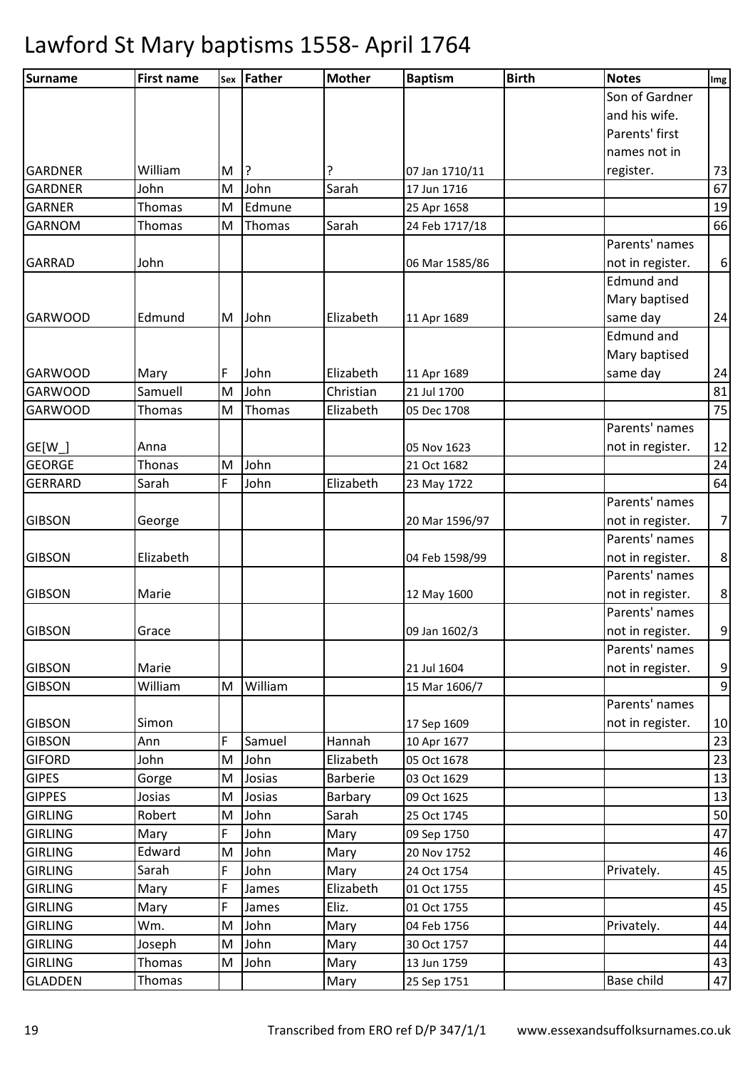# Lawford St Mary baptisms 1558- April 1764

| Surname | First name | Sex | Father | Mother | Baptism | Birth | Notes | Img |
|---|---|---|---|---|---|---|---|---|
| GARDNER | William | M | ? | ? | 07 Jan 1710/11 | | Son of Gardner and his wife. Parents' first names not in register. | 73 |
| GARDNER | John | M | John | Sarah | 17 Jun 1716 | | | 67 |
| GARNER | Thomas | M | Edmune | | 25 Apr 1658 | | | 19 |
| GARNOM | Thomas | M | Thomas | Sarah | 24 Feb 1717/18 | | | 66 |
| GARRAD | John | | | | 06 Mar 1585/86 | | Parents' names not in register. | 6 |
| GARWOOD | Edmund | M | John | Elizabeth | 11 Apr 1689 | | Edmund and Mary baptised same day | 24 |
| GARWOOD | Mary | F | John | Elizabeth | 11 Apr 1689 | | Edmund and Mary baptised same day | 24 |
| GARWOOD | Samuell | M | John | Christian | 21 Jul 1700 | | | 81 |
| GARWOOD | Thomas | M | Thomas | Elizabeth | 05 Dec 1708 | | | 75 |
| GE[W_] | Anna | | | | 05 Nov 1623 | | Parents' names not in register. | 12 |
| GEORGE | Thonas | M | John | | 21 Oct 1682 | | | 24 |
| GERRARD | Sarah | F | John | Elizabeth | 23 May 1722 | | | 64 |
| GIBSON | George | | | | 20 Mar 1596/97 | | Parents' names not in register. | 7 |
| GIBSON | Elizabeth | | | | 04 Feb 1598/99 | | Parents' names not in register. | 8 |
| GIBSON | Marie | | | | 12 May 1600 | | Parents' names not in register. | 8 |
| GIBSON | Grace | | | | 09 Jan 1602/3 | | Parents' names not in register. | 9 |
| GIBSON | Marie | | | | 21 Jul 1604 | | Parents' names not in register. | 9 |
| GIBSON | William | M | William | | 15 Mar 1606/7 | | | 9 |
| GIBSON | Simon | | | | 17 Sep 1609 | | Parents' names not in register. | 10 |
| GIBSON | Ann | F | Samuel | Hannah | 10 Apr 1677 | | | 23 |
| GIFORD | John | M | John | Elizabeth | 05 Oct 1678 | | | 23 |
| GIPES | Gorge | M | Josias | Barberie | 03 Oct 1629 | | | 13 |
| GIPPES | Josias | M | Josias | Barbary | 09 Oct 1625 | | | 13 |
| GIRLING | Robert | M | John | Sarah | 25 Oct 1745 | | | 50 |
| GIRLING | Mary | F | John | Mary | 09 Sep 1750 | | | 47 |
| GIRLING | Edward | M | John | Mary | 20 Nov 1752 | | | 46 |
| GIRLING | Sarah | F | John | Mary | 24 Oct 1754 | | Privately. | 45 |
| GIRLING | Mary | F | James | Elizabeth | 01 Oct 1755 | | | 45 |
| GIRLING | Mary | F | James | Eliz. | 01 Oct 1755 | | | 45 |
| GIRLING | Wm. | M | John | Mary | 04 Feb 1756 | | Privately. | 44 |
| GIRLING | Joseph | M | John | Mary | 30 Oct 1757 | | | 44 |
| GIRLING | Thomas | M | John | Mary | 13 Jun 1759 | | | 43 |
| GLADDEN | Thomas | | | Mary | 25 Sep 1751 | | Base child | 47 |

Transcribed from ERO ref D/P 347/1/1 www.essexandsuffolksurnames.co.uk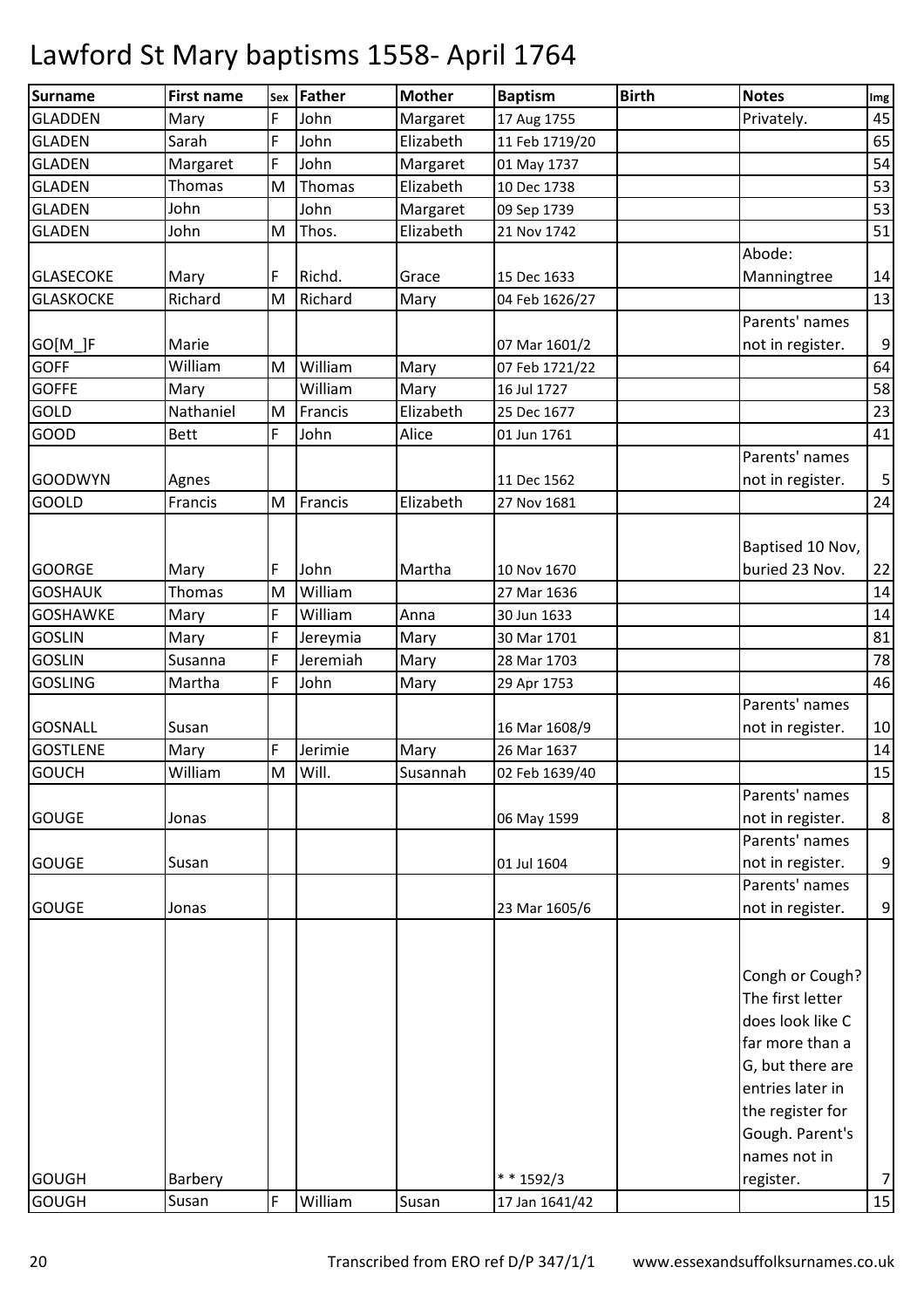# Lawford St Mary baptisms 1558- April 1764

| Surname | First name | Sex | Father | Mother | Baptism | Birth | Notes | Img |
|---|---|---|---|---|---|---|---|---|
| GLADDEN | Mary | F | John | Margaret | 17 Aug 1755 | | Privately. | 45 |
| GLADEN | Sarah | F | John | Elizabeth | 11 Feb 1719/20 | | | 65 |
| GLADEN | Margaret | F | John | Margaret | 01 May 1737 | | | 54 |
| GLADEN | Thomas | M | Thomas | Elizabeth | 10 Dec 1738 | | | 53 |
| GLADEN | John | | John | Margaret | 09 Sep 1739 | | | 53 |
| GLADEN | John | M | Thos. | Elizabeth | 21 Nov 1742 | | | 51 |
| GLASECOKE | Mary | F | Richd. | Grace | 15 Dec 1633 | | Abode: Manningtree | 14 |
| GLASKOCKE | Richard | M | Richard | Mary | 04 Feb 1626/27 | | | 13 |
| GO[M_]F | Marie | | | | 07 Mar 1601/2 | | Parents' names not in register. | 9 |
| GOFF | William | M | William | Mary | 07 Feb 1721/22 | | | 64 |
| GOFFE | Mary | | William | Mary | 16 Jul 1727 | | | 58 |
| GOLD | Nathaniel | M | Francis | Elizabeth | 25 Dec 1677 | | | 23 |
| GOOD | Bett | F | John | Alice | 01 Jun 1761 | | | 41 |
| GOODWYN | Agnes | | | | 11 Dec 1562 | | Parents' names not in register. | 5 |
| GOOLD | Francis | M | Francis | Elizabeth | 27 Nov 1681 | | | 24 |
| GOORGE | Mary | F | John | Martha | 10 Nov 1670 | | Baptised 10 Nov, buried 23 Nov. | 22 |
| GOSHAUK | Thomas | M | William | | 27 Mar 1636 | | | 14 |
| GOSHAWKE | Mary | F | William | Anna | 30 Jun 1633 | | | 14 |
| GOSLIN | Mary | F | Jereymia | Mary | 30 Mar 1701 | | | 81 |
| GOSLIN | Susanna | F | Jeremiah | Mary | 28 Mar 1703 | | | 78 |
| GOSLING | Martha | F | John | Mary | 29 Apr 1753 | | | 46 |
| GOSNALL | Susan | | | | 16 Mar 1608/9 | | Parents' names not in register. | 10 |
| GOSTLENE | Mary | F | Jerimie | Mary | 26 Mar 1637 | | | 14 |
| GOUCH | William | M | Will. | Susannah | 02 Feb 1639/40 | | | 15 |
| GOUGE | Jonas | | | | 06 May 1599 | | Parents' names not in register. | 8 |
| GOUGE | Susan | | | | 01 Jul 1604 | | Parents' names not in register. | 9 |
| GOUGE | Jonas | | | | 23 Mar 1605/6 | | Parents' names not in register. | 9 |
| GOUGH | Barbery | | | | * * 1592/3 | | Congh or Cough? The first letter does look like C far more than a G, but there are entries later in the register for Gough. Parent's names not in register. | 7 |
| GOUGH | Susan | F | William | Susan | 17 Jan 1641/42 | | | 15 |

Transcribed from ERO ref D/P 347/1/1 www.essexandsuffolksurnames.co.uk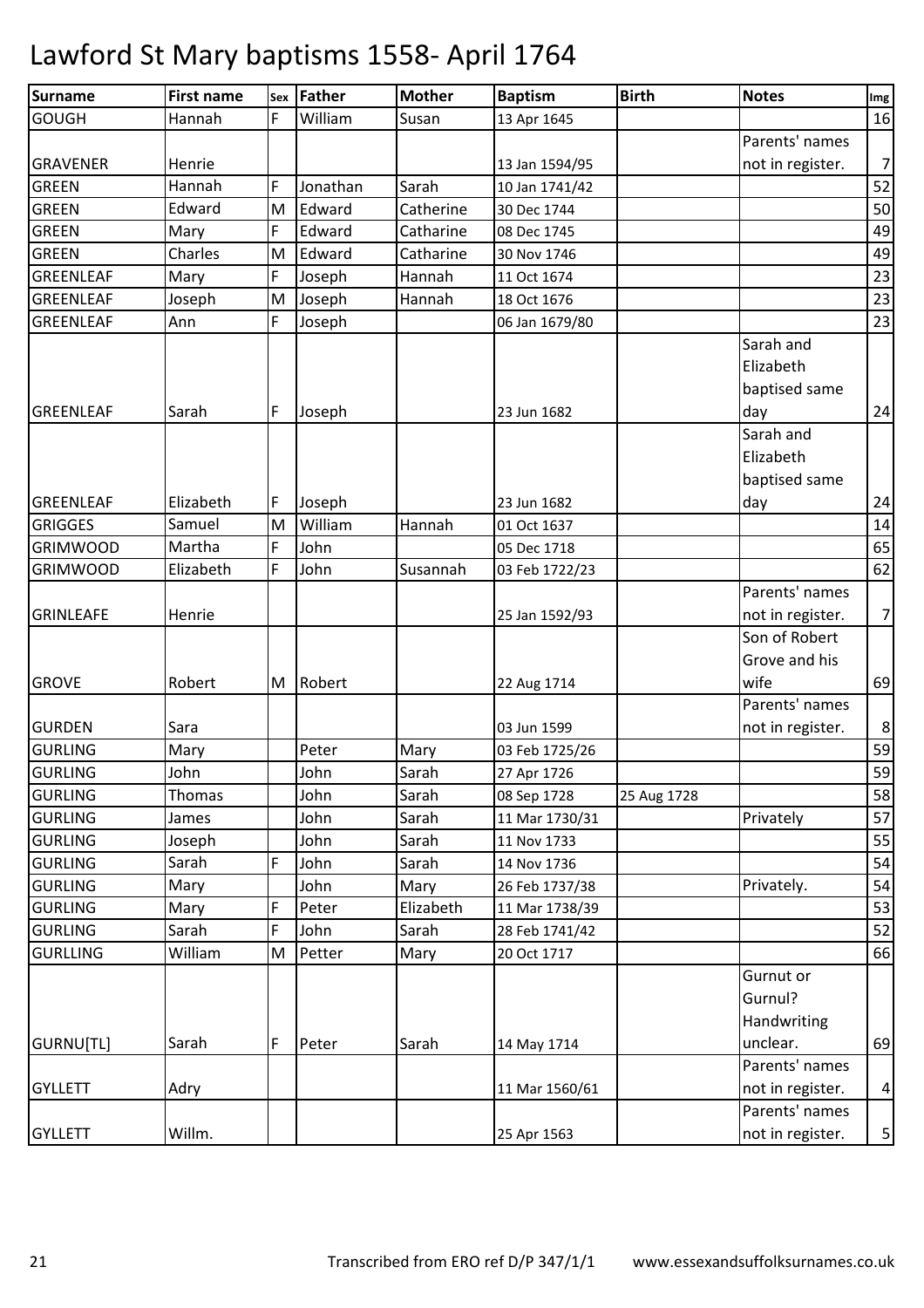# Lawford St Mary baptisms 1558- April 1764

| Surname | First name | Sex | Father | Mother | Baptism | Birth | Notes | Img |
|---|---|---|---|---|---|---|---|---|
| GOUGH | Hannah | F | William | Susan | 13 Apr 1645 | | | 16 |
| GRAVENER | Henrie | | | | 13 Jan 1594/95 | | Parents' names not in register. | 7 |
| GREEN | Hannah | F | Jonathan | Sarah | 10 Jan 1741/42 | | | 52 |
| GREEN | Edward | M | Edward | Catherine | 30 Dec 1744 | | | 50 |
| GREEN | Mary | F | Edward | Catharine | 08 Dec 1745 | | | 49 |
| GREEN | Charles | M | Edward | Catharine | 30 Nov 1746 | | | 49 |
| GREENLEAF | Mary | F | Joseph | Hannah | 11 Oct 1674 | | | 23 |
| GREENLEAF | Joseph | M | Joseph | Hannah | 18 Oct 1676 | | | 23 |
| GREENLEAF | Ann | F | Joseph | | 06 Jan 1679/80 | | | 23 |
| GREENLEAF | Sarah | F | Joseph | | 23 Jun 1682 | | Sarah and Elizabeth baptised same day | 24 |
| GREENLEAF | Elizabeth | F | Joseph | | 23 Jun 1682 | | Sarah and Elizabeth baptised same day | 24 |
| GRIGGES | Samuel | M | William | Hannah | 01 Oct 1637 | | | 14 |
| GRIMWOOD | Martha | F | John | | 05 Dec 1718 | | | 65 |
| GRIMWOOD | Elizabeth | F | John | Susannah | 03 Feb 1722/23 | | | 62 |
| GRINLEAFE | Henrie | | | | 25 Jan 1592/93 | | Parents' names not in register. | 7 |
| GROVE | Robert | M | Robert | | 22 Aug 1714 | | Son of Robert Grove and his wife | 69 |
| GURDEN | Sara | | | | 03 Jun 1599 | | Parents' names not in register. | 8 |
| GURLING | Mary | | Peter | Mary | 03 Feb 1725/26 | | | 59 |
| GURLING | John | | John | Sarah | 27 Apr 1726 | | | 59 |
| GURLING | Thomas | | John | Sarah | 08 Sep 1728 | 25 Aug 1728 | | 58 |
| GURLING | James | | John | Sarah | 11 Mar 1730/31 | | Privately | 57 |
| GURLING | Joseph | | John | Sarah | 11 Nov 1733 | | | 55 |
| GURLING | Sarah | F | John | Sarah | 14 Nov 1736 | | | 54 |
| GURLING | Mary | | John | Mary | 26 Feb 1737/38 | | Privately. | 54 |
| GURLING | Mary | F | Peter | Elizabeth | 11 Mar 1738/39 | | | 53 |
| GURLING | Sarah | F | John | Sarah | 28 Feb 1741/42 | | | 52 |
| GURLLING | William | M | Petter | Mary | 20 Oct 1717 | | | 66 |
| GURNU[TL] | Sarah | F | Peter | Sarah | 14 May 1714 | | Gurnut or Gurnul? Handwriting unclear. | 69 |
| GYLLETT | Adry | | | | 11 Mar 1560/61 | | Parents' names not in register. | 4 |
| GYLLETT | Willm. | | | | 25 Apr 1563 | | Parents' names not in register. | 5 |

Transcribed from ERO ref D/P 347/1/1 www.essexandsuffolksurnames.co.uk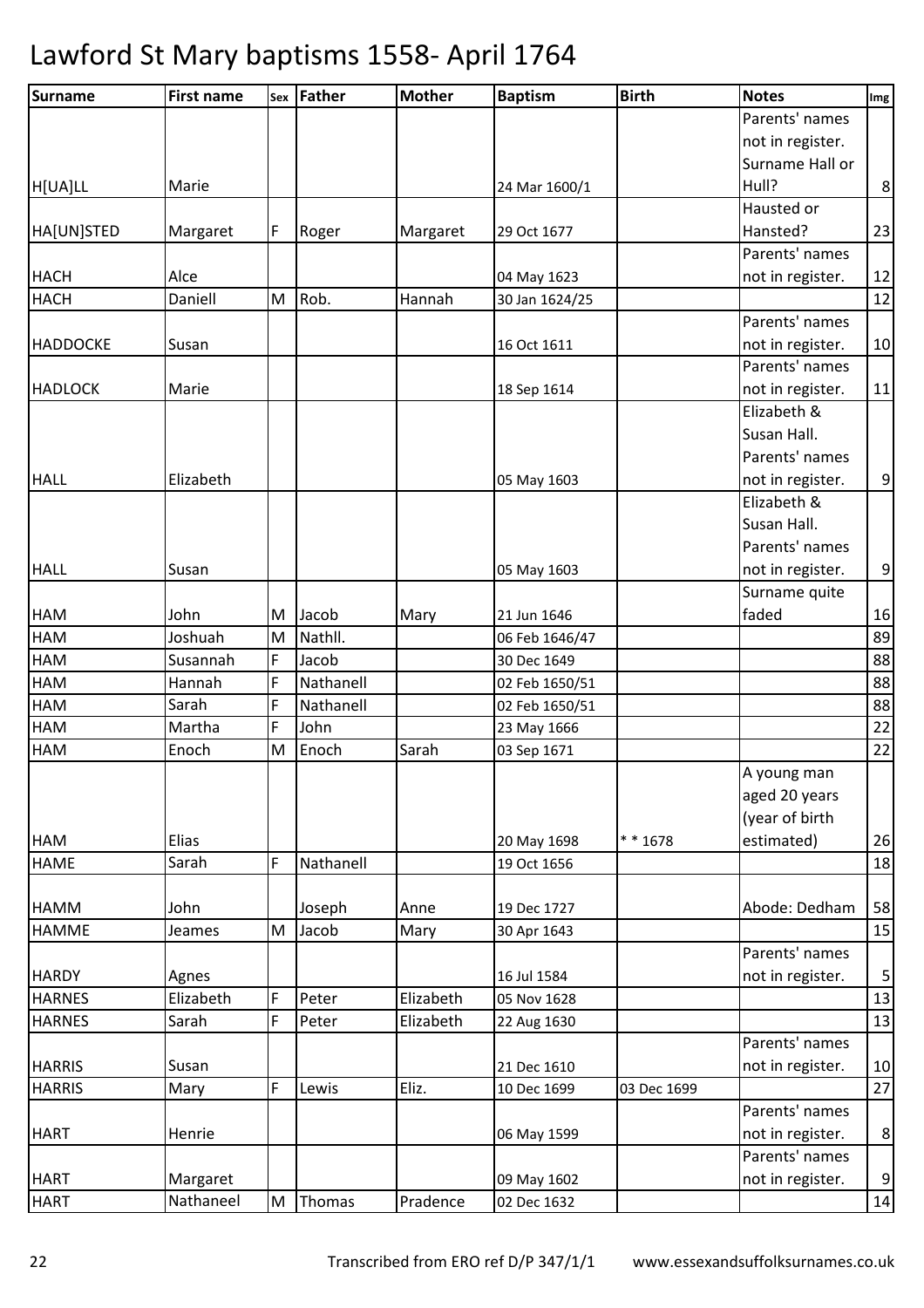# Lawford St Mary baptisms 1558- April 1764

| Surname | First name | Sex | Father | Mother | Baptism | Birth | Notes | Img |
|---|---|---|---|---|---|---|---|---|
| H[UA]LL | Marie | | | | 24 Mar 1600/1 | | Parents' names not in register. Surname Hall or Hull? | 8 |
| HA[UN]STED | Margaret | F | Roger | Margaret | 29 Oct 1677 | | Hausted or Hansted? | 23 |
| HACH | Alce | | | | 04 May 1623 | | Parents' names not in register. | 12 |
| HACH | Daniell | M | Rob. | Hannah | 30 Jan 1624/25 | | | 12 |
| HADDOCKE | Susan | | | | 16 Oct 1611 | | Parents' names not in register. | 10 |
| HADLOCK | Marie | | | | 18 Sep 1614 | | Parents' names not in register. | 11 |
| HALL | Elizabeth | | | | 05 May 1603 | | Elizabeth & Susan Hall. Parents' names not in register. | 9 |
| HALL | Susan | | | | 05 May 1603 | | Elizabeth & Susan Hall. Parents' names not in register. | 9 |
| HAM | John | M | Jacob | Mary | 21 Jun 1646 | | Surname quite faded | 16 |
| HAM | Joshuah | M | Nathll. | | 06 Feb 1646/47 | | | 89 |
| HAM | Susannah | F | Jacob | | 30 Dec 1649 | | | 88 |
| HAM | Hannah | F | Nathanell | | 02 Feb 1650/51 | | | 88 |
| HAM | Sarah | F | Nathanell | | 02 Feb 1650/51 | | | 88 |
| HAM | Martha | F | John | | 23 May 1666 | | | 22 |
| HAM | Enoch | M | Enoch | Sarah | 03 Sep 1671 | | | 22 |
| HAM | Elias | | | | 20 May 1698 | * * 1678 | A young man aged 20 years (year of birth estimated) | 26 |
| HAME | Sarah | F | Nathanell | | 19 Oct 1656 | | | 18 |
| HAMM | John | | Joseph | Anne | 19 Dec 1727 | | Abode: Dedham | 58 |
| HAMME | Jeames | M | Jacob | Mary | 30 Apr 1643 | | | 15 |
| HARDY | Agnes | | | | 16 Jul 1584 | | Parents' names not in register. | 5 |
| HARNES | Elizabeth | F | Peter | Elizabeth | 05 Nov 1628 | | | 13 |
| HARNES | Sarah | F | Peter | Elizabeth | 22 Aug 1630 | | | 13 |
| HARRIS | Susan | | | | 21 Dec 1610 | | Parents' names not in register. | 10 |
| HARRIS | Mary | F | Lewis | Eliz. | 10 Dec 1699 | 03 Dec 1699 | | 27 |
| HART | Henrie | | | | 06 May 1599 | | Parents' names not in register. | 8 |
| HART | Margaret | | | | 09 May 1602 | | Parents' names not in register. | 9 |
| HART | Nathaneel | M | Thomas | Pradence | 02 Dec 1632 | | | 14 |

Transcribed from ERO ref D/P 347/1/1 www.essexandsuffolksurnames.co.uk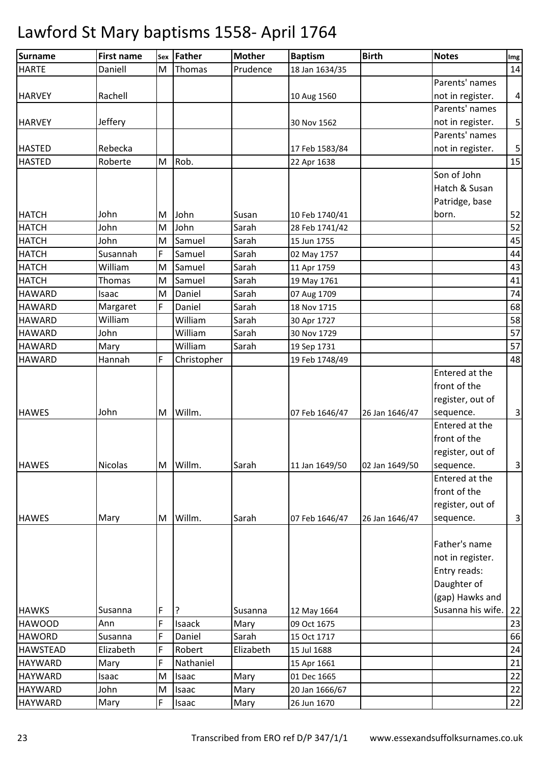# Lawford St Mary baptisms 1558- April 1764

| Surname | First name | Sex | Father | Mother | Baptism | Birth | Notes | Img |
|---|---|---|---|---|---|---|---|---|
| HARTE | Daniell | M | Thomas | Prudence | 18 Jan 1634/35 | | | 14 |
| HARVEY | Rachell | | | | 10 Aug 1560 | | Parents' names not in register. | 4 |
| HARVEY | Jeffery | | | | 30 Nov 1562 | | Parents' names not in register. | 5 |
| HASTED | Rebecka | | | | 17 Feb 1583/84 | | Parents' names not in register. | 5 |
| HASTED | Roberte | M | Rob. | | 22 Apr 1638 | | | 15 |
| HATCH | John | M | John | Susan | 10 Feb 1740/41 | | Son of John Hatch & Susan Patridge, base born. | 52 |
| HATCH | John | M | John | Sarah | 28 Feb 1741/42 | | | 52 |
| HATCH | John | M | Samuel | Sarah | 15 Jun 1755 | | | 45 |
| HATCH | Susannah | F | Samuel | Sarah | 02 May 1757 | | | 44 |
| HATCH | William | M | Samuel | Sarah | 11 Apr 1759 | | | 43 |
| HATCH | Thomas | M | Samuel | Sarah | 19 May 1761 | | | 41 |
| HAWARD | Isaac | M | Daniel | Sarah | 07 Aug 1709 | | | 74 |
| HAWARD | Margaret | F | Daniel | Sarah | 18 Nov 1715 | | | 68 |
| HAWARD | William | | William | Sarah | 30 Apr 1727 | | | 58 |
| HAWARD | John | | William | Sarah | 30 Nov 1729 | | | 57 |
| HAWARD | Mary | | William | Sarah | 19 Sep 1731 | | | 57 |
| HAWARD | Hannah | F | Christopher | | 19 Feb 1748/49 | | | 48 |
| HAWES | John | M | Willm. | | 07 Feb 1646/47 | 26 Jan 1646/47 | Entered at the front of the register, out of sequence. | 3 |
| HAWES | Nicolas | M | Willm. | Sarah | 11 Jan 1649/50 | 02 Jan 1649/50 | Entered at the front of the register, out of sequence. | 3 |
| HAWES | Mary | M | Willm. | Sarah | 07 Feb 1646/47 | 26 Jan 1646/47 | Entered at the front of the register, out of sequence. | 3 |
| HAWKS | Susanna | F | ? | Susanna | 12 May 1664 | | Father's name not in register. Entry reads: Daughter of (gap) Hawks and Susanna his wife. | 22 |
| HAWOOD | Ann | F | Isaack | Mary | 09 Oct 1675 | | | 23 |
| HAWORD | Susanna | F | Daniel | Sarah | 15 Oct 1717 | | | 66 |
| HAWSTEAD | Elizabeth | F | Robert | Elizabeth | 15 Jul 1688 | | | 24 |
| HAYWARD | Mary | F | Nathaniel | | 15 Apr 1661 | | | 21 |
| HAYWARD | Isaac | M | Isaac | Mary | 01 Dec 1665 | | | 22 |
| HAYWARD | John | M | Isaac | Mary | 20 Jan 1666/67 | | | 22 |
| HAYWARD | Mary | F | Isaac | Mary | 26 Jun 1670 | | | 22 |

Transcribed from ERO ref D/P 347/1/1 www.essexandsuffolksurnames.co.uk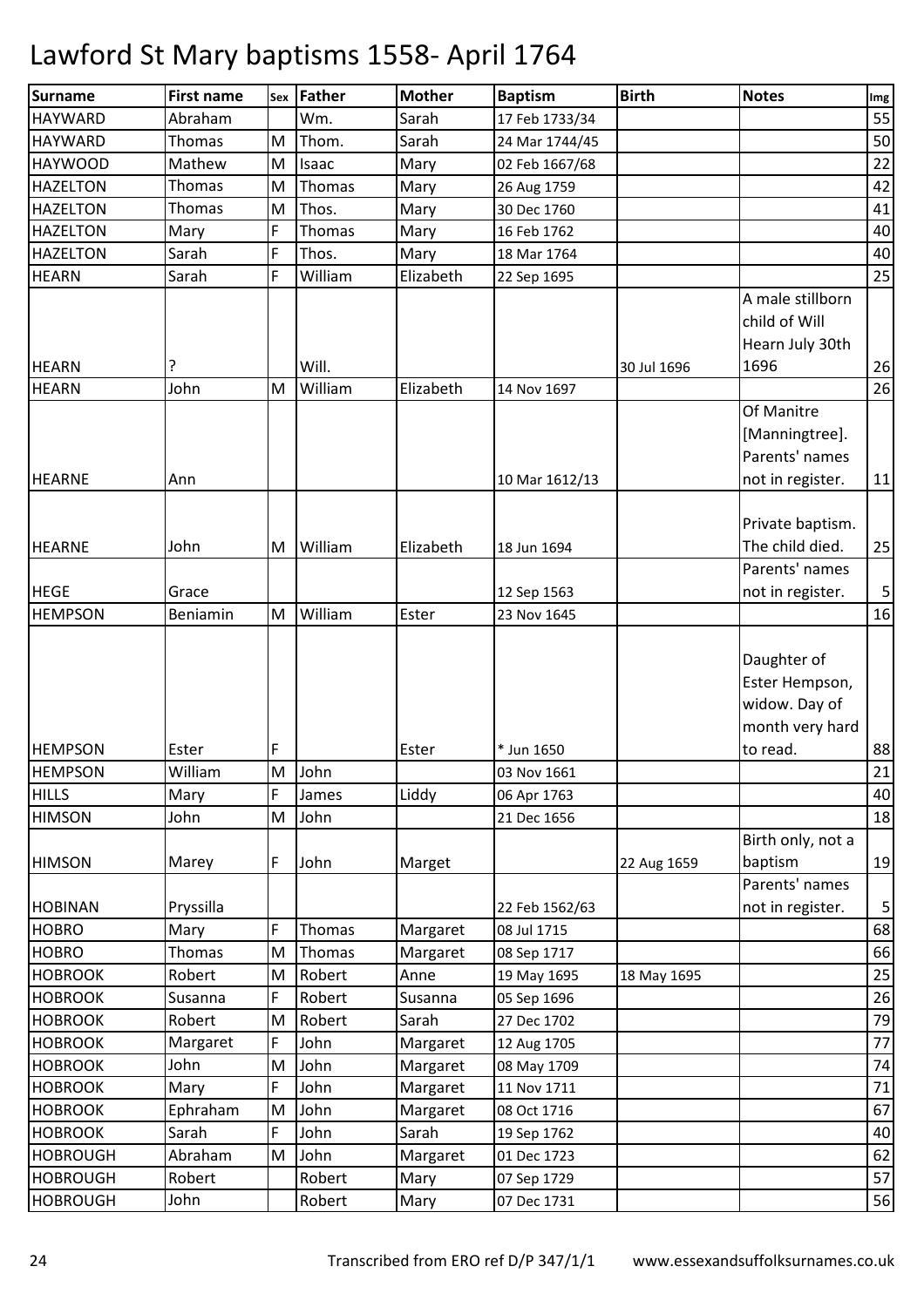# Lawford St Mary baptisms 1558- April 1764

| Surname | First name | Sex | Father | Mother | Baptism | Birth | Notes | Img |
|---|---|---|---|---|---|---|---|---|
| HAYWARD | Abraham | | Wm. | Sarah | 17 Feb 1733/34 | | | 55 |
| HAYWARD | Thomas | M | Thom. | Sarah | 24 Mar 1744/45 | | | 50 |
| HAYWOOD | Mathew | M | Isaac | Mary | 02 Feb 1667/68 | | | 22 |
| HAZELTON | Thomas | M | Thomas | Mary | 26 Aug 1759 | | | 42 |
| HAZELTON | Thomas | M | Thos. | Mary | 30 Dec 1760 | | | 41 |
| HAZELTON | Mary | F | Thomas | Mary | 16 Feb 1762 | | | 40 |
| HAZELTON | Sarah | F | Thos. | Mary | 18 Mar 1764 | | | 40 |
| HEARN | Sarah | F | William | Elizabeth | 22 Sep 1695 | | | 25 |
| HEARN | ? | | Will. | | | 30 Jul 1696 | A male stillborn child of Will Hearn July 30th 1696 | 26 |
| HEARN | John | M | William | Elizabeth | 14 Nov 1697 | | | 26 |
| HEARNE | Ann | | | | 10 Mar 1612/13 | | Of Manitre [Manningtree]. Parents' names not in register. | 11 |
| HEARNE | John | M | William | Elizabeth | 18 Jun 1694 | | Private baptism. The child died. | 25 |
| HEGE | Grace | | | | 12 Sep 1563 | | Parents' names not in register. | 5 |
| HEMPSON | Beniamin | M | William | Ester | 23 Nov 1645 | | | 16 |
| HEMPSON | Ester | F | | Ester | * Jun 1650 | | Daughter of Ester Hempson, widow. Day of month very hard to read. | 88 |
| HEMPSON | William | M | John | | 03 Nov 1661 | | | 21 |
| HILLS | Mary | F | James | Liddy | 06 Apr 1763 | | | 40 |
| HIMSON | John | M | John | | 21 Dec 1656 | | | 18 |
| HIMSON | Marey | F | John | Marget | | 22 Aug 1659 | Birth only, not a baptism | 19 |
| HOBINAN | Pryssilla | | | | 22 Feb 1562/63 | | Parents' names not in register. | 5 |
| HOBRO | Mary | F | Thomas | Margaret | 08 Jul 1715 | | | 68 |
| HOBRO | Thomas | M | Thomas | Margaret | 08 Sep 1717 | | | 66 |
| HOBROOK | Robert | M | Robert | Anne | 19 May 1695 | 18 May 1695 | | 25 |
| HOBROOK | Susanna | F | Robert | Susanna | 05 Sep 1696 | | | 26 |
| HOBROOK | Robert | M | Robert | Sarah | 27 Dec 1702 | | | 79 |
| HOBROOK | Margaret | F | John | Margaret | 12 Aug 1705 | | | 77 |
| HOBROOK | John | M | John | Margaret | 08 May 1709 | | | 74 |
| HOBROOK | Mary | F | John | Margaret | 11 Nov 1711 | | | 71 |
| HOBROOK | Ephraham | M | John | Margaret | 08 Oct 1716 | | | 67 |
| HOBROOK | Sarah | F | John | Sarah | 19 Sep 1762 | | | 40 |
| HOBROUGH | Abraham | M | John | Margaret | 01 Dec 1723 | | | 62 |
| HOBROUGH | Robert | | Robert | Mary | 07 Sep 1729 | | | 57 |
| HOBROUGH | John | | Robert | Mary | 07 Dec 1731 | | | 56 |

Transcribed from ERO ref D/P 347/1/1 www.essexandsuffolksurnames.co.uk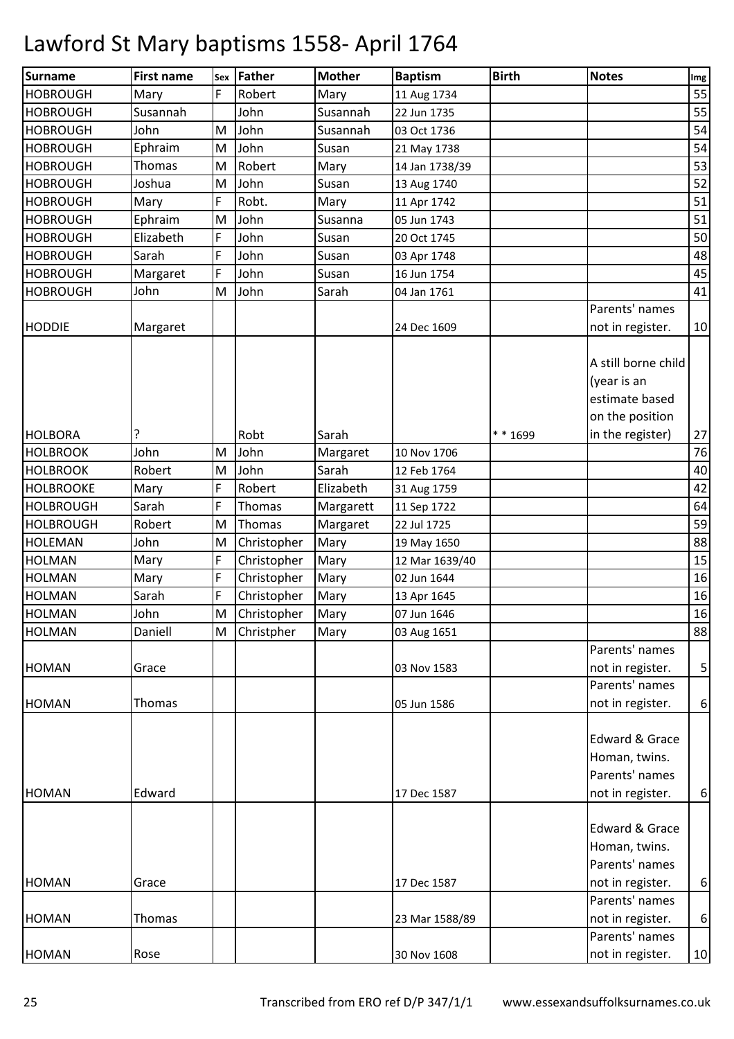# Lawford St Mary baptisms 1558- April 1764

| Surname | First name | Sex | Father | Mother | Baptism | Birth | Notes | Img |
|---|---|---|---|---|---|---|---|---|
| HOBROUGH | Mary | F | Robert | Mary | 11 Aug 1734 | | | 55 |
| HOBROUGH | Susannah | | John | Susannah | 22 Jun 1735 | | | 55 |
| HOBROUGH | John | M | John | Susannah | 03 Oct 1736 | | | 54 |
| HOBROUGH | Ephraim | M | John | Susan | 21 May 1738 | | | 54 |
| HOBROUGH | Thomas | M | Robert | Mary | 14 Jan 1738/39 | | | 53 |
| HOBROUGH | Joshua | M | John | Susan | 13 Aug 1740 | | | 52 |
| HOBROUGH | Mary | F | Robt. | Mary | 11 Apr 1742 | | | 51 |
| HOBROUGH | Ephraim | M | John | Susanna | 05 Jun 1743 | | | 51 |
| HOBROUGH | Elizabeth | F | John | Susan | 20 Oct 1745 | | | 50 |
| HOBROUGH | Sarah | F | John | Susan | 03 Apr 1748 | | | 48 |
| HOBROUGH | Margaret | F | John | Susan | 16 Jun 1754 | | | 45 |
| HOBROUGH | John | M | John | Sarah | 04 Jan 1761 | | | 41 |
| HODDIE | Margaret | | | | 24 Dec 1609 | | Parents' names not in register. | 10 |
| HOLBORA | ? | | Robt | Sarah | | * * 1699 | A still borne child (year is an estimate based on the position in the register) | 27 |
| HOLBROOK | John | M | John | Margaret | 10 Nov 1706 | | | 76 |
| HOLBROOK | Robert | M | John | Sarah | 12 Feb 1764 | | | 40 |
| HOLBROOKE | Mary | F | Robert | Elizabeth | 31 Aug 1759 | | | 42 |
| HOLBROUGH | Sarah | F | Thomas | Margarett | 11 Sep 1722 | | | 64 |
| HOLBROUGH | Robert | M | Thomas | Margaret | 22 Jul 1725 | | | 59 |
| HOLEMAN | John | M | Christopher | Mary | 19 May 1650 | | | 88 |
| HOLMAN | Mary | F | Christopher | Mary | 12 Mar 1639/40 | | | 15 |
| HOLMAN | Mary | F | Christopher | Mary | 02 Jun 1644 | | | 16 |
| HOLMAN | Sarah | F | Christopher | Mary | 13 Apr 1645 | | | 16 |
| HOLMAN | John | M | Christopher | Mary | 07 Jun 1646 | | | 16 |
| HOLMAN | Daniell | M | Christpher | Mary | 03 Aug 1651 | | | 88 |
| HOMAN | Grace | | | | 03 Nov 1583 | | Parents' names not in register. | 5 |
| HOMAN | Thomas | | | | 05 Jun 1586 | | Parents' names not in register. | 6 |
| HOMAN | Edward | | | | 17 Dec 1587 | | Edward & Grace Homan, twins. Parents' names not in register. | 6 |
| HOMAN | Grace | | | | 17 Dec 1587 | | Edward & Grace Homan, twins. Parents' names not in register. | 6 |
| HOMAN | Thomas | | | | 23 Mar 1588/89 | | Parents' names not in register. | 6 |
| HOMAN | Rose | | | | 30 Nov 1608 | | Parents' names not in register. | 10 |

Transcribed from ERO ref D/P 347/1/1 www.essexandsuffolksurnames.co.uk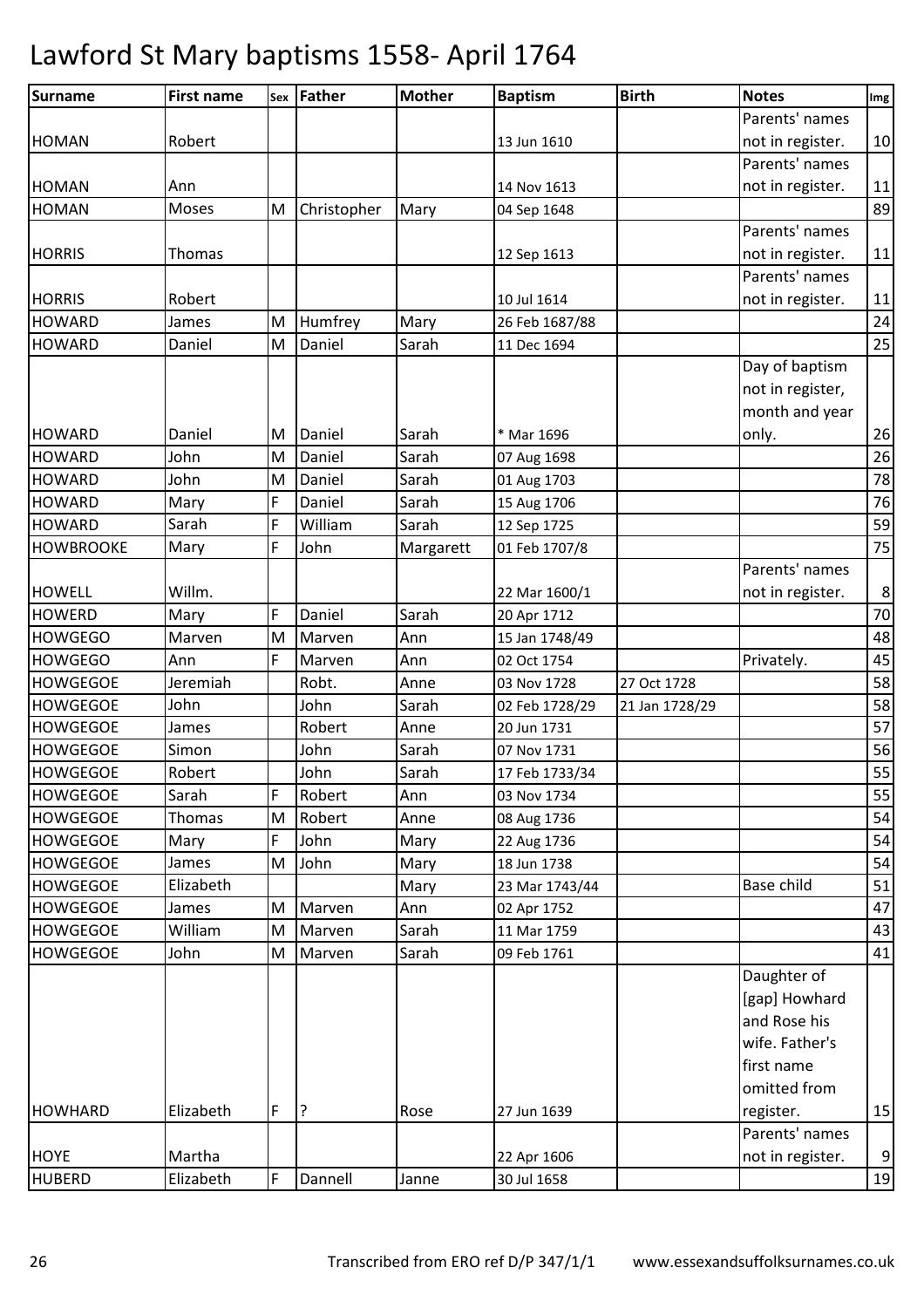# Lawford St Mary baptisms 1558- April 1764

| Surname | First name | Sex | Father | Mother | Baptism | Birth | Notes | Img |
|---|---|---|---|---|---|---|---|---|
| HOMAN | Robert | | | | 13 Jun 1610 | | Parents' names not in register. | 10 |
| HOMAN | Ann | | | | 14 Nov 1613 | | Parents' names not in register. | 11 |
| HOMAN | Moses | M | Christopher | Mary | 04 Sep 1648 | | | 89 |
| HORRIS | Thomas | | | | 12 Sep 1613 | | Parents' names not in register. | 11 |
| HORRIS | Robert | | | | 10 Jul 1614 | | Parents' names not in register. | 11 |
| HOWARD | James | M | Humfrey | Mary | 26 Feb 1687/88 | | | 24 |
| HOWARD | Daniel | M | Daniel | Sarah | 11 Dec 1694 | | | 25 |
| HOWARD | Daniel | M | Daniel | Sarah | * Mar 1696 | | Day of baptism not in register, month and year only. | 26 |
| HOWARD | John | M | Daniel | Sarah | 07 Aug 1698 | | | 26 |
| HOWARD | John | M | Daniel | Sarah | 01 Aug 1703 | | | 78 |
| HOWARD | Mary | F | Daniel | Sarah | 15 Aug 1706 | | | 76 |
| HOWARD | Sarah | F | William | Sarah | 12 Sep 1725 | | | 59 |
| HOWBROOKE | Mary | F | John | Margarett | 01 Feb 1707/8 | | | 75 |
| HOWELL | Willm. | | | | 22 Mar 1600/1 | | Parents' names not in register. | 8 |
| HOWERD | Mary | F | Daniel | Sarah | 20 Apr 1712 | | | 70 |
| HOWGEGO | Marven | M | Marven | Ann | 15 Jan 1748/49 | | | 48 |
| HOWGEGO | Ann | F | Marven | Ann | 02 Oct 1754 | | Privately. | 45 |
| HOWGEGOE | Jeremiah | | Robt. | Anne | 03 Nov 1728 | 27 Oct 1728 | | 58 |
| HOWGEGOE | John | | John | Sarah | 02 Feb 1728/29 | 21 Jan 1728/29 | | 58 |
| HOWGEGOE | James | | Robert | Anne | 20 Jun 1731 | | | 57 |
| HOWGEGOE | Simon | | John | Sarah | 07 Nov 1731 | | | 56 |
| HOWGEGOE | Robert | | John | Sarah | 17 Feb 1733/34 | | | 55 |
| HOWGEGOE | Sarah | F | Robert | Ann | 03 Nov 1734 | | | 55 |
| HOWGEGOE | Thomas | M | Robert | Anne | 08 Aug 1736 | | | 54 |
| HOWGEGOE | Mary | F | John | Mary | 22 Aug 1736 | | | 54 |
| HOWGEGOE | James | M | John | Mary | 18 Jun 1738 | | | 54 |
| HOWGEGOE | Elizabeth | | | Mary | 23 Mar 1743/44 | | Base child | 51 |
| HOWGEGOE | James | M | Marven | Ann | 02 Apr 1752 | | | 47 |
| HOWGEGOE | William | M | Marven | Sarah | 11 Mar 1759 | | | 43 |
| HOWGEGOE | John | M | Marven | Sarah | 09 Feb 1761 | | | 41 |
| HOWHARD | Elizabeth | F | ? | Rose | 27 Jun 1639 | | Daughter of [gap] Howhard and Rose his wife. Father's first name omitted from register. | 15 |
| HOYE | Martha | | | | 22 Apr 1606 | | Parents' names not in register. | 9 |
| HUBERD | Elizabeth | F | Dannell | Janne | 30 Jul 1658 | | | 19 |

Transcribed from ERO ref D/P 347/1/1 www.essexandsuffolksurnames.co.uk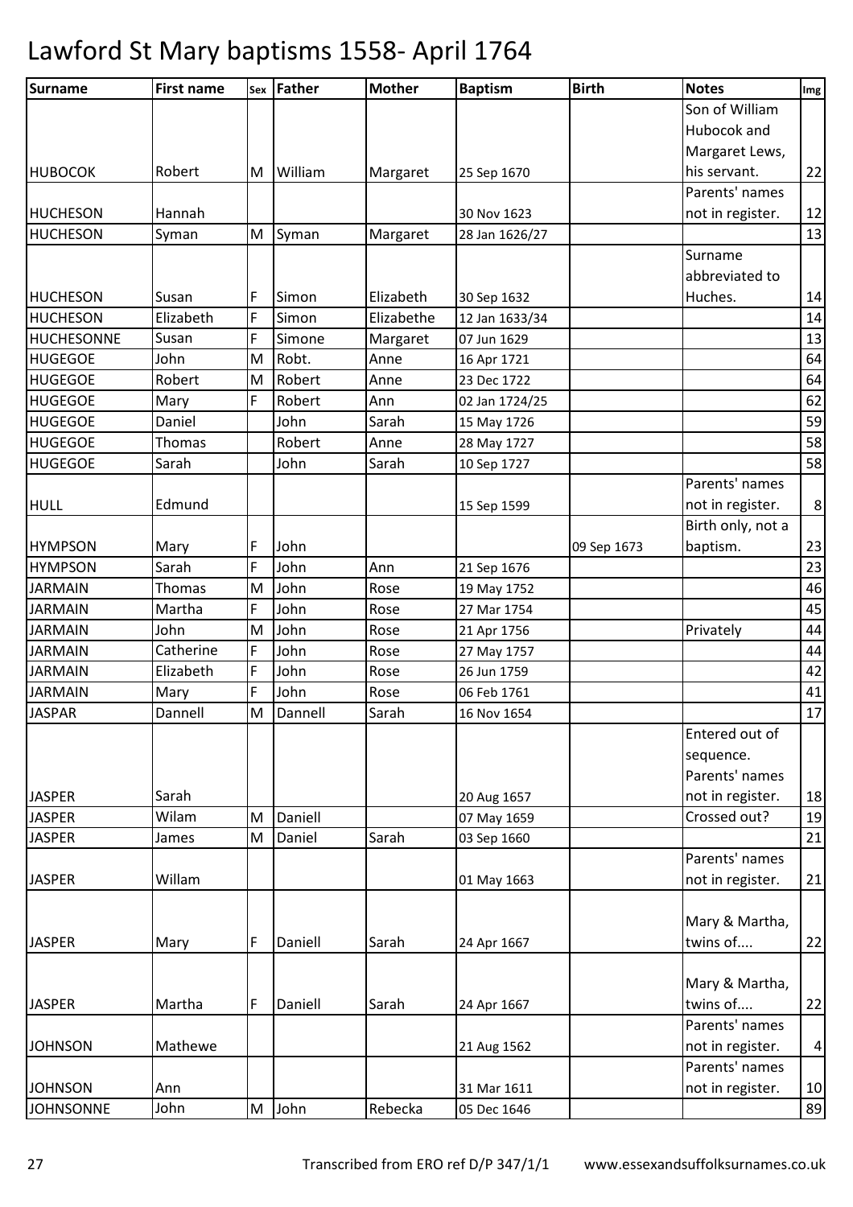# Lawford St Mary baptisms 1558- April 1764

| Surname | First name | Sex | Father | Mother | Baptism | Birth | Notes | Img |
|---|---|---|---|---|---|---|---|---|
| HUBOCOK | Robert | M | William | Margaret | 25 Sep 1670 | | Son of William Hubocok and Margaret Lews, his servant. | 22 |
| HUCHESON | Hannah | | | | 30 Nov 1623 | | Parents' names not in register. | 12 |
| HUCHESON | Syman | M | Syman | Margaret | 28 Jan 1626/27 | | | 13 |
| HUCHESON | Susan | F | Simon | Elizabeth | 30 Sep 1632 | | Surname abbreviated to Huches. | 14 |
| HUCHESON | Elizabeth | F | Simon | Elizabethe | 12 Jan 1633/34 | | | 14 |
| HUCHESONNE | Susan | F | Simone | Margaret | 07 Jun 1629 | | | 13 |
| HUGEGOE | John | M | Robt. | Anne | 16 Apr 1721 | | | 64 |
| HUGEGOE | Robert | M | Robert | Anne | 23 Dec 1722 | | | 64 |
| HUGEGOE | Mary | F | Robert | Ann | 02 Jan 1724/25 | | | 62 |
| HUGEGOE | Daniel | | John | Sarah | 15 May 1726 | | | 59 |
| HUGEGOE | Thomas | | Robert | Anne | 28 May 1727 | | | 58 |
| HUGEGOE | Sarah | | John | Sarah | 10 Sep 1727 | | | 58 |
| HULL | Edmund | | | | 15 Sep 1599 | | Parents' names not in register. | 8 |
| HYMPSON | Mary | F | John | | | 09 Sep 1673 | Birth only, not a baptism. | 23 |
| HYMPSON | Sarah | F | John | Ann | 21 Sep 1676 | | | 23 |
| JARMAIN | Thomas | M | John | Rose | 19 May 1752 | | | 46 |
| JARMAIN | Martha | F | John | Rose | 27 Mar 1754 | | | 45 |
| JARMAIN | John | M | John | Rose | 21 Apr 1756 | | Privately | 44 |
| JARMAIN | Catherine | F | John | Rose | 27 May 1757 | | | 44 |
| JARMAIN | Elizabeth | F | John | Rose | 26 Jun 1759 | | | 42 |
| JARMAIN | Mary | F | John | Rose | 06 Feb 1761 | | | 41 |
| JASPAR | Dannell | M | Dannell | Sarah | 16 Nov 1654 | | | 17 |
| JASPER | Sarah | | | | 20 Aug 1657 | | Entered out of sequence. Parents' names not in register. | 18 |
| JASPER | Wilam | M | Daniell | | 07 May 1659 | | Crossed out? | 19 |
| JASPER | James | M | Daniel | Sarah | 03 Sep 1660 | | | 21 |
| JASPER | Willam | | | | 01 May 1663 | | Parents' names not in register. | 21 |
| JASPER | Mary | F | Daniell | Sarah | 24 Apr 1667 | | Mary & Martha, twins of.... | 22 |
| JASPER | Martha | F | Daniell | Sarah | 24 Apr 1667 | | Mary & Martha, twins of.... | 22 |
| JOHNSON | Mathewe | | | | 21 Aug 1562 | | Parents' names not in register. | 4 |
| JOHNSON | Ann | | | | 31 Mar 1611 | | Parents' names not in register. | 10 |
| JOHNSONNE | John | M | John | Rebecka | 05 Dec 1646 | | | 89 |

Transcribed from ERO ref D/P 347/1/1 www.essexandsuffolksurnames.co.uk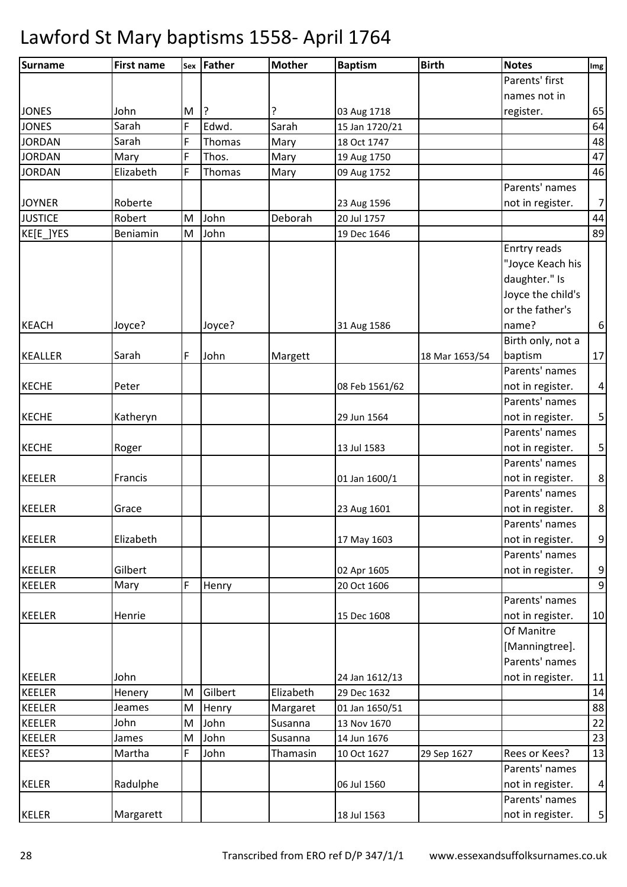# Lawford St Mary baptisms 1558- April 1764

| Surname | First name | Sex | Father | Mother | Baptism | Birth | Notes | Img |
|---|---|---|---|---|---|---|---|---|
| JONES | John | M | ? | ? | 03 Aug 1718 | | Parents' first names not in register. | 65 |
| JONES | Sarah | F | Edwd. | Sarah | 15 Jan 1720/21 | | | 64 |
| JORDAN | Sarah | F | Thomas | Mary | 18 Oct 1747 | | | 48 |
| JORDAN | Mary | F | Thos. | Mary | 19 Aug 1750 | | | 47 |
| JORDAN | Elizabeth | F | Thomas | Mary | 09 Aug 1752 | | | 46 |
| JOYNER | Roberte | | | | 23 Aug 1596 | | Parents' names not in register. | 7 |
| JUSTICE | Robert | M | John | Deborah | 20 Jul 1757 | | | 44 |
| KE[E_]YES | Beniamin | M | John | | 19 Dec 1646 | | | 89 |
| KEACH | Joyce? | | Joyce? | | 31 Aug 1586 | | Enrtry reads "Joyce Keach his daughter." Is Joyce the child's or the father's name? | 6 |
| KEALLER | Sarah | F | John | Margett | | 18 Mar 1653/54 | Birth only, not a baptism | 17 |
| KECHE | Peter | | | | 08 Feb 1561/62 | | Parents' names not in register. | 4 |
| KECHE | Katheryn | | | | 29 Jun 1564 | | Parents' names not in register. | 5 |
| KECHE | Roger | | | | 13 Jul 1583 | | Parents' names not in register. | 5 |
| KEELER | Francis | | | | 01 Jan 1600/1 | | Parents' names not in register. | 8 |
| KEELER | Grace | | | | 23 Aug 1601 | | Parents' names not in register. | 8 |
| KEELER | Elizabeth | | | | 17 May 1603 | | Parents' names not in register. | 9 |
| KEELER | Gilbert | | | | 02 Apr 1605 | | Parents' names not in register. | 9 |
| KEELER | Mary | F | Henry | | 20 Oct 1606 | | | 9 |
| KEELER | Henrie | | | | 15 Dec 1608 | | Parents' names not in register. | 10 |
| KEELER | John | | | | 24 Jan 1612/13 | | Of Manitre [Manningtree]. Parents' names not in register. | 11 |
| KEELER | Henery | M | Gilbert | Elizabeth | 29 Dec 1632 | | | 14 |
| KEELER | Jeames | M | Henry | Margaret | 01 Jan 1650/51 | | | 88 |
| KEELER | John | M | John | Susanna | 13 Nov 1670 | | | 22 |
| KEELER | James | M | John | Susanna | 14 Jun 1676 | | | 23 |
| KEES? | Martha | F | John | Thamasin | 10 Oct 1627 | 29 Sep 1627 | Rees or Kees? | 13 |
| KELER | Radulphe | | | | 06 Jul 1560 | | Parents' names not in register. | 4 |
| KELER | Margarett | | | | 18 Jul 1563 | | Parents' names not in register. | 5 |

Transcribed from ERO ref D/P 347/1/1 www.essexandsuffolksurnames.co.uk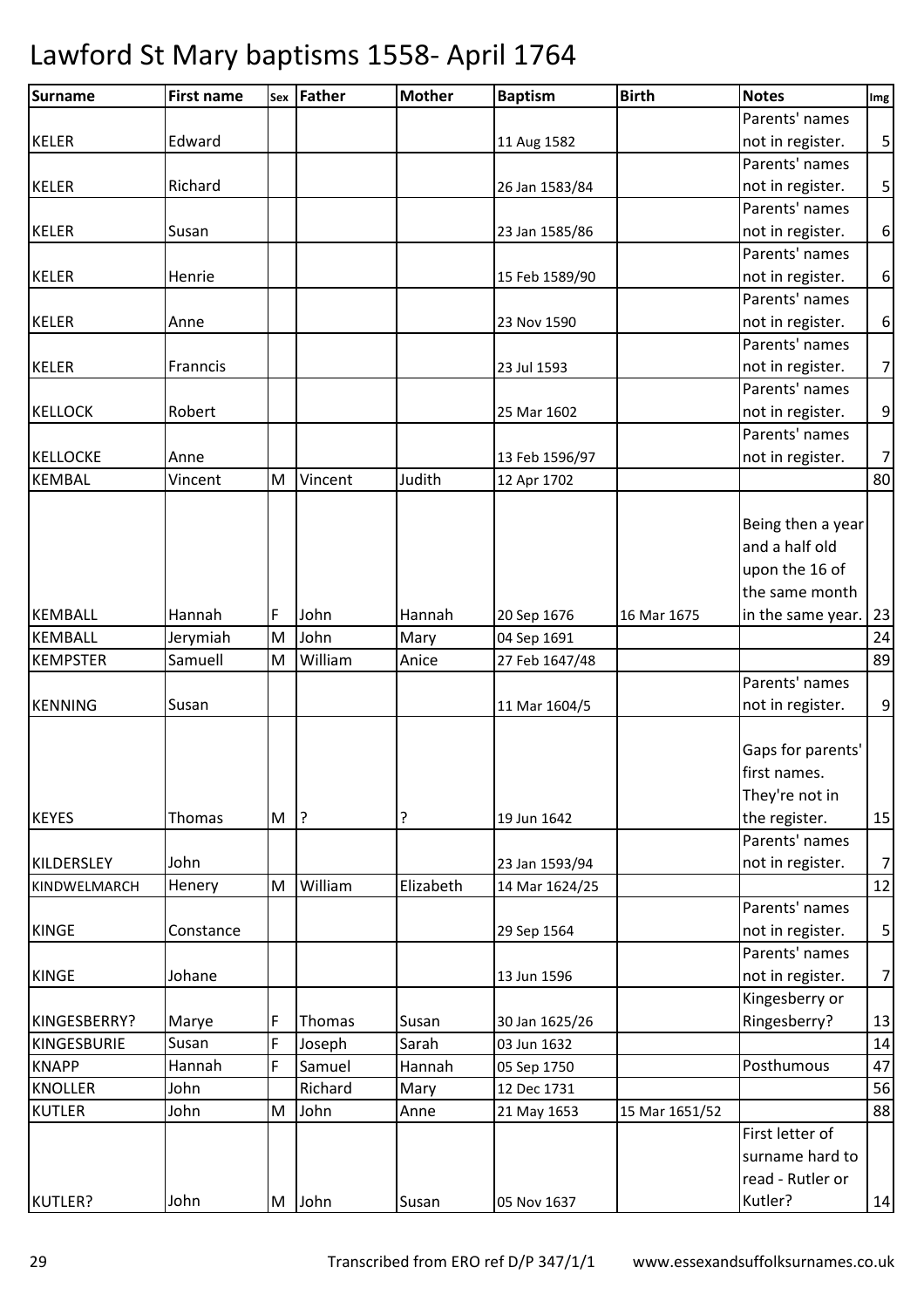# Lawford St Mary baptisms 1558- April 1764

| Surname | First name | Sex | Father | Mother | Baptism | Birth | Notes | Img |
|---|---|---|---|---|---|---|---|---|
| KELER | Edward | | | | 11 Aug 1582 | | Parents' names not in register. | 5 |
| KELER | Richard | | | | 26 Jan 1583/84 | | Parents' names not in register. | 5 |
| KELER | Susan | | | | 23 Jan 1585/86 | | Parents' names not in register. | 6 |
| KELER | Henrie | | | | 15 Feb 1589/90 | | Parents' names not in register. | 6 |
| KELER | Anne | | | | 23 Nov 1590 | | Parents' names not in register. | 6 |
| KELER | Franncis | | | | 23 Jul 1593 | | Parents' names not in register. | 7 |
| KELLOCK | Robert | | | | 25 Mar 1602 | | Parents' names not in register. | 9 |
| KELLOCKE | Anne | | | | 13 Feb 1596/97 | | Parents' names not in register. | 7 |
| KEMBAL | Vincent | M | Vincent | Judith | 12 Apr 1702 | | | 80 |
| KEMBALL | Hannah | F | John | Hannah | 20 Sep 1676 | 16 Mar 1675 | Being then a year and a half old upon the 16 of the same month in the same year. | 23 |
| KEMBALL | Jerymiah | M | John | Mary | 04 Sep 1691 | | | 24 |
| KEMPSTER | Samuell | M | William | Anice | 27 Feb 1647/48 | | | 89 |
| KENNING | Susan | | | | 11 Mar 1604/5 | | Parents' names not in register. | 9 |
| KEYES | Thomas | M | ? | ? | 19 Jun 1642 | | Gaps for parents' first names. They're not in the register. | 15 |
| KILDERSLEY | John | | | | 23 Jan 1593/94 | | Parents' names not in register. | 7 |
| KINDWELMARCH | Henery | M | William | Elizabeth | 14 Mar 1624/25 | | | 12 |
| KINGE | Constance | | | | 29 Sep 1564 | | Parents' names not in register. | 5 |
| KINGE | Johane | | | | 13 Jun 1596 | | Parents' names not in register. | 7 |
| KINGESBERRY? | Marye | F | Thomas | Susan | 30 Jan 1625/26 | | Kingesberry or Ringesberry? | 13 |
| KINGESBURIE | Susan | F | Joseph | Sarah | 03 Jun 1632 | | | 14 |
| KNAPP | Hannah | F | Samuel | Hannah | 05 Sep 1750 | | Posthumous | 47 |
| KNOLLER | John | | Richard | Mary | 12 Dec 1731 | | | 56 |
| KUTLER | John | M | John | Anne | 21 May 1653 | 15 Mar 1651/52 | | 88 |
| KUTLER? | John | M | John | Susan | 05 Nov 1637 | | First letter of surname hard to read - Rutler or Kutler? | 14 |

Transcribed from ERO ref D/P 347/1/1 www.essexandsuffolksurnames.co.uk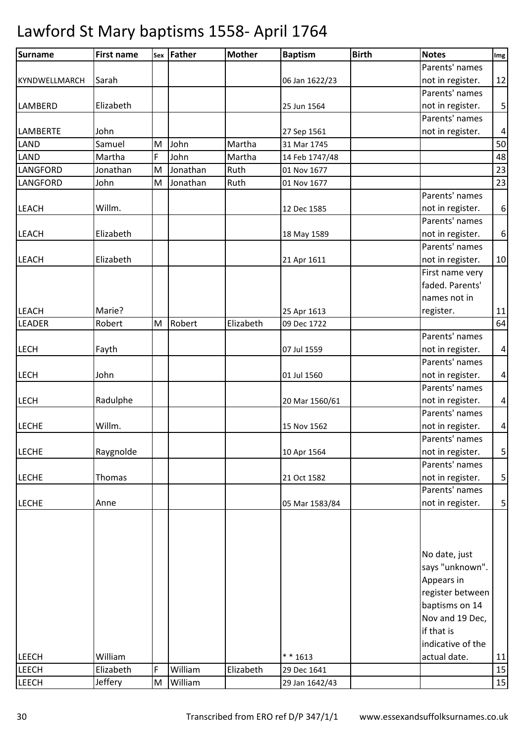# Lawford St Mary baptisms 1558- April 1764

| Surname | First name | Sex | Father | Mother | Baptism | Birth | Notes | Img |
|---|---|---|---|---|---|---|---|---|
| KYNDWELLMARCH | Sarah | | | | 06 Jan 1622/23 | | Parents' names not in register. | 12 |
| LAMBERD | Elizabeth | | | | 25 Jun 1564 | | Parents' names not in register. | 5 |
| LAMBERTE | John | | | | 27 Sep 1561 | | Parents' names not in register. | 4 |
| LAND | Samuel | M | John | Martha | 31 Mar 1745 | | | 50 |
| LAND | Martha | F | John | Martha | 14 Feb 1747/48 | | | 48 |
| LANGFORD | Jonathan | M | Jonathan | Ruth | 01 Nov 1677 | | | 23 |
| LANGFORD | John | M | Jonathan | Ruth | 01 Nov 1677 | | | 23 |
| LEACH | Willm. | | | | 12 Dec 1585 | | Parents' names not in register. | 6 |
| LEACH | Elizabeth | | | | 18 May 1589 | | Parents' names not in register. | 6 |
| LEACH | Elizabeth | | | | 21 Apr 1611 | | Parents' names not in register. | 10 |
| LEACH | Marie? | | | | 25 Apr 1613 | | First name very faded. Parents' names not in register. | 11 |
| LEADER | Robert | M | Robert | Elizabeth | 09 Dec 1722 | | | 64 |
| LECH | Fayth | | | | 07 Jul 1559 | | Parents' names not in register. | 4 |
| LECH | John | | | | 01 Jul 1560 | | Parents' names not in register. | 4 |
| LECH | Radulphe | | | | 20 Mar 1560/61 | | Parents' names not in register. | 4 |
| LECHE | Willm. | | | | 15 Nov 1562 | | Parents' names not in register. | 4 |
| LECHE | Raygnolde | | | | 10 Apr 1564 | | Parents' names not in register. | 5 |
| LECHE | Thomas | | | | 21 Oct 1582 | | Parents' names not in register. | 5 |
| LECHE | Anne | | | | 05 Mar 1583/84 | | Parents' names not in register. | 5 |
| LEECH | William | | | | * * 1613 | | No date, just says "unknown". Appears in register between baptisms on 14 Nov and 19 Dec, if that is indicative of the actual date. | 11 |
| LEECH | Elizabeth | F | William | Elizabeth | 29 Dec 1641 | | | 15 |
| LEECH | Jeffery | M | William | | 29 Jan 1642/43 | | | 15 |

Transcribed from ERO ref D/P 347/1/1 www.essexandsuffolksurnames.co.uk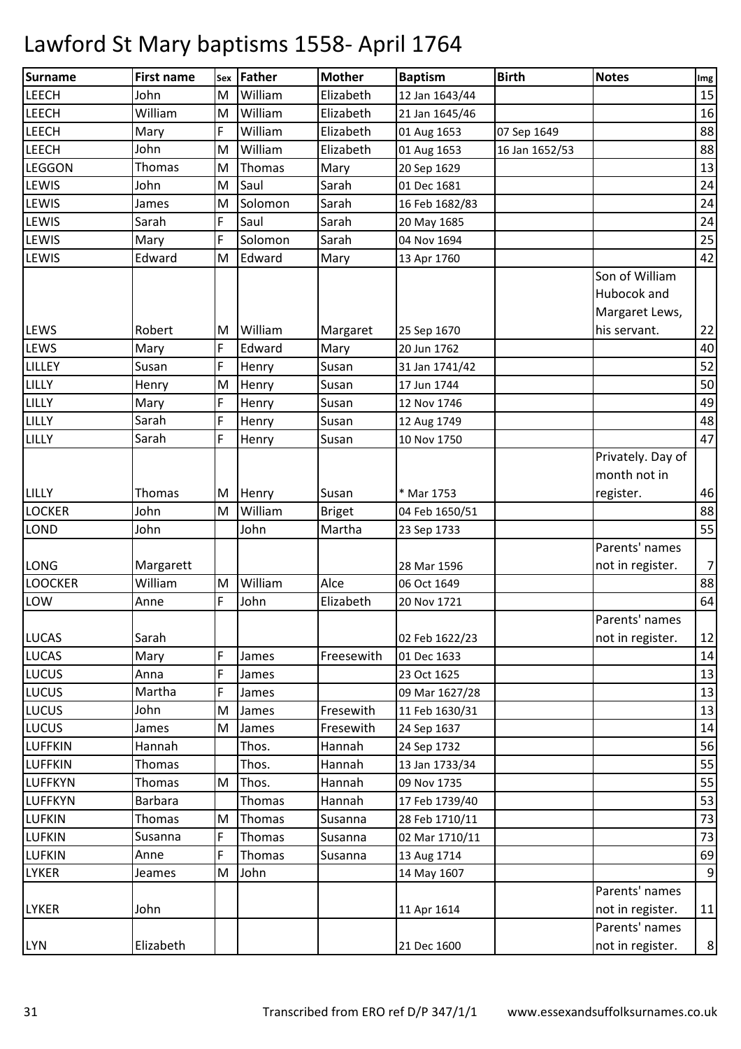# Lawford St Mary baptisms 1558- April 1764

| Surname | First name | Sex | Father | Mother | Baptism | Birth | Notes | Img |
|---|---|---|---|---|---|---|---|---|
| LEECH | John | M | William | Elizabeth | 12 Jan 1643/44 | | | 15 |
| LEECH | William | M | William | Elizabeth | 21 Jan 1645/46 | | | 16 |
| LEECH | Mary | F | William | Elizabeth | 01 Aug 1653 | 07 Sep 1649 | | 88 |
| LEECH | John | M | William | Elizabeth | 01 Aug 1653 | 16 Jan 1652/53 | | 88 |
| LEGGON | Thomas | M | Thomas | Mary | 20 Sep 1629 | | | 13 |
| LEWIS | John | M | Saul | Sarah | 01 Dec 1681 | | | 24 |
| LEWIS | James | M | Solomon | Sarah | 16 Feb 1682/83 | | | 24 |
| LEWIS | Sarah | F | Saul | Sarah | 20 May 1685 | | | 24 |
| LEWIS | Mary | F | Solomon | Sarah | 04 Nov 1694 | | | 25 |
| LEWIS | Edward | M | Edward | Mary | 13 Apr 1760 | | | 42 |
| LEWS | Robert | M | William | Margaret | 25 Sep 1670 | | Son of William Hubocok and Margaret Lews, his servant. | 22 |
| LEWS | Mary | F | Edward | Mary | 20 Jun 1762 | | | 40 |
| LILLEY | Susan | F | Henry | Susan | 31 Jan 1741/42 | | | 52 |
| LILLY | Henry | M | Henry | Susan | 17 Jun 1744 | | | 50 |
| LILLY | Mary | F | Henry | Susan | 12 Nov 1746 | | | 49 |
| LILLY | Sarah | F | Henry | Susan | 12 Aug 1749 | | | 48 |
| LILLY | Sarah | F | Henry | Susan | 10 Nov 1750 | | | 47 |
| LILLY | Thomas | M | Henry | Susan | * Mar 1753 | | Privately. Day of month not in register. | 46 |
| LOCKER | John | M | William | Briget | 04 Feb 1650/51 | | | 88 |
| LOND | John | | John | Martha | 23 Sep 1733 | | | 55 |
| LONG | Margarett | | | | 28 Mar 1596 | | Parents' names not in register. | 7 |
| LOOCKER | William | M | William | Alce | 06 Oct 1649 | | | 88 |
| LOW | Anne | F | John | Elizabeth | 20 Nov 1721 | | | 64 |
| LUCAS | Sarah | | | | 02 Feb 1622/23 | | Parents' names not in register. | 12 |
| LUCAS | Mary | F | James | Freesewith | 01 Dec 1633 | | | 14 |
| LUCUS | Anna | F | James | | 23 Oct 1625 | | | 13 |
| LUCUS | Martha | F | James | | 09 Mar 1627/28 | | | 13 |
| LUCUS | John | M | James | Fresewith | 11 Feb 1630/31 | | | 13 |
| LUCUS | James | M | James | Fresewith | 24 Sep 1637 | | | 14 |
| LUFFKIN | Hannah | | Thos. | Hannah | 24 Sep 1732 | | | 56 |
| LUFFKIN | Thomas | | Thos. | Hannah | 13 Jan 1733/34 | | | 55 |
| LUFFKYN | Thomas | M | Thos. | Hannah | 09 Nov 1735 | | | 55 |
| LUFFKYN | Barbara | | Thomas | Hannah | 17 Feb 1739/40 | | | 53 |
| LUFKIN | Thomas | M | Thomas | Susanna | 28 Feb 1710/11 | | | 73 |
| LUFKIN | Susanna | F | Thomas | Susanna | 02 Mar 1710/11 | | | 73 |
| LUFKIN | Anne | F | Thomas | Susanna | 13 Aug 1714 | | | 69 |
| LYKER | Jeames | M | John | | 14 May 1607 | | | 9 |
| LYKER | John | | | | 11 Apr 1614 | | Parents' names not in register. | 11 |
| LYN | Elizabeth | | | | 21 Dec 1600 | | Parents' names not in register. | 8 |

Transcribed from ERO ref D/P 347/1/1 www.essexandsuffolksurnames.co.uk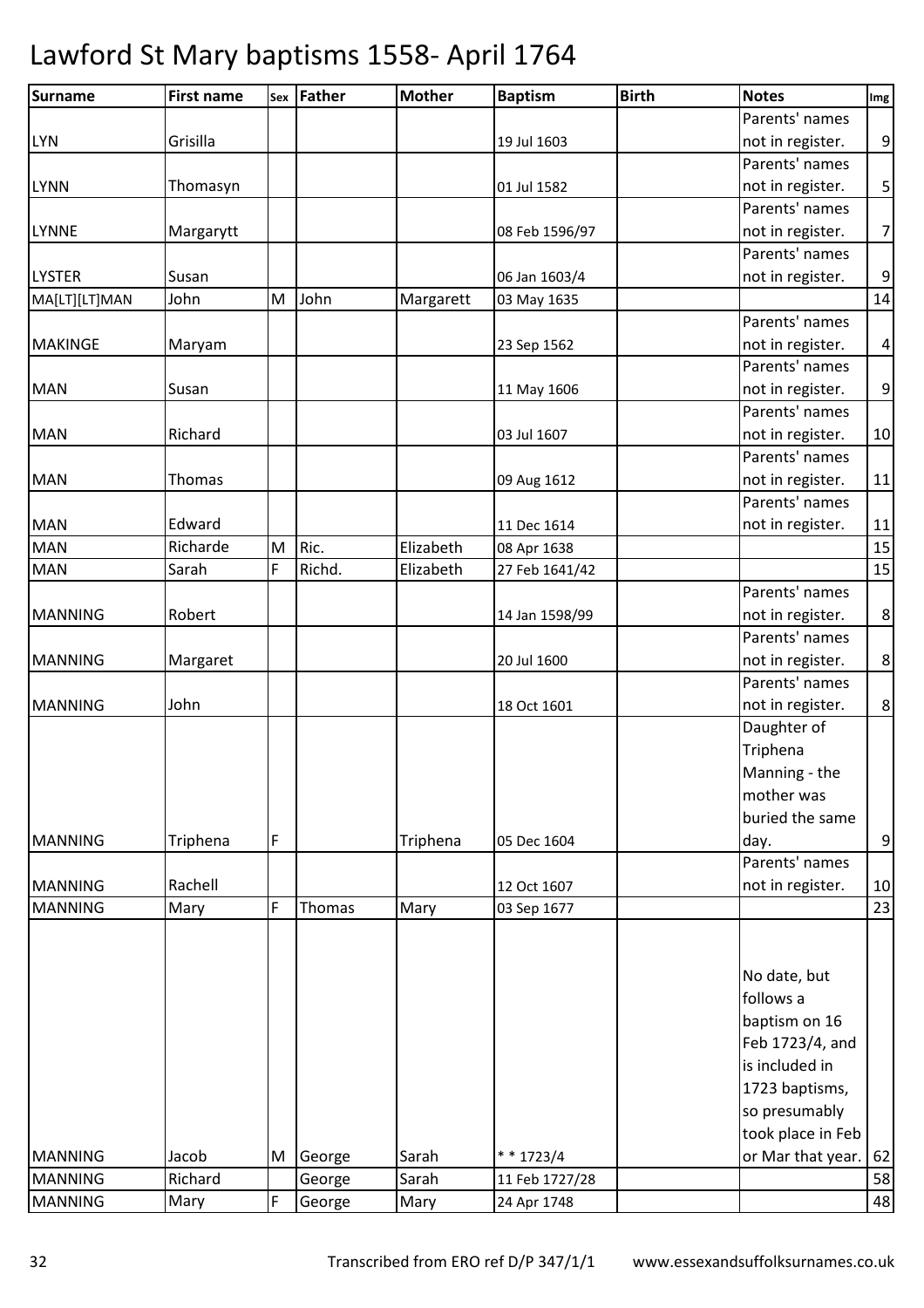# Lawford St Mary baptisms 1558- April 1764

| Surname | First name | Sex | Father | Mother | Baptism | Birth | Notes | Img |
|---|---|---|---|---|---|---|---|---|
| LYN | Grisilla | | | | 19 Jul 1603 | | Parents' names not in register. | 9 |
| LYNN | Thomasyn | | | | 01 Jul 1582 | | Parents' names not in register. | 5 |
| LYNNE | Margarytt | | | | 08 Feb 1596/97 | | Parents' names not in register. | 7 |
| LYSTER | Susan | | | | 06 Jan 1603/4 | | Parents' names not in register. | 9 |
| MA[LT][LT]MAN | John | M | John | Margarett | 03 May 1635 | | | 14 |
| MAKINGE | Maryam | | | | 23 Sep 1562 | | Parents' names not in register. | 4 |
| MAN | Susan | | | | 11 May 1606 | | Parents' names not in register. | 9 |
| MAN | Richard | | | | 03 Jul 1607 | | Parents' names not in register. | 10 |
| MAN | Thomas | | | | 09 Aug 1612 | | Parents' names not in register. | 11 |
| MAN | Edward | | | | 11 Dec 1614 | | Parents' names not in register. | 11 |
| MAN | Richarde | M | Ric. | Elizabeth | 08 Apr 1638 | | | 15 |
| MAN | Sarah | F | Richd. | Elizabeth | 27 Feb 1641/42 | | | 15 |
| MANNING | Robert | | | | 14 Jan 1598/99 | | Parents' names not in register. | 8 |
| MANNING | Margaret | | | | 20 Jul 1600 | | Parents' names not in register. | 8 |
| MANNING | John | | | | 18 Oct 1601 | | Parents' names not in register. | 8 |
| MANNING | Triphena | F | | Triphena | 05 Dec 1604 | | Daughter of Triphena Manning - the mother was buried the same day. | 9 |
| MANNING | Rachell | | | | 12 Oct 1607 | | Parents' names not in register. | 10 |
| MANNING | Mary | F | Thomas | Mary | 03 Sep 1677 | | | 23 |
| MANNING | Jacob | M | George | Sarah | * * 1723/4 | | No date, but follows a baptism on 16 Feb 1723/4, and is included in 1723 baptisms, so presumably took place in Feb or Mar that year. | 62 |
| MANNING | Richard | | George | Sarah | 11 Feb 1727/28 | | | 58 |
| MANNING | Mary | F | George | Mary | 24 Apr 1748 | | | 48 |

Transcribed from ERO ref D/P 347/1/1 www.essexandsuffolksurnames.co.uk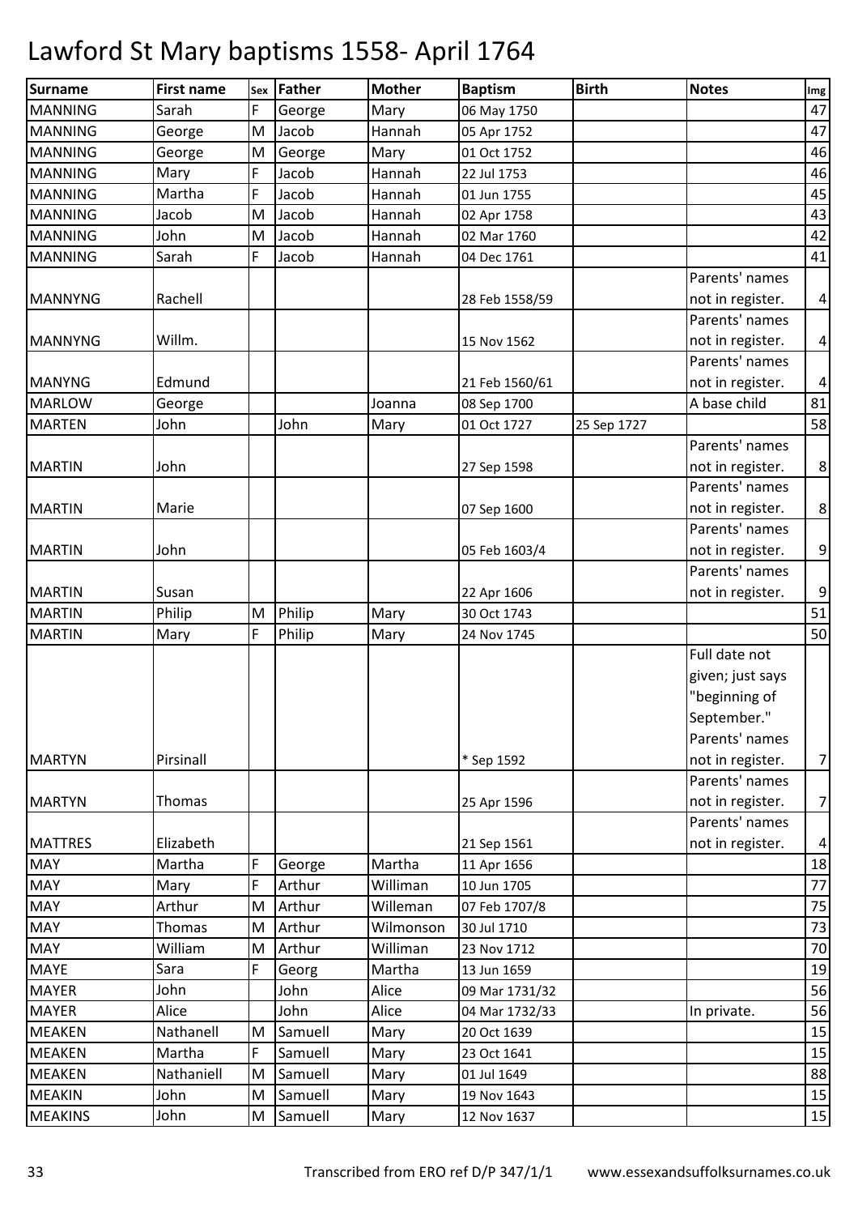# Lawford St Mary baptisms 1558- April 1764

| Surname | First name | Sex | Father | Mother | Baptism | Birth | Notes | Img |
|---|---|---|---|---|---|---|---|---|
| MANNING | Sarah | F | George | Mary | 06 May 1750 | | | 47 |
| MANNING | George | M | Jacob | Hannah | 05 Apr 1752 | | | 47 |
| MANNING | George | M | George | Mary | 01 Oct 1752 | | | 46 |
| MANNING | Mary | F | Jacob | Hannah | 22 Jul 1753 | | | 46 |
| MANNING | Martha | F | Jacob | Hannah | 01 Jun 1755 | | | 45 |
| MANNING | Jacob | M | Jacob | Hannah | 02 Apr 1758 | | | 43 |
| MANNING | John | M | Jacob | Hannah | 02 Mar 1760 | | | 42 |
| MANNING | Sarah | F | Jacob | Hannah | 04 Dec 1761 | | | 41 |
| MANNYNG | Rachell | | | | 28 Feb 1558/59 | | Parents' names not in register. | 4 |
| MANNYNG | Willm. | | | | 15 Nov 1562 | | Parents' names not in register. | 4 |
| MANYNG | Edmund | | | | 21 Feb 1560/61 | | Parents' names not in register. | 4 |
| MARLOW | George | | | Joanna | 08 Sep 1700 | | A base child | 81 |
| MARTEN | John | | John | Mary | 01 Oct 1727 | 25 Sep 1727 | | 58 |
| MARTIN | John | | | | 27 Sep 1598 | | Parents' names not in register. | 8 |
| MARTIN | Marie | | | | 07 Sep 1600 | | Parents' names not in register. | 8 |
| MARTIN | John | | | | 05 Feb 1603/4 | | Parents' names not in register. | 9 |
| MARTIN | Susan | | | | 22 Apr 1606 | | Parents' names not in register. | 9 |
| MARTIN | Philip | M | Philip | Mary | 30 Oct 1743 | | | 51 |
| MARTIN | Mary | F | Philip | Mary | 24 Nov 1745 | | | 50 |
| MARTYN | Pirsinall | | | | * Sep 1592 | | Full date not given; just says "beginning of September." Parents' names not in register. | 7 |
| MARTYN | Thomas | | | | 25 Apr 1596 | | Parents' names not in register. | 7 |
| MATTRES | Elizabeth | | | | 21 Sep 1561 | | Parents' names not in register. | 4 |
| MAY | Martha | F | George | Martha | 11 Apr 1656 | | | 18 |
| MAY | Mary | F | Arthur | Williman | 10 Jun 1705 | | | 77 |
| MAY | Arthur | M | Arthur | Willeman | 07 Feb 1707/8 | | | 75 |
| MAY | Thomas | M | Arthur | Wilmonson | 30 Jul 1710 | | | 73 |
| MAY | William | M | Arthur | Williman | 23 Nov 1712 | | | 70 |
| MAYE | Sara | F | Georg | Martha | 13 Jun 1659 | | | 19 |
| MAYER | John | | John | Alice | 09 Mar 1731/32 | | | 56 |
| MAYER | Alice | | John | Alice | 04 Mar 1732/33 | | In private. | 56 |
| MEAKEN | Nathanell | M | Samuell | Mary | 20 Oct 1639 | | | 15 |
| MEAKEN | Martha | F | Samuell | Mary | 23 Oct 1641 | | | 15 |
| MEAKEN | Nathaniell | M | Samuell | Mary | 01 Jul 1649 | | | 88 |
| MEAKIN | John | M | Samuell | Mary | 19 Nov 1643 | | | 15 |
| MEAKINS | John | M | Samuell | Mary | 12 Nov 1637 | | | 15 |

Transcribed from ERO ref D/P 347/1/1 www.essexandsuffolksurnames.co.uk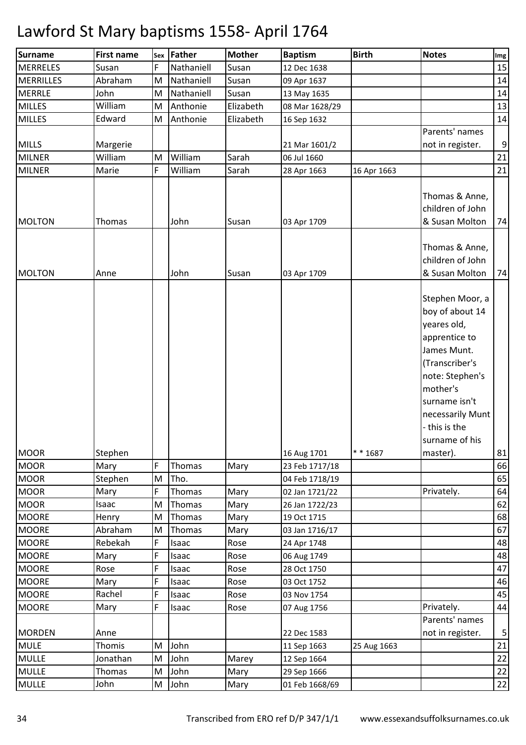# Lawford St Mary baptisms 1558- April 1764

| Surname | First name | Sex | Father | Mother | Baptism | Birth | Notes | Img |
|---|---|---|---|---|---|---|---|---|
| MERRELES | Susan | F | Nathaniell | Susan | 12 Dec 1638 | | | 15 |
| MERRILLES | Abraham | M | Nathaniell | Susan | 09 Apr 1637 | | | 14 |
| MERRLE | John | M | Nathaniell | Susan | 13 May 1635 | | | 14 |
| MILLES | William | M | Anthonie | Elizabeth | 08 Mar 1628/29 | | | 13 |
| MILLES | Edward | M | Anthonie | Elizabeth | 16 Sep 1632 | | | 14 |
| MILLS | Margerie | | | | 21 Mar 1601/2 | | Parents' names not in register. | 9 |
| MILNER | William | M | William | Sarah | 06 Jul 1660 | | | 21 |
| MILNER | Marie | F | William | Sarah | 28 Apr 1663 | 16 Apr 1663 | | 21 |
| MOLTON | Thomas | | John | Susan | 03 Apr 1709 | | Thomas & Anne, children of John & Susan Molton | 74 |
| MOLTON | Anne | | John | Susan | 03 Apr 1709 | | Thomas & Anne, children of John & Susan Molton | 74 |
| MOOR | Stephen | | | | 16 Aug 1701 | * * 1687 | Stephen Moor, a boy of about 14 yeares old, apprentice to James Munt. (Transcriber's note: Stephen's mother's surname isn't necessarily Munt - this is the surname of his master). | 81 |
| MOOR | Mary | F | Thomas | Mary | 23 Feb 1717/18 | | | 66 |
| MOOR | Stephen | M | Tho. | | 04 Feb 1718/19 | | | 65 |
| MOOR | Mary | F | Thomas | Mary | 02 Jan 1721/22 | | Privately. | 64 |
| MOOR | Isaac | M | Thomas | Mary | 26 Jan 1722/23 | | | 62 |
| MOORE | Henry | M | Thomas | Mary | 19 Oct 1715 | | | 68 |
| MOORE | Abraham | M | Thomas | Mary | 03 Jan 1716/17 | | | 67 |
| MOORE | Rebekah | F | Isaac | Rose | 24 Apr 1748 | | | 48 |
| MOORE | Mary | F | Isaac | Rose | 06 Aug 1749 | | | 48 |
| MOORE | Rose | F | Isaac | Rose | 28 Oct 1750 | | | 47 |
| MOORE | Mary | F | Isaac | Rose | 03 Oct 1752 | | | 46 |
| MOORE | Rachel | F | Isaac | Rose | 03 Nov 1754 | | | 45 |
| MOORE | Mary | F | Isaac | Rose | 07 Aug 1756 | | Privately. | 44 |
| MORDEN | Anne | | | | 22 Dec 1583 | | Parents' names not in register. | 5 |
| MULE | Thomis | M | John | | 11 Sep 1663 | 25 Aug 1663 | | 21 |
| MULLE | Jonathan | M | John | Marey | 12 Sep 1664 | | | 22 |
| MULLE | Thomas | M | John | Mary | 29 Sep 1666 | | | 22 |
| MULLE | John | M | John | Mary | 01 Feb 1668/69 | | | 22 |

Transcribed from ERO ref D/P 347/1/1 www.essexandsuffolksurnames.co.uk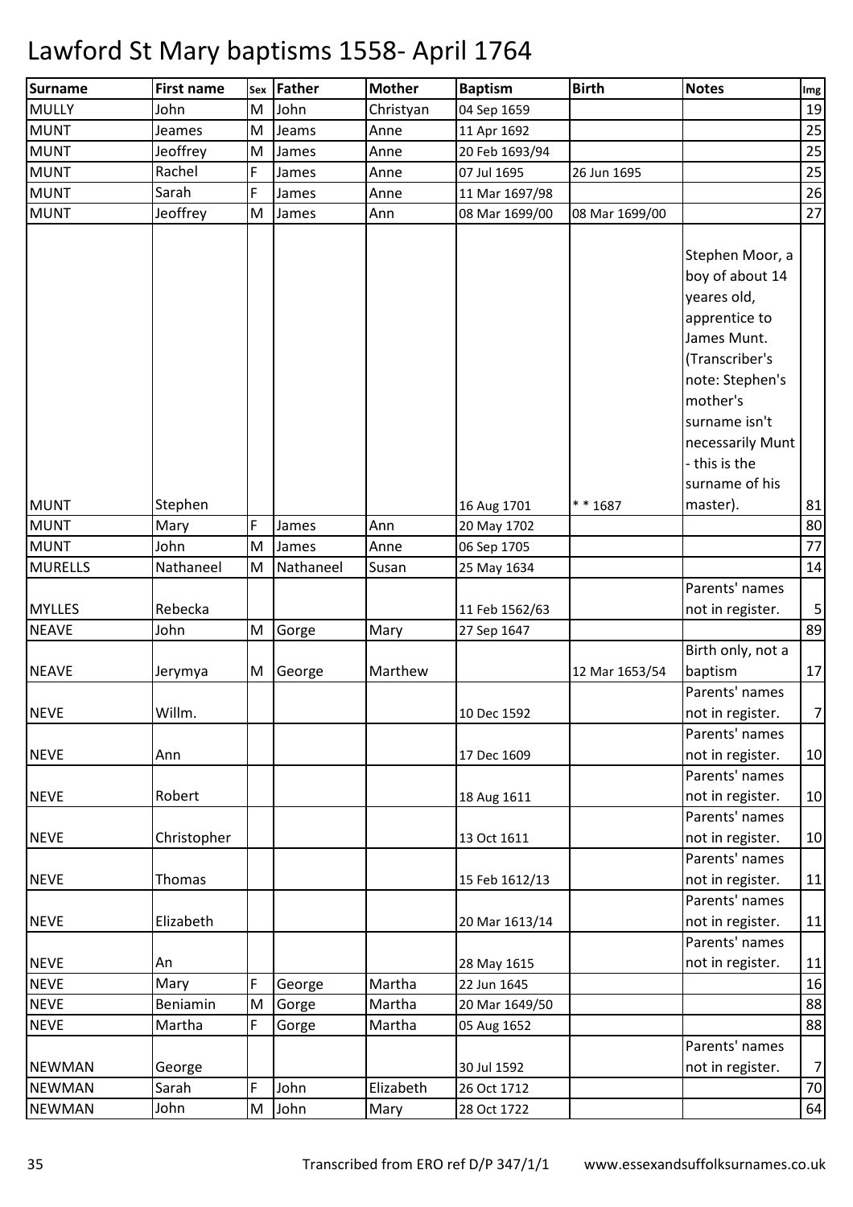# Lawford St Mary baptisms 1558- April 1764

| Surname | First name | Sex | Father | Mother | Baptism | Birth | Notes | Img |
|---|---|---|---|---|---|---|---|---|
| MULLY | John | M | John | Christyan | 04 Sep 1659 | | | 19 |
| MUNT | Jeames | M | Jeams | Anne | 11 Apr 1692 | | | 25 |
| MUNT | Jeoffrey | M | James | Anne | 20 Feb 1693/94 | | | 25 |
| MUNT | Rachel | F | James | Anne | 07 Jul 1695 | 26 Jun 1695 | | 25 |
| MUNT | Sarah | F | James | Anne | 11 Mar 1697/98 | | | 26 |
| MUNT | Jeoffrey | M | James | Ann | 08 Mar 1699/00 | 08 Mar 1699/00 | | 27 |
| MUNT | Stephen | | | | 16 Aug 1701 | * * 1687 | Stephen Moor, a boy of about 14 yeares old, apprentice to James Munt. (Transcriber's note: Stephen's mother's surname isn't necessarily Munt - this is the surname of his master). | 81 |
| MUNT | Mary | F | James | Ann | 20 May 1702 | | | 80 |
| MUNT | John | M | James | Anne | 06 Sep 1705 | | | 77 |
| MURELLS | Nathaneel | M | Nathaneel | Susan | 25 May 1634 | | | 14 |
| MYLLES | Rebecka | | | | 11 Feb 1562/63 | | Parents' names not in register. | 5 |
| NEAVE | John | M | Gorge | Mary | 27 Sep 1647 | | | 89 |
| NEAVE | Jerymya | M | George | Marthew | | 12 Mar 1653/54 | Birth only, not a baptism | 17 |
| NEVE | Willm. | | | | 10 Dec 1592 | | Parents' names not in register. | 7 |
| NEVE | Ann | | | | 17 Dec 1609 | | Parents' names not in register. | 10 |
| NEVE | Robert | | | | 18 Aug 1611 | | Parents' names not in register. | 10 |
| NEVE | Christopher | | | | 13 Oct 1611 | | Parents' names not in register. | 10 |
| NEVE | Thomas | | | | 15 Feb 1612/13 | | Parents' names not in register. | 11 |
| NEVE | Elizabeth | | | | 20 Mar 1613/14 | | Parents' names not in register. | 11 |
| NEVE | An | | | | 28 May 1615 | | Parents' names not in register. | 11 |
| NEVE | Mary | F | George | Martha | 22 Jun 1645 | | | 16 |
| NEVE | Beniamin | M | Gorge | Martha | 20 Mar 1649/50 | | | 88 |
| NEVE | Martha | F | Gorge | Martha | 05 Aug 1652 | | | 88 |
| NEWMAN | George | | | | 30 Jul 1592 | | Parents' names not in register. | 7 |
| NEWMAN | Sarah | F | John | Elizabeth | 26 Oct 1712 | | | 70 |
| NEWMAN | John | M | John | Mary | 28 Oct 1722 | | | 64 |

Transcribed from ERO ref D/P 347/1/1 www.essexandsuffolksurnames.co.uk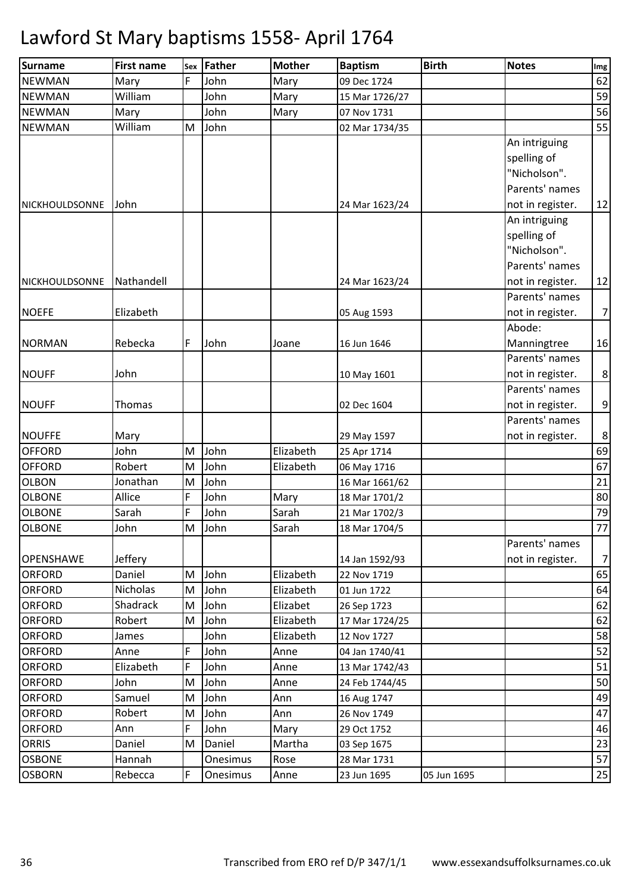# Lawford St Mary baptisms 1558- April 1764

| Surname | First name | Sex | Father | Mother | Baptism | Birth | Notes | Img |
|---|---|---|---|---|---|---|---|---|
| NEWMAN | Mary | F | John | Mary | 09 Dec 1724 | | | 62 |
| NEWMAN | William | | John | Mary | 15 Mar 1726/27 | | | 59 |
| NEWMAN | Mary | | John | Mary | 07 Nov 1731 | | | 56 |
| NEWMAN | William | M | John | | 02 Mar 1734/35 | | | 55 |
| NICKHOULDSONNE | John | | | | 24 Mar 1623/24 | | An intriguing spelling of "Nicholson". Parents' names not in register. | 12 |
| NICKHOULDSONNE | Nathandell | | | | 24 Mar 1623/24 | | An intriguing spelling of "Nicholson". Parents' names not in register. | 12 |
| NOEFE | Elizabeth | | | | 05 Aug 1593 | | Parents' names not in register. | 7 |
| NORMAN | Rebecka | F | John | Joane | 16 Jun 1646 | | Abode: Manningtree | 16 |
| NOUFF | John | | | | 10 May 1601 | | Parents' names not in register. | 8 |
| NOUFF | Thomas | | | | 02 Dec 1604 | | Parents' names not in register. | 9 |
| NOUFFE | Mary | | | | 29 May 1597 | | Parents' names not in register. | 8 |
| OFFORD | John | M | John | Elizabeth | 25 Apr 1714 | | | 69 |
| OFFORD | Robert | M | John | Elizabeth | 06 May 1716 | | | 67 |
| OLBON | Jonathan | M | John | | 16 Mar 1661/62 | | | 21 |
| OLBONE | Allice | F | John | Mary | 18 Mar 1701/2 | | | 80 |
| OLBONE | Sarah | F | John | Sarah | 21 Mar 1702/3 | | | 79 |
| OLBONE | John | M | John | Sarah | 18 Mar 1704/5 | | | 77 |
| OPENSHAWE | Jeffery | | | | 14 Jan 1592/93 | | Parents' names not in register. | 7 |
| ORFORD | Daniel | M | John | Elizabeth | 22 Nov 1719 | | | 65 |
| ORFORD | Nicholas | M | John | Elizabeth | 01 Jun 1722 | | | 64 |
| ORFORD | Shadrack | M | John | Elizabet | 26 Sep 1723 | | | 62 |
| ORFORD | Robert | M | John | Elizabeth | 17 Mar 1724/25 | | | 62 |
| ORFORD | James | | John | Elizabeth | 12 Nov 1727 | | | 58 |
| ORFORD | Anne | F | John | Anne | 04 Jan 1740/41 | | | 52 |
| ORFORD | Elizabeth | F | John | Anne | 13 Mar 1742/43 | | | 51 |
| ORFORD | John | M | John | Anne | 24 Feb 1744/45 | | | 50 |
| ORFORD | Samuel | M | John | Ann | 16 Aug 1747 | | | 49 |
| ORFORD | Robert | M | John | Ann | 26 Nov 1749 | | | 47 |
| ORFORD | Ann | F | John | Mary | 29 Oct 1752 | | | 46 |
| ORRIS | Daniel | M | Daniel | Martha | 03 Sep 1675 | | | 23 |
| OSBONE | Hannah | | Onesimus | Rose | 28 Mar 1731 | | | 57 |
| OSBORN | Rebecca | F | Onesimus | Anne | 23 Jun 1695 | 05 Jun 1695 | | 25 |

Transcribed from ERO ref D/P 347/1/1 www.essexandsuffolksurnames.co.uk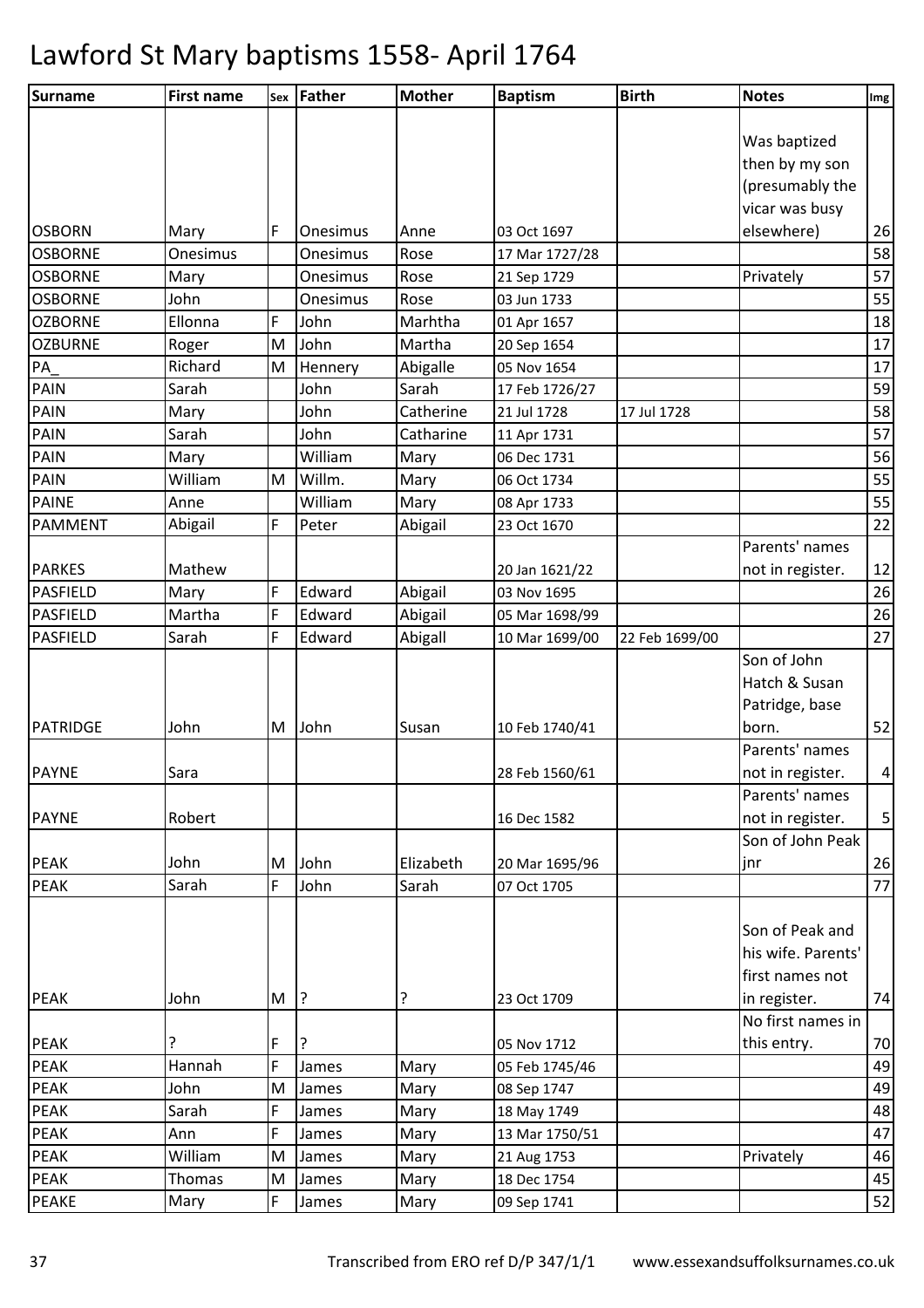# Lawford St Mary baptisms 1558- April 1764

| Surname | First name | Sex | Father | Mother | Baptism | Birth | Notes | Img |
|---|---|---|---|---|---|---|---|---|
| OSBORN | Mary | F | Onesimus | Anne | 03 Oct 1697 | | Was baptized then by my son (presumably the vicar was busy elsewhere) | 26 |
| OSBORNE | Onesimus | | Onesimus | Rose | 17 Mar 1727/28 | | | 58 |
| OSBORNE | Mary | | Onesimus | Rose | 21 Sep 1729 | | Privately | 57 |
| OSBORNE | John | | Onesimus | Rose | 03 Jun 1733 | | | 55 |
| OZBORNE | Ellonna | F | John | Marhtha | 01 Apr 1657 | | | 18 |
| OZBURNE | Roger | M | John | Martha | 20 Sep 1654 | | | 17 |
| PA_ | Richard | M | Hennery | Abigalle | 05 Nov 1654 | | | 17 |
| PAIN | Sarah | | John | Sarah | 17 Feb 1726/27 | | | 59 |
| PAIN | Mary | | John | Catherine | 21 Jul 1728 | 17 Jul 1728 | | 58 |
| PAIN | Sarah | | John | Catharine | 11 Apr 1731 | | | 57 |
| PAIN | Mary | | William | Mary | 06 Dec 1731 | | | 56 |
| PAIN | William | M | Willm. | Mary | 06 Oct 1734 | | | 55 |
| PAINE | Anne | | William | Mary | 08 Apr 1733 | | | 55 |
| PAMMENT | Abigail | F | Peter | Abigail | 23 Oct 1670 | | | 22 |
| PARKES | Mathew | | | | 20 Jan 1621/22 | | Parents' names not in register. | 12 |
| PASFIELD | Mary | F | Edward | Abigail | 03 Nov 1695 | | | 26 |
| PASFIELD | Martha | F | Edward | Abigail | 05 Mar 1698/99 | | | 26 |
| PASFIELD | Sarah | F | Edward | Abigall | 10 Mar 1699/00 | 22 Feb 1699/00 | | 27 |
| PATRIDGE | John | M | John | Susan | 10 Feb 1740/41 | | Son of John Hatch & Susan Patridge, base born. | 52 |
| PAYNE | Sara | | | | 28 Feb 1560/61 | | Parents' names not in register. | 4 |
| PAYNE | Robert | | | | 16 Dec 1582 | | Parents' names not in register. | 5 |
| PEAK | John | M | John | Elizabeth | 20 Mar 1695/96 | | Son of John Peak jnr | 26 |
| PEAK | Sarah | F | John | Sarah | 07 Oct 1705 | | | 77 |
| PEAK | John | M | ? | ? | 23 Oct 1709 | | Son of Peak and his wife. Parents' first names not in register. | 74 |
| PEAK | ? | F | ? | | 05 Nov 1712 | | No first names in this entry. | 70 |
| PEAK | Hannah | F | James | Mary | 05 Feb 1745/46 | | | 49 |
| PEAK | John | M | James | Mary | 08 Sep 1747 | | | 49 |
| PEAK | Sarah | F | James | Mary | 18 May 1749 | | | 48 |
| PEAK | Ann | F | James | Mary | 13 Mar 1750/51 | | | 47 |
| PEAK | William | M | James | Mary | 21 Aug 1753 | | Privately | 46 |
| PEAK | Thomas | M | James | Mary | 18 Dec 1754 | | | 45 |
| PEAKE | Mary | F | James | Mary | 09 Sep 1741 | | | 52 |

Transcribed from ERO ref D/P 347/1/1 www.essexandsuffolksurnames.co.uk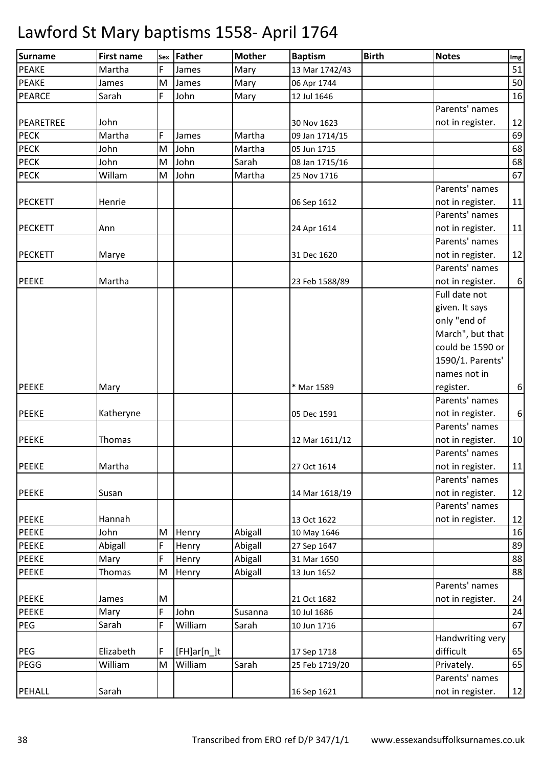# Lawford St Mary baptisms 1558- April 1764

| Surname | First name | Sex | Father | Mother | Baptism | Birth | Notes | Img |
|---|---|---|---|---|---|---|---|---|
| PEAKE | Martha | F | James | Mary | 13 Mar 1742/43 | | | 51 |
| PEAKE | James | M | James | Mary | 06 Apr 1744 | | | 50 |
| PEARCE | Sarah | F | John | Mary | 12 Jul 1646 | | | 16 |
| PEARETREE | John | | | | 30 Nov 1623 | | Parents' names not in register. | 12 |
| PECK | Martha | F | James | Martha | 09 Jan 1714/15 | | | 69 |
| PECK | John | M | John | Martha | 05 Jun 1715 | | | 68 |
| PECK | John | M | John | Sarah | 08 Jan 1715/16 | | | 68 |
| PECK | Willam | M | John | Martha | 25 Nov 1716 | | | 67 |
| PECKETT | Henrie | | | | 06 Sep 1612 | | Parents' names not in register. | 11 |
| PECKETT | Ann | | | | 24 Apr 1614 | | Parents' names not in register. | 11 |
| PECKETT | Marye | | | | 31 Dec 1620 | | Parents' names not in register. | 12 |
| PEEKE | Martha | | | | 23 Feb 1588/89 | | Parents' names not in register. | 6 |
| PEEKE | Mary | | | | * Mar 1589 | | Full date not given. It says only "end of March", but that could be 1590 or 1590/1. Parents' names not in register. | 6 |
| PEEKE | Katheryne | | | | 05 Dec 1591 | | Parents' names not in register. | 6 |
| PEEKE | Thomas | | | | 12 Mar 1611/12 | | Parents' names not in register. | 10 |
| PEEKE | Martha | | | | 27 Oct 1614 | | Parents' names not in register. | 11 |
| PEEKE | Susan | | | | 14 Mar 1618/19 | | Parents' names not in register. | 12 |
| PEEKE | Hannah | | | | 13 Oct 1622 | | Parents' names not in register. | 12 |
| PEEKE | John | M | Henry | Abigall | 10 May 1646 | | | 16 |
| PEEKE | Abigall | F | Henry | Abigall | 27 Sep 1647 | | | 89 |
| PEEKE | Mary | F | Henry | Abigall | 31 Mar 1650 | | | 88 |
| PEEKE | Thomas | M | Henry | Abigall | 13 Jun 1652 | | | 88 |
| PEEKE | James | M | | | 21 Oct 1682 | | Parents' names not in register. | 24 |
| PEEKE | Mary | F | John | Susanna | 10 Jul 1686 | | | 24 |
| PEG | Sarah | F | William | Sarah | 10 Jun 1716 | | | 67 |
| PEG | Elizabeth | F | [FH]ar[n_]t | | 17 Sep 1718 | | Handwriting very difficult | 65 |
| PEGG | William | M | William | Sarah | 25 Feb 1719/20 | | Privately. | 65 |
| PEHALL | Sarah | | | | 16 Sep 1621 | | Parents' names not in register. | 12 |

Transcribed from ERO ref D/P 347/1/1 www.essexandsuffolksurnames.co.uk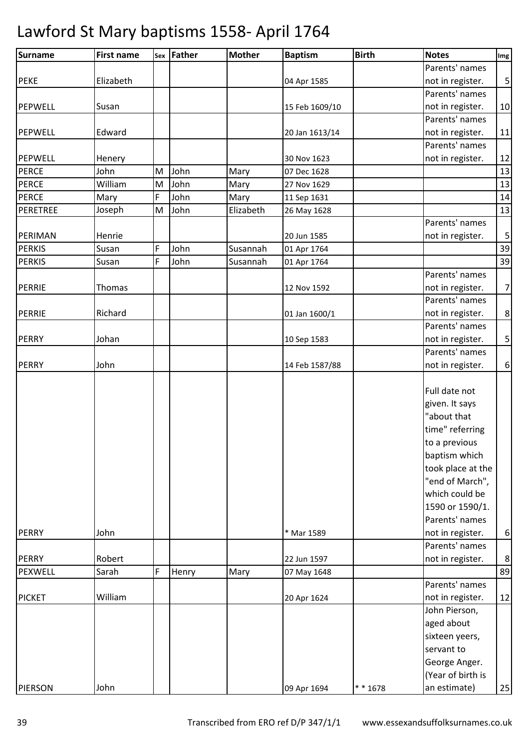# Lawford St Mary baptisms 1558- April 1764

| Surname | First name | Sex | Father | Mother | Baptism | Birth | Notes | Img |
|---|---|---|---|---|---|---|---|---|
| PEKE | Elizabeth | | | | 04 Apr 1585 | | Parents' names not in register. | 5 |
| PEPWELL | Susan | | | | 15 Feb 1609/10 | | Parents' names not in register. | 10 |
| PEPWELL | Edward | | | | 20 Jan 1613/14 | | Parents' names not in register. | 11 |
| PEPWELL | Henery | | | | 30 Nov 1623 | | Parents' names not in register. | 12 |
| PERCE | John | M | John | Mary | 07 Dec 1628 | | | 13 |
| PERCE | William | M | John | Mary | 27 Nov 1629 | | | 13 |
| PERCE | Mary | F | John | Mary | 11 Sep 1631 | | | 14 |
| PERETREE | Joseph | M | John | Elizabeth | 26 May 1628 | | | 13 |
| PERIMAN | Henrie | | | | 20 Jun 1585 | | Parents' names not in register. | 5 |
| PERKIS | Susan | F | John | Susannah | 01 Apr 1764 | | | 39 |
| PERKIS | Susan | F | John | Susannah | 01 Apr 1764 | | | 39 |
| PERRIE | Thomas | | | | 12 Nov 1592 | | Parents' names not in register. | 7 |
| PERRIE | Richard | | | | 01 Jan 1600/1 | | Parents' names not in register. | 8 |
| PERRY | Johan | | | | 10 Sep 1583 | | Parents' names not in register. | 5 |
| PERRY | John | | | | 14 Feb 1587/88 | | Parents' names not in register. | 6 |
| PERRY | John | | | | * Mar 1589 | | Full date not given. It says "about that time" referring to a previous baptism which took place at the "end of March", which could be 1590 or 1590/1. Parents' names not in register. | 6 |
| PERRY | Robert | | | | 22 Jun 1597 | | Parents' names not in register. | 8 |
| PEXWELL | Sarah | F | Henry | Mary | 07 May 1648 | | | 89 |
| PICKET | William | | | | 20 Apr 1624 | | Parents' names not in register. | 12 |
| PIERSON | John | | | | 09 Apr 1694 | * * 1678 | John Pierson, aged about sixteen yeers, servant to George Anger. (Year of birth is an estimate) | 25 |

Transcribed from ERO ref D/P 347/1/1 www.essexandsuffolksurnames.co.uk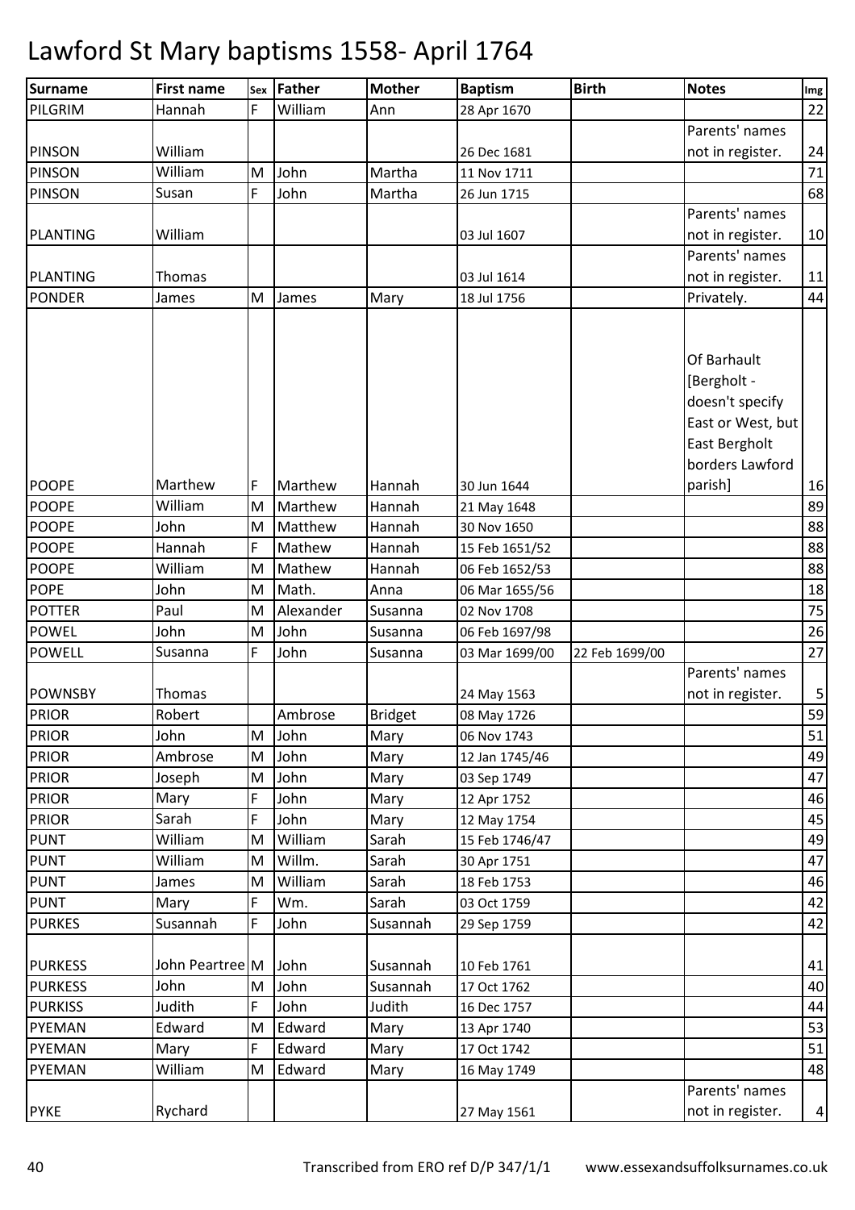# Lawford St Mary baptisms 1558- April 1764

| Surname | First name | Sex | Father | Mother | Baptism | Birth | Notes | Img |
|---|---|---|---|---|---|---|---|---|
| PILGRIM | Hannah | F | William | Ann | 28 Apr 1670 | | | 22 |
| PINSON | William | | | | 26 Dec 1681 | | Parents' names not in register. | 24 |
| PINSON | William | M | John | Martha | 11 Nov 1711 | | | 71 |
| PINSON | Susan | F | John | Martha | 26 Jun 1715 | | | 68 |
| PLANTING | William | | | | 03 Jul 1607 | | Parents' names not in register. | 10 |
| PLANTING | Thomas | | | | 03 Jul 1614 | | Parents' names not in register. | 11 |
| PONDER | James | M | James | Mary | 18 Jul 1756 | | Privately. | 44 |
| POOPE | Marthew | F | Marthew | Hannah | 30 Jun 1644 | | Of Barhault [Bergholt - doesn't specify East or West, but East Bergholt borders Lawford parish] | 16 |
| POOPE | William | M | Marthew | Hannah | 21 May 1648 | | | 89 |
| POOPE | John | M | Matthew | Hannah | 30 Nov 1650 | | | 88 |
| POOPE | Hannah | F | Mathew | Hannah | 15 Feb 1651/52 | | | 88 |
| POOPE | William | M | Mathew | Hannah | 06 Feb 1652/53 | | | 88 |
| POPE | John | M | Math. | Anna | 06 Mar 1655/56 | | | 18 |
| POTTER | Paul | M | Alexander | Susanna | 02 Nov 1708 | | | 75 |
| POWEL | John | M | John | Susanna | 06 Feb 1697/98 | | | 26 |
| POWELL | Susanna | F | John | Susanna | 03 Mar 1699/00 | 22 Feb 1699/00 | | 27 |
| POWNSBY | Thomas | | | | 24 May 1563 | | Parents' names not in register. | 5 |
| PRIOR | Robert | | Ambrose | Bridget | 08 May 1726 | | | 59 |
| PRIOR | John | M | John | Mary | 06 Nov 1743 | | | 51 |
| PRIOR | Ambrose | M | John | Mary | 12 Jan 1745/46 | | | 49 |
| PRIOR | Joseph | M | John | Mary | 03 Sep 1749 | | | 47 |
| PRIOR | Mary | F | John | Mary | 12 Apr 1752 | | | 46 |
| PRIOR | Sarah | F | John | Mary | 12 May 1754 | | | 45 |
| PUNT | William | M | William | Sarah | 15 Feb 1746/47 | | | 49 |
| PUNT | William | M | Willm. | Sarah | 30 Apr 1751 | | | 47 |
| PUNT | James | M | William | Sarah | 18 Feb 1753 | | | 46 |
| PUNT | Mary | F | Wm. | Sarah | 03 Oct 1759 | | | 42 |
| PURKES | Susannah | F | John | Susannah | 29 Sep 1759 | | | 42 |
| PURKESS | John Peartree | M | John | Susannah | 10 Feb 1761 | | | 41 |
| PURKESS | John | M | John | Susannah | 17 Oct 1762 | | | 40 |
| PURKISS | Judith | F | John | Judith | 16 Dec 1757 | | | 44 |
| PYEMAN | Edward | M | Edward | Mary | 13 Apr 1740 | | | 53 |
| PYEMAN | Mary | F | Edward | Mary | 17 Oct 1742 | | | 51 |
| PYEMAN | William | M | Edward | Mary | 16 May 1749 | | | 48 |
| PYKE | Rychard | | | | 27 May 1561 | | Parents' names not in register. | 4 |

Transcribed from ERO ref D/P 347/1/1 www.essexandsuffolksurnames.co.uk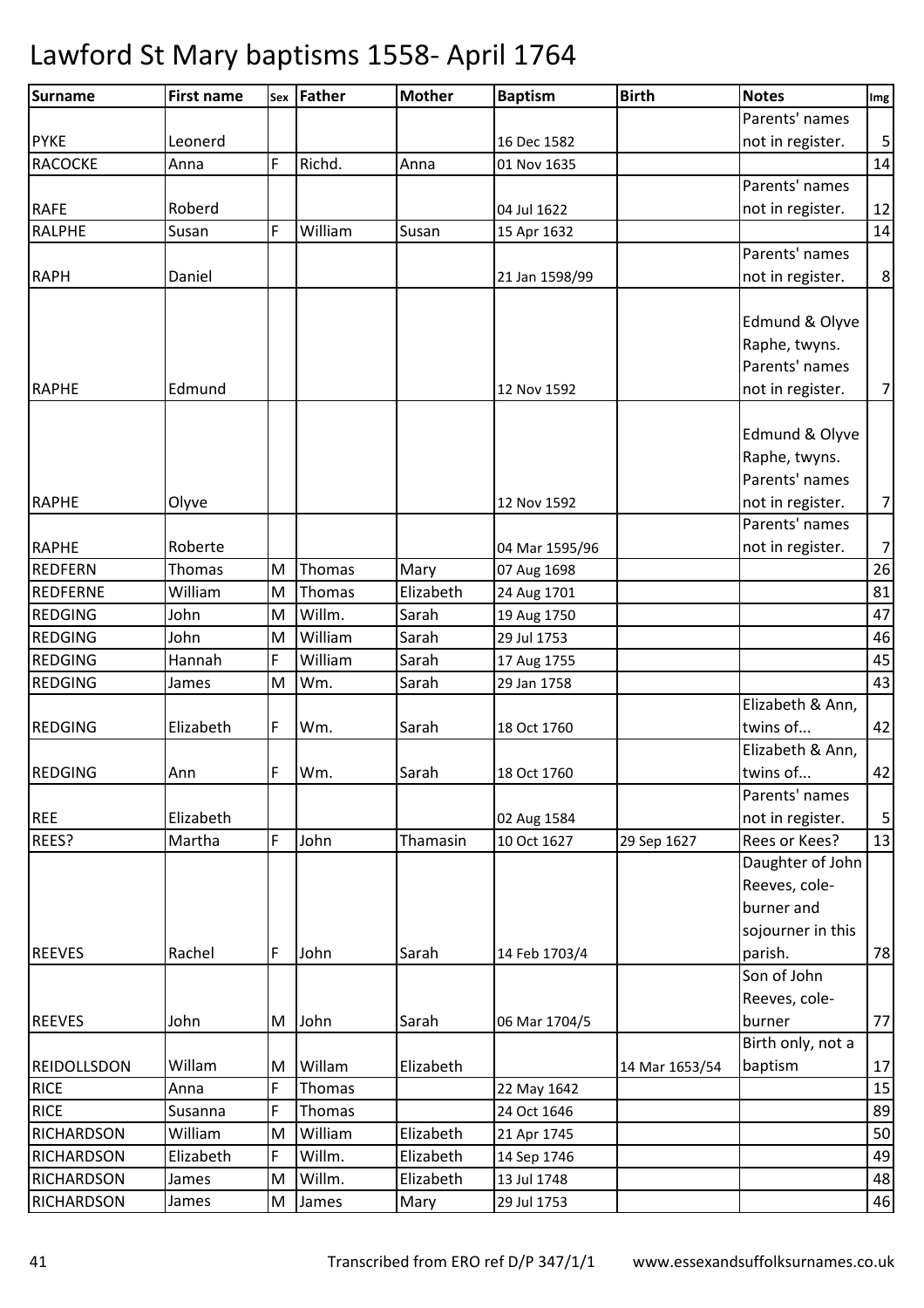# Lawford St Mary baptisms 1558- April 1764

| Surname | First name | Sex | Father | Mother | Baptism | Birth | Notes | Img |
|---|---|---|---|---|---|---|---|---|
| PYKE | Leonerd | | | | 16 Dec 1582 | | Parents' names not in register. | 5 |
| RACOCKE | Anna | F | Richd. | Anna | 01 Nov 1635 | | | 14 |
| RAFE | Roberd | | | | 04 Jul 1622 | | Parents' names not in register. | 12 |
| RALPHE | Susan | F | William | Susan | 15 Apr 1632 | | | 14 |
| RAPH | Daniel | | | | 21 Jan 1598/99 | | Parents' names not in register. | 8 |
| RAPHE | Edmund | | | | 12 Nov 1592 | | Edmund & Olyve Raphe, twyns. Parents' names not in register. | 7 |
| RAPHE | Olyve | | | | 12 Nov 1592 | | Edmund & Olyve Raphe, twyns. Parents' names not in register. | 7 |
| RAPHE | Roberte | | | | 04 Mar 1595/96 | | Parents' names not in register. | 7 |
| REDFERN | Thomas | M | Thomas | Mary | 07 Aug 1698 | | | 26 |
| REDFERNE | William | M | Thomas | Elizabeth | 24 Aug 1701 | | | 81 |
| REDGING | John | M | Willm. | Sarah | 19 Aug 1750 | | | 47 |
| REDGING | John | M | William | Sarah | 29 Jul 1753 | | | 46 |
| REDGING | Hannah | F | William | Sarah | 17 Aug 1755 | | | 45 |
| REDGING | James | M | Wm. | Sarah | 29 Jan 1758 | | | 43 |
| REDGING | Elizabeth | F | Wm. | Sarah | 18 Oct 1760 | | Elizabeth & Ann, twins of... | 42 |
| REDGING | Ann | F | Wm. | Sarah | 18 Oct 1760 | | Elizabeth & Ann, twins of... | 42 |
| REE | Elizabeth | | | | 02 Aug 1584 | | Parents' names not in register. | 5 |
| REES? | Martha | F | John | Thamasin | 10 Oct 1627 | 29 Sep 1627 | Rees or Kees? | 13 |
| REEVES | Rachel | F | John | Sarah | 14 Feb 1703/4 | | Daughter of John Reeves, cole-burner and sojourner in this parish. | 78 |
| REEVES | John | M | John | Sarah | 06 Mar 1704/5 | | Son of John Reeves, cole-burner | 77 |
| REIDOLLSDON | Willam | M | Willam | Elizabeth | | 14 Mar 1653/54 | Birth only, not a baptism | 17 |
| RICE | Anna | F | Thomas | | 22 May 1642 | | | 15 |
| RICE | Susanna | F | Thomas | | 24 Oct 1646 | | | 89 |
| RICHARDSON | William | M | William | Elizabeth | 21 Apr 1745 | | | 50 |
| RICHARDSON | Elizabeth | F | Willm. | Elizabeth | 14 Sep 1746 | | | 49 |
| RICHARDSON | James | M | Willm. | Elizabeth | 13 Jul 1748 | | | 48 |
| RICHARDSON | James | M | James | Mary | 29 Jul 1753 | | | 46 |

Transcribed from ERO ref D/P 347/1/1 www.essexandsuffolksurnames.co.uk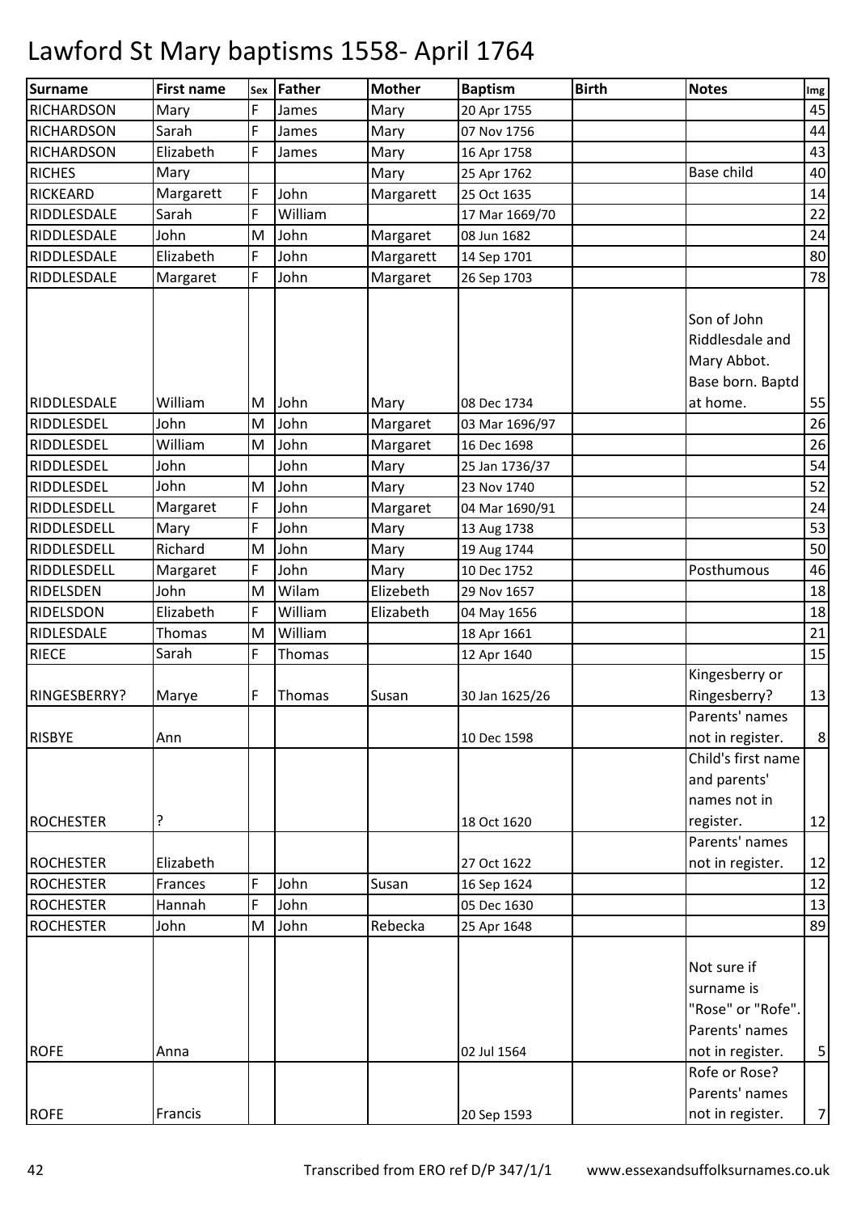# Lawford St Mary baptisms 1558- April 1764

| Surname | First name | Sex | Father | Mother | Baptism | Birth | Notes | Img |
|---|---|---|---|---|---|---|---|---|
| RICHARDSON | Mary | F | James | Mary | 20 Apr 1755 | | | 45 |
| RICHARDSON | Sarah | F | James | Mary | 07 Nov 1756 | | | 44 |
| RICHARDSON | Elizabeth | F | James | Mary | 16 Apr 1758 | | | 43 |
| RICHES | Mary | | | Mary | 25 Apr 1762 | | Base child | 40 |
| RICKEARD | Margarett | F | John | Margarett | 25 Oct 1635 | | | 14 |
| RIDDLESDALE | Sarah | F | William | | 17 Mar 1669/70 | | | 22 |
| RIDDLESDALE | John | M | John | Margaret | 08 Jun 1682 | | | 24 |
| RIDDLESDALE | Elizabeth | F | John | Margarett | 14 Sep 1701 | | | 80 |
| RIDDLESDALE | Margaret | F | John | Margaret | 26 Sep 1703 | | | 78 |
| RIDDLESDALE | William | M | John | Mary | 08 Dec 1734 | | Son of John Riddlesdale and Mary Abbot. Base born. Baptd at home. | 55 |
| RIDDLESDEL | John | M | John | Margaret | 03 Mar 1696/97 | | | 26 |
| RIDDLESDEL | William | M | John | Margaret | 16 Dec 1698 | | | 26 |
| RIDDLESDEL | John | | John | Mary | 25 Jan 1736/37 | | | 54 |
| RIDDLESDEL | John | M | John | Mary | 23 Nov 1740 | | | 52 |
| RIDDLESDELL | Margaret | F | John | Margaret | 04 Mar 1690/91 | | | 24 |
| RIDDLESDELL | Mary | F | John | Mary | 13 Aug 1738 | | | 53 |
| RIDDLESDELL | Richard | M | John | Mary | 19 Aug 1744 | | | 50 |
| RIDDLESDELL | Margaret | F | John | Mary | 10 Dec 1752 | | Posthumous | 46 |
| RIDELSDEN | John | M | Wilam | Elizebeth | 29 Nov 1657 | | | 18 |
| RIDELSDON | Elizabeth | F | William | Elizabeth | 04 May 1656 | | | 18 |
| RIDLESDALE | Thomas | M | William | | 18 Apr 1661 | | | 21 |
| RIECE | Sarah | F | Thomas | | 12 Apr 1640 | | | 15 |
| RINGESBERRY? | Marye | F | Thomas | Susan | 30 Jan 1625/26 | | Kingesberry or Ringesberry? | 13 |
| RISBYE | Ann | | | | 10 Dec 1598 | | Parents' names not in register. | 8 |
| ROCHESTER | ? | | | | 18 Oct 1620 | | Child's first name and parents' names not in register. | 12 |
| ROCHESTER | Elizabeth | | | | 27 Oct 1622 | | Parents' names not in register. | 12 |
| ROCHESTER | Frances | F | John | Susan | 16 Sep 1624 | | | 12 |
| ROCHESTER | Hannah | F | John | | 05 Dec 1630 | | | 13 |
| ROCHESTER | John | M | John | Rebecka | 25 Apr 1648 | | | 89 |
| ROFE | Anna | | | | 02 Jul 1564 | | Not sure if surname is "Rose" or "Rofe". Parents' names not in register. | 5 |
| ROFE | Francis | | | | 20 Sep 1593 | | Rofe or Rose? Parents' names not in register. | 7 |

Transcribed from ERO ref D/P 347/1/1 www.essexandsuffolksurnames.co.uk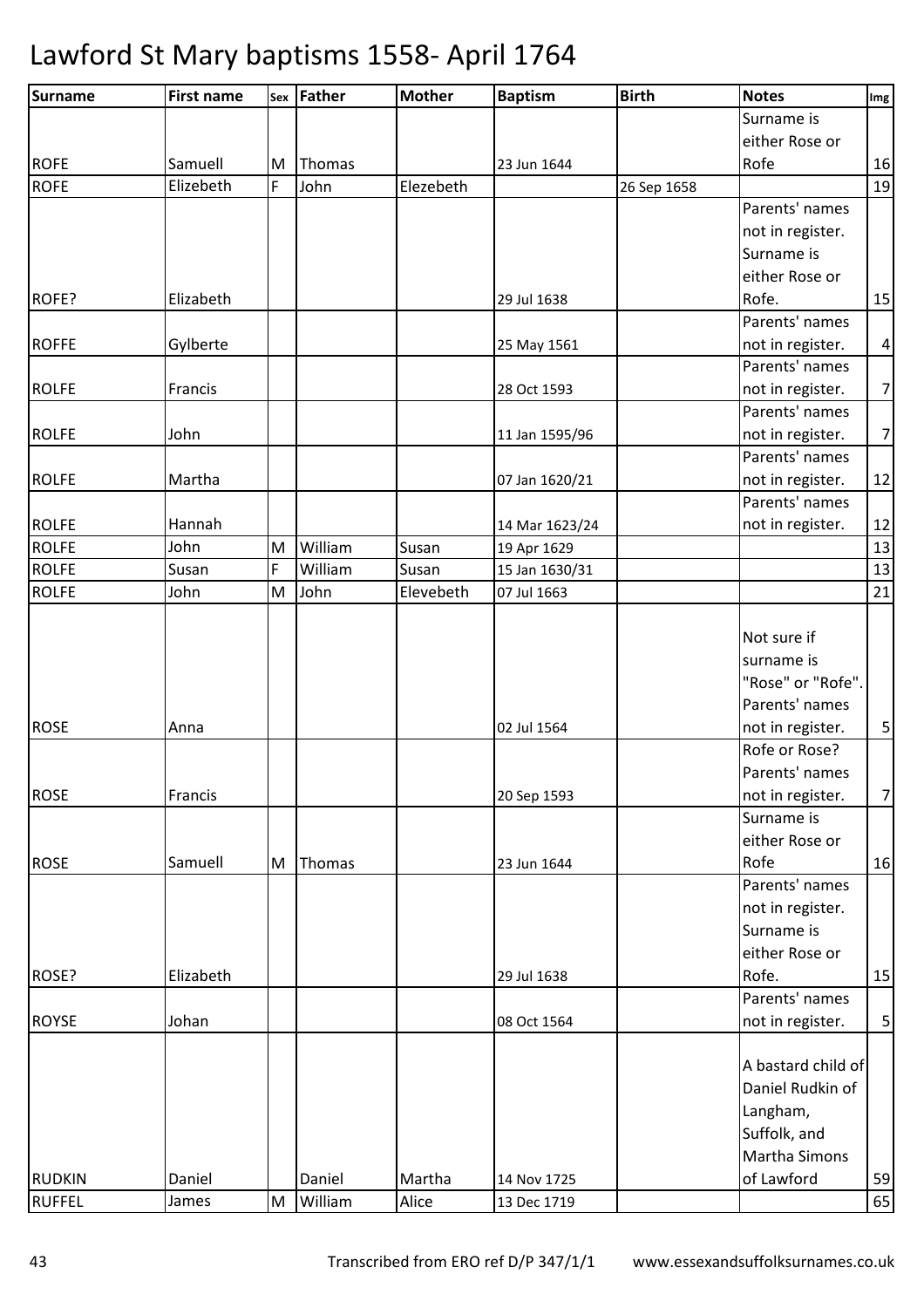# Lawford St Mary baptisms 1558- April 1764

| Surname | First name | Sex | Father | Mother | Baptism | Birth | Notes | Img |
|---|---|---|---|---|---|---|---|---|
| ROFE | Samuell | M | Thomas | | 23 Jun 1644 | | Surname is either Rose or Rofe | 16 |
| ROFE | Elizebeth | F | John | Elezebeth | | 26 Sep 1658 | | 19 |
| ROFE? | Elizabeth | | | | 29 Jul 1638 | | Parents' names not in register. Surname is either Rose or Rofe. | 15 |
| ROFFE | Gylberte | | | | 25 May 1561 | | Parents' names not in register. | 4 |
| ROLFE | Francis | | | | 28 Oct 1593 | | Parents' names not in register. | 7 |
| ROLFE | John | | | | 11 Jan 1595/96 | | Parents' names not in register. | 7 |
| ROLFE | Martha | | | | 07 Jan 1620/21 | | Parents' names not in register. | 12 |
| ROLFE | Hannah | | | | 14 Mar 1623/24 | | Parents' names not in register. | 12 |
| ROLFE | John | M | William | Susan | 19 Apr 1629 | | | 13 |
| ROLFE | Susan | F | William | Susan | 15 Jan 1630/31 | | | 13 |
| ROLFE | John | M | John | Elevebeth | 07 Jul 1663 | | | 21 |
| ROSE | Anna | | | | 02 Jul 1564 | | Not sure if surname is "Rose" or "Rofe". Parents' names not in register. | 5 |
| ROSE | Francis | | | | 20 Sep 1593 | | Rofe or Rose? Parents' names not in register. | 7 |
| ROSE | Samuell | M | Thomas | | 23 Jun 1644 | | Surname is either Rose or Rofe | 16 |
| ROSE? | Elizabeth | | | | 29 Jul 1638 | | Parents' names not in register. Surname is either Rose or Rofe. | 15 |
| ROYSE | Johan | | | | 08 Oct 1564 | | Parents' names not in register. | 5 |
| RUDKIN | Daniel | | Daniel | Martha | 14 Nov 1725 | | A bastard child of Daniel Rudkin of Langham, Suffolk, and Martha Simons of Lawford | 59 |
| RUFFEL | James | M | William | Alice | 13 Dec 1719 | | | 65 |

Transcribed from ERO ref D/P 347/1/1 www.essexandsuffolksurnames.co.uk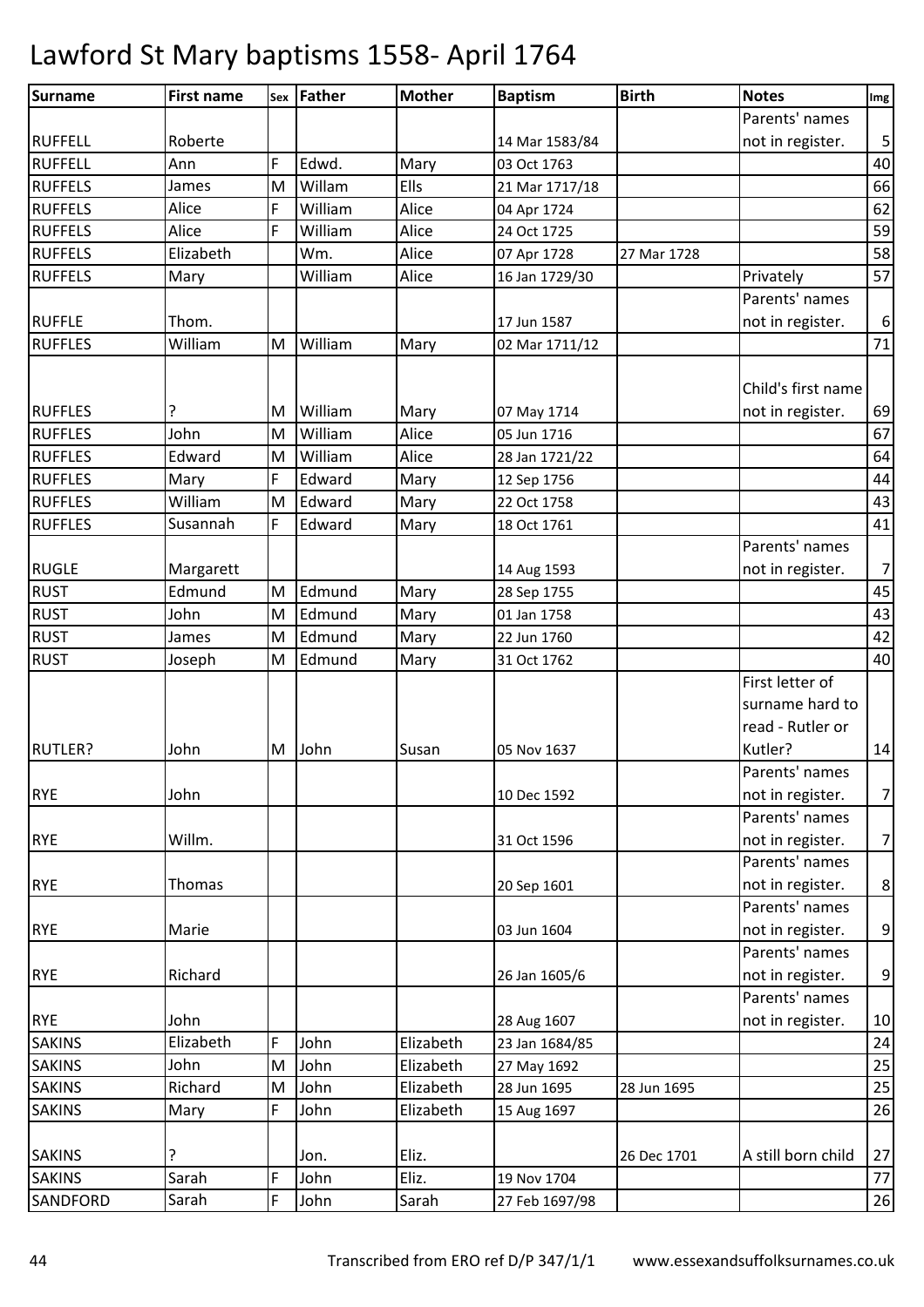# Lawford St Mary baptisms 1558- April 1764

| Surname | First name | Sex | Father | Mother | Baptism | Birth | Notes | Img |
|---|---|---|---|---|---|---|---|---|
| RUFFELL | Roberte | | | | 14 Mar 1583/84 | | Parents' names not in register. | 5 |
| RUFFELL | Ann | F | Edwd. | Mary | 03 Oct 1763 | | | 40 |
| RUFFELS | James | M | Willam | Ells | 21 Mar 1717/18 | | | 66 |
| RUFFELS | Alice | F | William | Alice | 04 Apr 1724 | | | 62 |
| RUFFELS | Alice | F | William | Alice | 24 Oct 1725 | | | 59 |
| RUFFELS | Elizabeth | | Wm. | Alice | 07 Apr 1728 | 27 Mar 1728 | | 58 |
| RUFFELS | Mary | | William | Alice | 16 Jan 1729/30 | | Privately | 57 |
| RUFFLE | Thom. | | | | 17 Jun 1587 | | Parents' names not in register. | 6 |
| RUFFLES | William | M | William | Mary | 02 Mar 1711/12 | | | 71 |
| RUFFLES | ? | M | William | Mary | 07 May 1714 | | Child's first name not in register. | 69 |
| RUFFLES | John | M | William | Alice | 05 Jun 1716 | | | 67 |
| RUFFLES | Edward | M | William | Alice | 28 Jan 1721/22 | | | 64 |
| RUFFLES | Mary | F | Edward | Mary | 12 Sep 1756 | | | 44 |
| RUFFLES | William | M | Edward | Mary | 22 Oct 1758 | | | 43 |
| RUFFLES | Susannah | F | Edward | Mary | 18 Oct 1761 | | | 41 |
| RUGLE | Margarett | | | | 14 Aug 1593 | | Parents' names not in register. | 7 |
| RUST | Edmund | M | Edmund | Mary | 28 Sep 1755 | | | 45 |
| RUST | John | M | Edmund | Mary | 01 Jan 1758 | | | 43 |
| RUST | James | M | Edmund | Mary | 22 Jun 1760 | | | 42 |
| RUST | Joseph | M | Edmund | Mary | 31 Oct 1762 | | | 40 |
| RUTLER? | John | M | John | Susan | 05 Nov 1637 | | First letter of surname hard to read - Rutler or Kutler? | 14 |
| RYE | John | | | | 10 Dec 1592 | | Parents' names not in register. | 7 |
| RYE | Willm. | | | | 31 Oct 1596 | | Parents' names not in register. | 7 |
| RYE | Thomas | | | | 20 Sep 1601 | | Parents' names not in register. | 8 |
| RYE | Marie | | | | 03 Jun 1604 | | Parents' names not in register. | 9 |
| RYE | Richard | | | | 26 Jan 1605/6 | | Parents' names not in register. | 9 |
| RYE | John | | | | 28 Aug 1607 | | Parents' names not in register. | 10 |
| SAKINS | Elizabeth | F | John | Elizabeth | 23 Jan 1684/85 | | | 24 |
| SAKINS | John | M | John | Elizabeth | 27 May 1692 | | | 25 |
| SAKINS | Richard | M | John | Elizabeth | 28 Jun 1695 | 28 Jun 1695 | | 25 |
| SAKINS | Mary | F | John | Elizabeth | 15 Aug 1697 | | | 26 |
| SAKINS | ? | | Jon. | Eliz. | | 26 Dec 1701 | A still born child | 27 |
| SAKINS | Sarah | F | John | Eliz. | 19 Nov 1704 | | | 77 |
| SANDFORD | Sarah | F | John | Sarah | 27 Feb 1697/98 | | | 26 |

Transcribed from ERO ref D/P 347/1/1 www.essexandsuffolksurnames.co.uk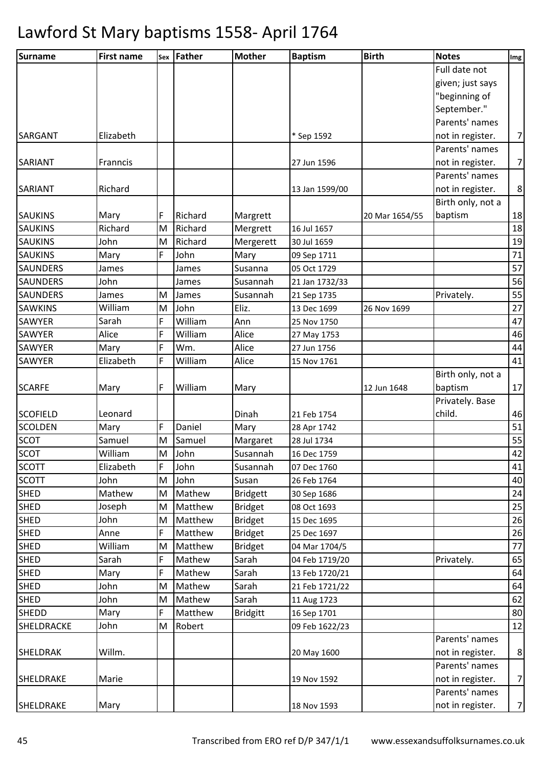# Lawford St Mary baptisms 1558- April 1764

| Surname | First name | Sex | Father | Mother | Baptism | Birth | Notes | Img |
|---|---|---|---|---|---|---|---|---|
| SARGANT | Elizabeth | | | | * Sep 1592 | | Full date not given; just says "beginning of September." Parents' names not in register. | 7 |
| SARIANT | Franncis | | | | 27 Jun 1596 | | Parents' names not in register. | 7 |
| SARIANT | Richard | | | | 13 Jan 1599/00 | | Parents' names not in register. | 8 |
| SAUKINS | Mary | F | Richard | Margrett | | 20 Mar 1654/55 | Birth only, not a baptism | 18 |
| SAUKINS | Richard | M | Richard | Mergrett | 16 Jul 1657 | | | 18 |
| SAUKINS | John | M | Richard | Mergerett | 30 Jul 1659 | | | 19 |
| SAUKINS | Mary | F | John | Mary | 09 Sep 1711 | | | 71 |
| SAUNDERS | James | | James | Susanna | 05 Oct 1729 | | | 57 |
| SAUNDERS | John | | James | Susannah | 21 Jan 1732/33 | | | 56 |
| SAUNDERS | James | M | James | Susannah | 21 Sep 1735 | | Privately. | 55 |
| SAWKINS | William | M | John | Eliz. | 13 Dec 1699 | 26 Nov 1699 | | 27 |
| SAWYER | Sarah | F | William | Ann | 25 Nov 1750 | | | 47 |
| SAWYER | Alice | F | William | Alice | 27 May 1753 | | | 46 |
| SAWYER | Mary | F | Wm. | Alice | 27 Jun 1756 | | | 44 |
| SAWYER | Elizabeth | F | William | Alice | 15 Nov 1761 | | | 41 |
| SCARFE | Mary | F | William | Mary | | 12 Jun 1648 | Birth only, not a baptism | 17 |
| SCOFIELD | Leonard | | | Dinah | 21 Feb 1754 | | Privately. Base child. | 46 |
| SCOLDEN | Mary | F | Daniel | Mary | 28 Apr 1742 | | | 51 |
| SCOT | Samuel | M | Samuel | Margaret | 28 Jul 1734 | | | 55 |
| SCOT | William | M | John | Susannah | 16 Dec 1759 | | | 42 |
| SCOTT | Elizabeth | F | John | Susannah | 07 Dec 1760 | | | 41 |
| SCOTT | John | M | John | Susan | 26 Feb 1764 | | | 40 |
| SHED | Mathew | M | Mathew | Bridgett | 30 Sep 1686 | | | 24 |
| SHED | Joseph | M | Matthew | Bridget | 08 Oct 1693 | | | 25 |
| SHED | John | M | Matthew | Bridget | 15 Dec 1695 | | | 26 |
| SHED | Anne | F | Matthew | Bridget | 25 Dec 1697 | | | 26 |
| SHED | William | M | Matthew | Bridget | 04 Mar 1704/5 | | | 77 |
| SHED | Sarah | F | Mathew | Sarah | 04 Feb 1719/20 | | Privately. | 65 |
| SHED | Mary | F | Mathew | Sarah | 13 Feb 1720/21 | | | 64 |
| SHED | John | M | Mathew | Sarah | 21 Feb 1721/22 | | | 64 |
| SHED | John | M | Mathew | Sarah | 11 Aug 1723 | | | 62 |
| SHEDD | Mary | F | Matthew | Bridgitt | 16 Sep 1701 | | | 80 |
| SHELDRACKE | John | M | Robert | | 09 Feb 1622/23 | | | 12 |
| SHELDRAK | Willm. | | | | 20 May 1600 | | Parents' names not in register. | 8 |
| SHELDRAKE | Marie | | | | 19 Nov 1592 | | Parents' names not in register. | 7 |
| SHELDRAKE | Mary | | | | 18 Nov 1593 | | Parents' names not in register. | 7 |

Transcribed from ERO ref D/P 347/1/1 www.essexandsuffolksurnames.co.uk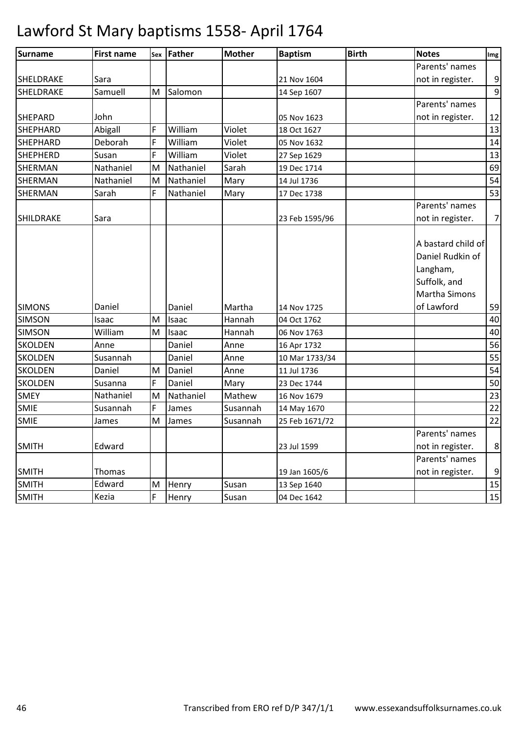# Lawford St Mary baptisms 1558- April 1764

| Surname | First name | Sex | Father | Mother | Baptism | Birth | Notes | Img |
|---|---|---|---|---|---|---|---|---|
| SHELDRAKE | Sara | | | | 21 Nov 1604 | | Parents' names not in register. | 9 |
| SHELDRAKE | Samuell | M | Salomon | | 14 Sep 1607 | | | 9 |
| SHEPARD | John | | | | 05 Nov 1623 | | Parents' names not in register. | 12 |
| SHEPHARD | Abigall | F | William | Violet | 18 Oct 1627 | | | 13 |
| SHEPHARD | Deborah | F | William | Violet | 05 Nov 1632 | | | 14 |
| SHEPHERD | Susan | F | William | Violet | 27 Sep 1629 | | | 13 |
| SHERMAN | Nathaniel | M | Nathaniel | Sarah | 19 Dec 1714 | | | 69 |
| SHERMAN | Nathaniel | M | Nathaniel | Mary | 14 Jul 1736 | | | 54 |
| SHERMAN | Sarah | F | Nathaniel | Mary | 17 Dec 1738 | | | 53 |
| SHILDRAKE | Sara | | | | 23 Feb 1595/96 | | Parents' names not in register. | 7 |
| SIMONS | Daniel | | Daniel | Martha | 14 Nov 1725 | | A bastard child of Daniel Rudkin of Langham, Suffolk, and Martha Simons of Lawford | 59 |
| SIMSON | Isaac | M | Isaac | Hannah | 04 Oct 1762 | | | 40 |
| SIMSON | William | M | Isaac | Hannah | 06 Nov 1763 | | | 40 |
| SKOLDEN | Anne | | Daniel | Anne | 16 Apr 1732 | | | 56 |
| SKOLDEN | Susannah | | Daniel | Anne | 10 Mar 1733/34 | | | 55 |
| SKOLDEN | Daniel | M | Daniel | Anne | 11 Jul 1736 | | | 54 |
| SKOLDEN | Susanna | F | Daniel | Mary | 23 Dec 1744 | | | 50 |
| SMEY | Nathaniel | M | Nathaniel | Mathew | 16 Nov 1679 | | | 23 |
| SMIE | Susannah | F | James | Susannah | 14 May 1670 | | | 22 |
| SMIE | James | M | James | Susannah | 25 Feb 1671/72 | | | 22 |
| SMITH | Edward | | | | 23 Jul 1599 | | Parents' names not in register. | 8 |
| SMITH | Thomas | | | | 19 Jan 1605/6 | | Parents' names not in register. | 9 |
| SMITH | Edward | M | Henry | Susan | 13 Sep 1640 | | | 15 |
| SMITH | Kezia | F | Henry | Susan | 04 Dec 1642 | | | 15 |

Transcribed from ERO ref D/P 347/1/1 www.essexandsuffolksurnames.co.uk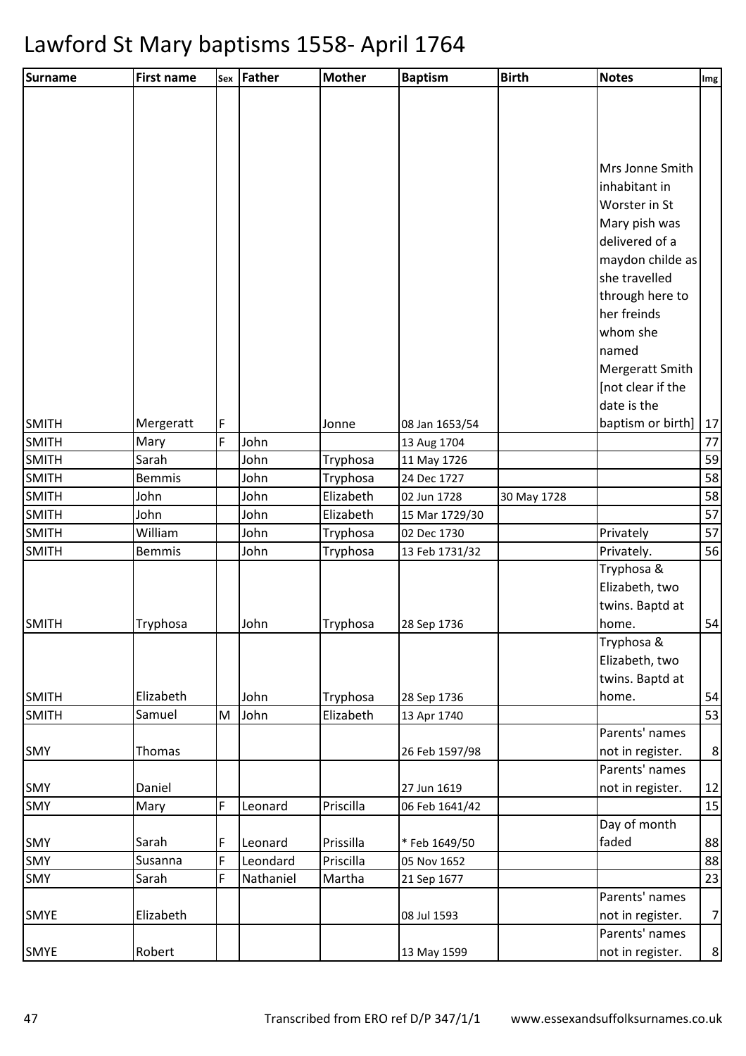# Lawford St Mary baptisms 1558- April 1764

| Surname | First name | Sex | Father | Mother | Baptism | Birth | Notes | Img |
|---|---|---|---|---|---|---|---|---|
| SMITH | Mergeratt | F | | Jonne | 08 Jan 1653/54 | | Mrs Jonne Smith inhabitant in Worster in St Mary pish was delivered of a maydon childe as she travelled through here to her freinds whom she named Mergeratt Smith [not clear if the date is the baptism or birth] | 17 |
| SMITH | Mary | F | John | | 13 Aug 1704 | | | 77 |
| SMITH | Sarah | | John | Tryphosa | 11 May 1726 | | | 59 |
| SMITH | Bemmis | | John | Tryphosa | 24 Dec 1727 | | | 58 |
| SMITH | John | | John | Elizabeth | 02 Jun 1728 | 30 May 1728 | | 58 |
| SMITH | John | | John | Elizabeth | 15 Mar 1729/30 | | | 57 |
| SMITH | William | | John | Tryphosa | 02 Dec 1730 | | Privately | 57 |
| SMITH | Bemmis | | John | Tryphosa | 13 Feb 1731/32 | | Privately. | 56 |
| SMITH | Tryphosa | | John | Tryphosa | 28 Sep 1736 | | Tryphosa & Elizabeth, two twins. Baptd at home. | 54 |
| SMITH | Elizabeth | | John | Tryphosa | 28 Sep 1736 | | Tryphosa & Elizabeth, two twins. Baptd at home. | 54 |
| SMITH | Samuel | M | John | Elizabeth | 13 Apr 1740 | | | 53 |
| SMY | Thomas | | | | 26 Feb 1597/98 | | Parents' names not in register. | 8 |
| SMY | Daniel | | | | 27 Jun 1619 | | Parents' names not in register. | 12 |
| SMY | Mary | F | Leonard | Priscilla | 06 Feb 1641/42 | | | 15 |
| SMY | Sarah | F | Leonard | Prissilla | * Feb 1649/50 | | Day of month faded | 88 |
| SMY | Susanna | F | Leondard | Priscilla | 05 Nov 1652 | | | 88 |
| SMY | Sarah | F | Nathaniel | Martha | 21 Sep 1677 | | | 23 |
| SMYE | Elizabeth | | | | 08 Jul 1593 | | Parents' names not in register. | 7 |
| SMYE | Robert | | | | 13 May 1599 | | Parents' names not in register. | 8 |

Transcribed from ERO ref D/P 347/1/1 www.essexandsuffolksurnames.co.uk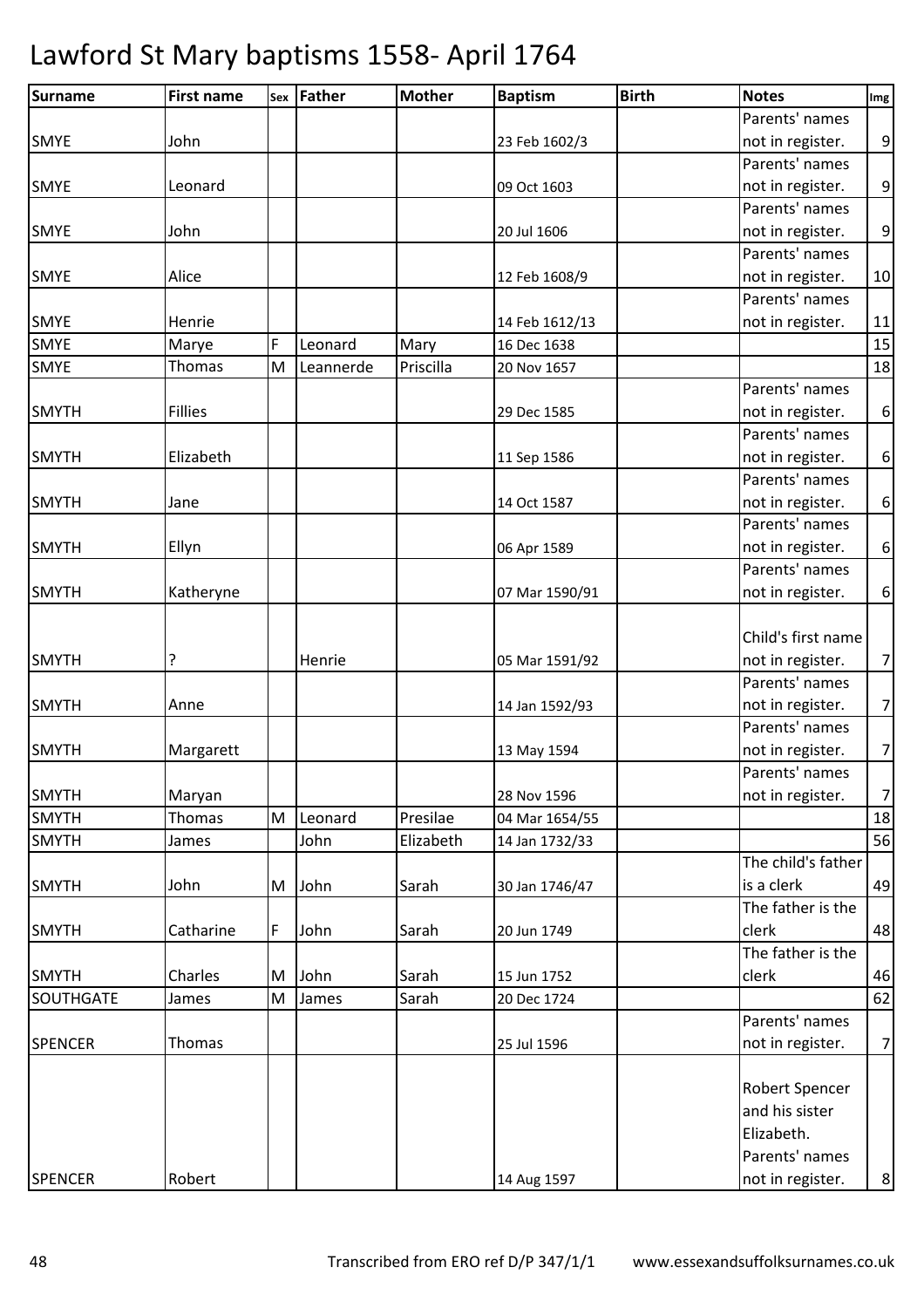# Lawford St Mary baptisms 1558- April 1764

| Surname | First name | Sex | Father | Mother | Baptism | Birth | Notes | Img |
|---|---|---|---|---|---|---|---|---|
| SMYE | John | | | | 23 Feb 1602/3 | | Parents' names not in register. | 9 |
| SMYE | Leonard | | | | 09 Oct 1603 | | Parents' names not in register. | 9 |
| SMYE | John | | | | 20 Jul 1606 | | Parents' names not in register. | 9 |
| SMYE | Alice | | | | 12 Feb 1608/9 | | Parents' names not in register. | 10 |
| SMYE | Henrie | | | | 14 Feb 1612/13 | | Parents' names not in register. | 11 |
| SMYE | Marye | F | Leonard | Mary | 16 Dec 1638 | | | 15 |
| SMYE | Thomas | M | Leannerde | Priscilla | 20 Nov 1657 | | | 18 |
| SMYTH | Fillies | | | | 29 Dec 1585 | | Parents' names not in register. | 6 |
| SMYTH | Elizabeth | | | | 11 Sep 1586 | | Parents' names not in register. | 6 |
| SMYTH | Jane | | | | 14 Oct 1587 | | Parents' names not in register. | 6 |
| SMYTH | Ellyn | | | | 06 Apr 1589 | | Parents' names not in register. | 6 |
| SMYTH | Katheryne | | | | 07 Mar 1590/91 | | Parents' names not in register. | 6 |
| SMYTH | ? | | Henrie | | 05 Mar 1591/92 | | Child's first name not in register. | 7 |
| SMYTH | Anne | | | | 14 Jan 1592/93 | | Parents' names not in register. | 7 |
| SMYTH | Margarett | | | | 13 May 1594 | | Parents' names not in register. | 7 |
| SMYTH | Maryan | | | | 28 Nov 1596 | | Parents' names not in register. | 7 |
| SMYTH | Thomas | M | Leonard | Presilae | 04 Mar 1654/55 | | | 18 |
| SMYTH | James | | John | Elizabeth | 14 Jan 1732/33 | | | 56 |
| SMYTH | John | M | John | Sarah | 30 Jan 1746/47 | | The child's father is a clerk | 49 |
| SMYTH | Catharine | F | John | Sarah | 20 Jun 1749 | | The father is the clerk | 48 |
| SMYTH | Charles | M | John | Sarah | 15 Jun 1752 | | The father is the clerk | 46 |
| SOUTHGATE | James | M | James | Sarah | 20 Dec 1724 | | | 62 |
| SPENCER | Thomas | | | | 25 Jul 1596 | | Parents' names not in register. | 7 |
| SPENCER | Robert | | | | 14 Aug 1597 | | Robert Spencer and his sister Elizabeth. Parents' names not in register. | 8 |

Transcribed from ERO ref D/P 347/1/1 www.essexandsuffolksurnames.co.uk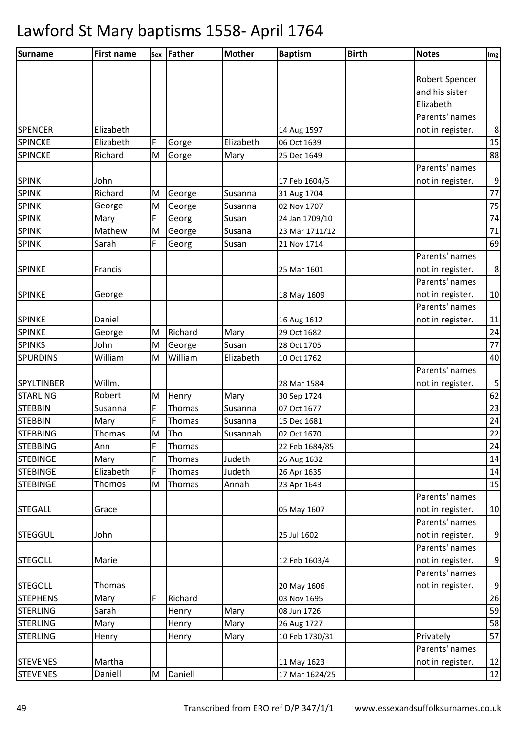# Lawford St Mary baptisms 1558- April 1764

| Surname | First name | Sex | Father | Mother | Baptism | Birth | Notes | Img |
|---|---|---|---|---|---|---|---|---|
| SPENCER | Elizabeth | | | | 14 Aug 1597 | | Robert Spencer and his sister Elizabeth. Parents' names not in register. | 8 |
| SPINCKE | Elizabeth | F | Gorge | Elizabeth | 06 Oct 1639 | | | 15 |
| SPINCKE | Richard | M | Gorge | Mary | 25 Dec 1649 | | | 88 |
| SPINK | John | | | | 17 Feb 1604/5 | | Parents' names not in register. | 9 |
| SPINK | Richard | M | George | Susanna | 31 Aug 1704 | | | 77 |
| SPINK | George | M | George | Susanna | 02 Nov 1707 | | | 75 |
| SPINK | Mary | F | Georg | Susan | 24 Jan 1709/10 | | | 74 |
| SPINK | Mathew | M | George | Susana | 23 Mar 1711/12 | | | 71 |
| SPINK | Sarah | F | Georg | Susan | 21 Nov 1714 | | | 69 |
| SPINKE | Francis | | | | 25 Mar 1601 | | Parents' names not in register. | 8 |
| SPINKE | George | | | | 18 May 1609 | | Parents' names not in register. | 10 |
| SPINKE | Daniel | | | | 16 Aug 1612 | | Parents' names not in register. | 11 |
| SPINKE | George | M | Richard | Mary | 29 Oct 1682 | | | 24 |
| SPINKS | John | M | George | Susan | 28 Oct 1705 | | | 77 |
| SPURDINS | William | M | William | Elizabeth | 10 Oct 1762 | | | 40 |
| SPYLTINBER | Willm. | | | | 28 Mar 1584 | | Parents' names not in register. | 5 |
| STARLING | Robert | M | Henry | Mary | 30 Sep 1724 | | | 62 |
| STEBBIN | Susanna | F | Thomas | Susanna | 07 Oct 1677 | | | 23 |
| STEBBIN | Mary | F | Thomas | Susanna | 15 Dec 1681 | | | 24 |
| STEBBING | Thomas | M | Tho. | Susannah | 02 Oct 1670 | | | 22 |
| STEBBING | Ann | F | Thomas | | 22 Feb 1684/85 | | | 24 |
| STEBINGE | Mary | F | Thomas | Judeth | 26 Aug 1632 | | | 14 |
| STEBINGE | Elizabeth | F | Thomas | Judeth | 26 Apr 1635 | | | 14 |
| STEBINGE | Thomos | M | Thomas | Annah | 23 Apr 1643 | | | 15 |
| STEGALL | Grace | | | | 05 May 1607 | | Parents' names not in register. | 10 |
| STEGGUL | John | | | | 25 Jul 1602 | | Parents' names not in register. | 9 |
| STEGOLL | Marie | | | | 12 Feb 1603/4 | | Parents' names not in register. | 9 |
| STEGOLL | Thomas | | | | 20 May 1606 | | Parents' names not in register. | 9 |
| STEPHENS | Mary | F | Richard | | 03 Nov 1695 | | | 26 |
| STERLING | Sarah | | Henry | Mary | 08 Jun 1726 | | | 59 |
| STERLING | Mary | | Henry | Mary | 26 Aug 1727 | | | 58 |
| STERLING | Henry | | Henry | Mary | 10 Feb 1730/31 | | Privately | 57 |
| STEVENES | Martha | | | | 11 May 1623 | | Parents' names not in register. | 12 |
| STEVENES | Daniell | M | Daniell | | 17 Mar 1624/25 | | | 12 |

Transcribed from ERO ref D/P 347/1/1 www.essexandsuffolksurnames.co.uk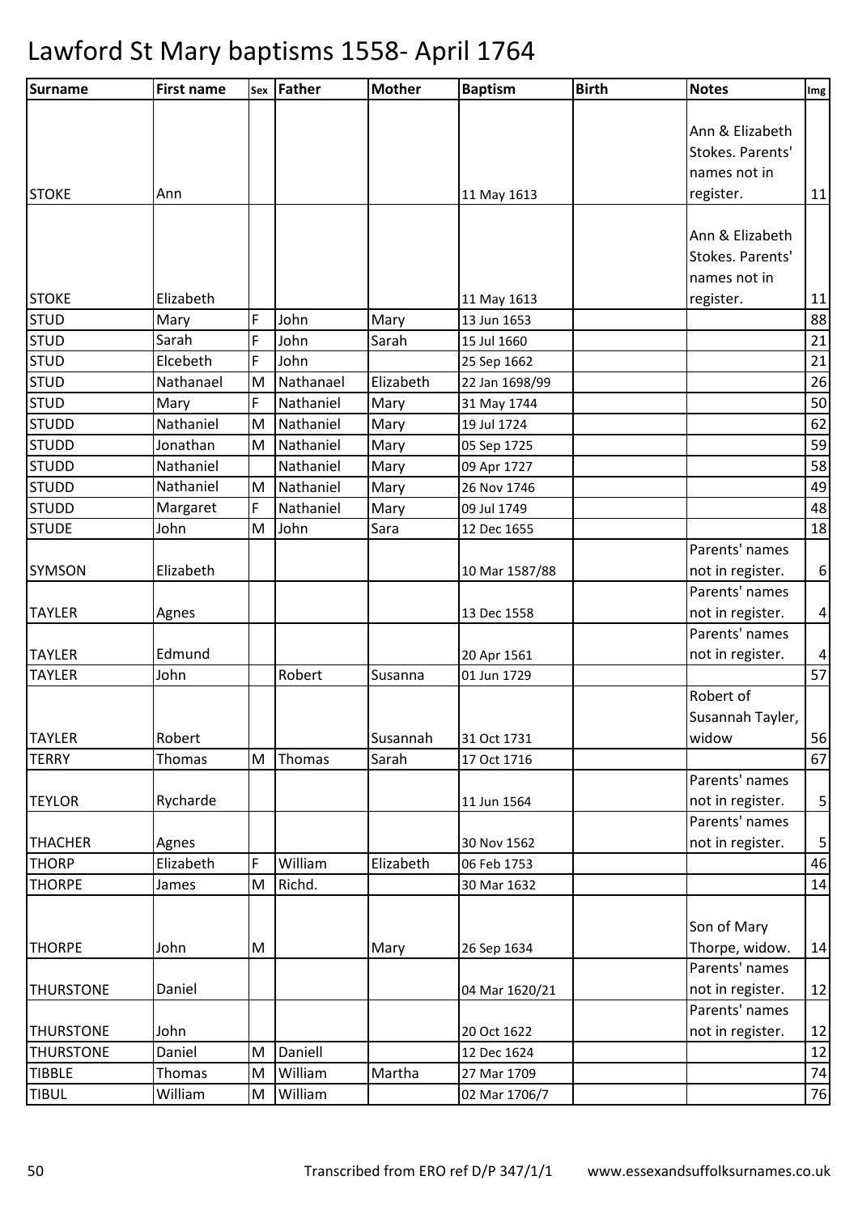# Lawford St Mary baptisms 1558- April 1764

| Surname | First name | Sex | Father | Mother | Baptism | Birth | Notes | Img |
|---|---|---|---|---|---|---|---|---|
| STOKE | Ann | | | | 11 May 1613 | | Ann & Elizabeth Stokes. Parents' names not in register. | 11 |
| STOKE | Elizabeth | | | | 11 May 1613 | | Ann & Elizabeth Stokes. Parents' names not in register. | 11 |
| STUD | Mary | F | John | Mary | 13 Jun 1653 | | | 88 |
| STUD | Sarah | F | John | Sarah | 15 Jul 1660 | | | 21 |
| STUD | Elcebeth | F | John | | 25 Sep 1662 | | | 21 |
| STUD | Nathanael | M | Nathanael | Elizabeth | 22 Jan 1698/99 | | | 26 |
| STUD | Mary | F | Nathaniel | Mary | 31 May 1744 | | | 50 |
| STUDD | Nathaniel | M | Nathaniel | Mary | 19 Jul 1724 | | | 62 |
| STUDD | Jonathan | M | Nathaniel | Mary | 05 Sep 1725 | | | 59 |
| STUDD | Nathaniel | | Nathaniel | Mary | 09 Apr 1727 | | | 58 |
| STUDD | Nathaniel | M | Nathaniel | Mary | 26 Nov 1746 | | | 49 |
| STUDD | Margaret | F | Nathaniel | Mary | 09 Jul 1749 | | | 48 |
| STUDE | John | M | John | Sara | 12 Dec 1655 | | | 18 |
| SYMSON | Elizabeth | | | | 10 Mar 1587/88 | | Parents' names not in register. | 6 |
| TAYLER | Agnes | | | | 13 Dec 1558 | | Parents' names not in register. | 4 |
| TAYLER | Edmund | | | | 20 Apr 1561 | | Parents' names not in register. | 4 |
| TAYLER | John | | Robert | Susanna | 01 Jun 1729 | | | 57 |
| TAYLER | Robert | | | Susannah | 31 Oct 1731 | | Robert of Susannah Tayler, widow | 56 |
| TERRY | Thomas | M | Thomas | Sarah | 17 Oct 1716 | | | 67 |
| TEYLOR | Rycharde | | | | 11 Jun 1564 | | Parents' names not in register. | 5 |
| THACHER | Agnes | | | | 30 Nov 1562 | | Parents' names not in register. | 5 |
| THORP | Elizabeth | F | William | Elizabeth | 06 Feb 1753 | | | 46 |
| THORPE | James | M | Richd. | | 30 Mar 1632 | | | 14 |
| THORPE | John | M | | Mary | 26 Sep 1634 | | Son of Mary Thorpe, widow. | 14 |
| THURSTONE | Daniel | | | | 04 Mar 1620/21 | | Parents' names not in register. | 12 |
| THURSTONE | John | | | | 20 Oct 1622 | | Parents' names not in register. | 12 |
| THURSTONE | Daniel | M | Daniell | | 12 Dec 1624 | | | 12 |
| TIBBLE | Thomas | M | William | Martha | 27 Mar 1709 | | | 74 |
| TIBUL | William | M | William | | 02 Mar 1706/7 | | | 76 |

Transcribed from ERO ref D/P 347/1/1 www.essexandsuffolksurnames.co.uk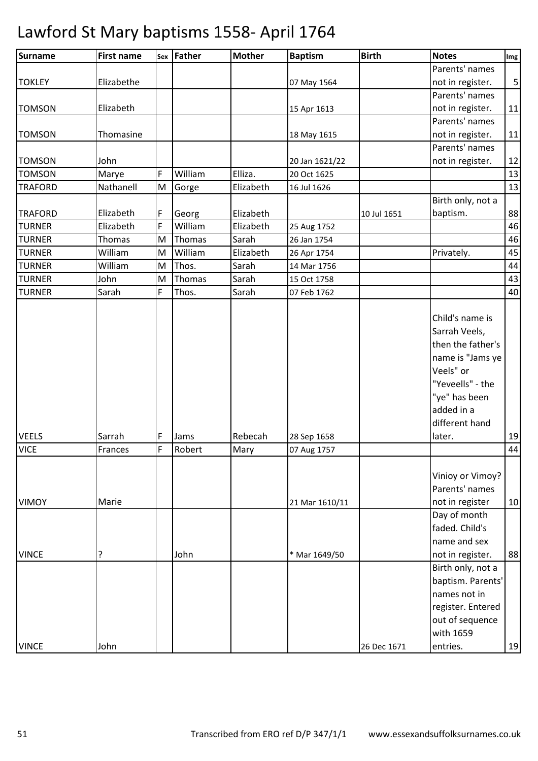# Lawford St Mary baptisms 1558- April 1764

| Surname | First name | Sex | Father | Mother | Baptism | Birth | Notes | Img |
|---|---|---|---|---|---|---|---|---|
| TOKLEY | Elizabethe | | | | 07 May 1564 | | Parents' names not in register. | 5 |
| TOMSON | Elizabeth | | | | 15 Apr 1613 | | Parents' names not in register. | 11 |
| TOMSON | Thomasine | | | | 18 May 1615 | | Parents' names not in register. | 11 |
| TOMSON | John | | | | 20 Jan 1621/22 | | Parents' names not in register. | 12 |
| TOMSON | Marye | F | William | Elliza. | 20 Oct 1625 | | | 13 |
| TRAFORD | Nathanell | M | Gorge | Elizabeth | 16 Jul 1626 | | | 13 |
| TRAFORD | Elizabeth | F | Georg | Elizabeth | | 10 Jul 1651 | Birth only, not a baptism. | 88 |
| TURNER | Elizabeth | F | William | Elizabeth | 25 Aug 1752 | | | 46 |
| TURNER | Thomas | M | Thomas | Sarah | 26 Jan 1754 | | | 46 |
| TURNER | William | M | William | Elizabeth | 26 Apr 1754 | | Privately. | 45 |
| TURNER | William | M | Thos. | Sarah | 14 Mar 1756 | | | 44 |
| TURNER | John | M | Thomas | Sarah | 15 Oct 1758 | | | 43 |
| TURNER | Sarah | F | Thos. | Sarah | 07 Feb 1762 | | | 40 |
| VEELS | Sarrah | F | Jams | Rebecah | 28 Sep 1658 | | Child's name is Sarrah Veels, then the father's name is "Jams ye Veels" or "Yeveells" - the "ye" has been added in a different hand later. | 19 |
| VICE | Frances | F | Robert | Mary | 07 Aug 1757 | | | 44 |
| VIMOY | Marie | | | | 21 Mar 1610/11 | | Vinioy or Vimoy? Parents' names not in register | 10 |
| VINCE | ? | | John | | * Mar 1649/50 | | Day of month faded. Child's name and sex not in register. | 88 |
| VINCE | John | | | | | 26 Dec 1671 | Birth only, not a baptism. Parents' names not in register. Entered out of sequence with 1659 entries. | 19 |

Transcribed from ERO ref D/P 347/1/1 www.essexandsuffolksurnames.co.uk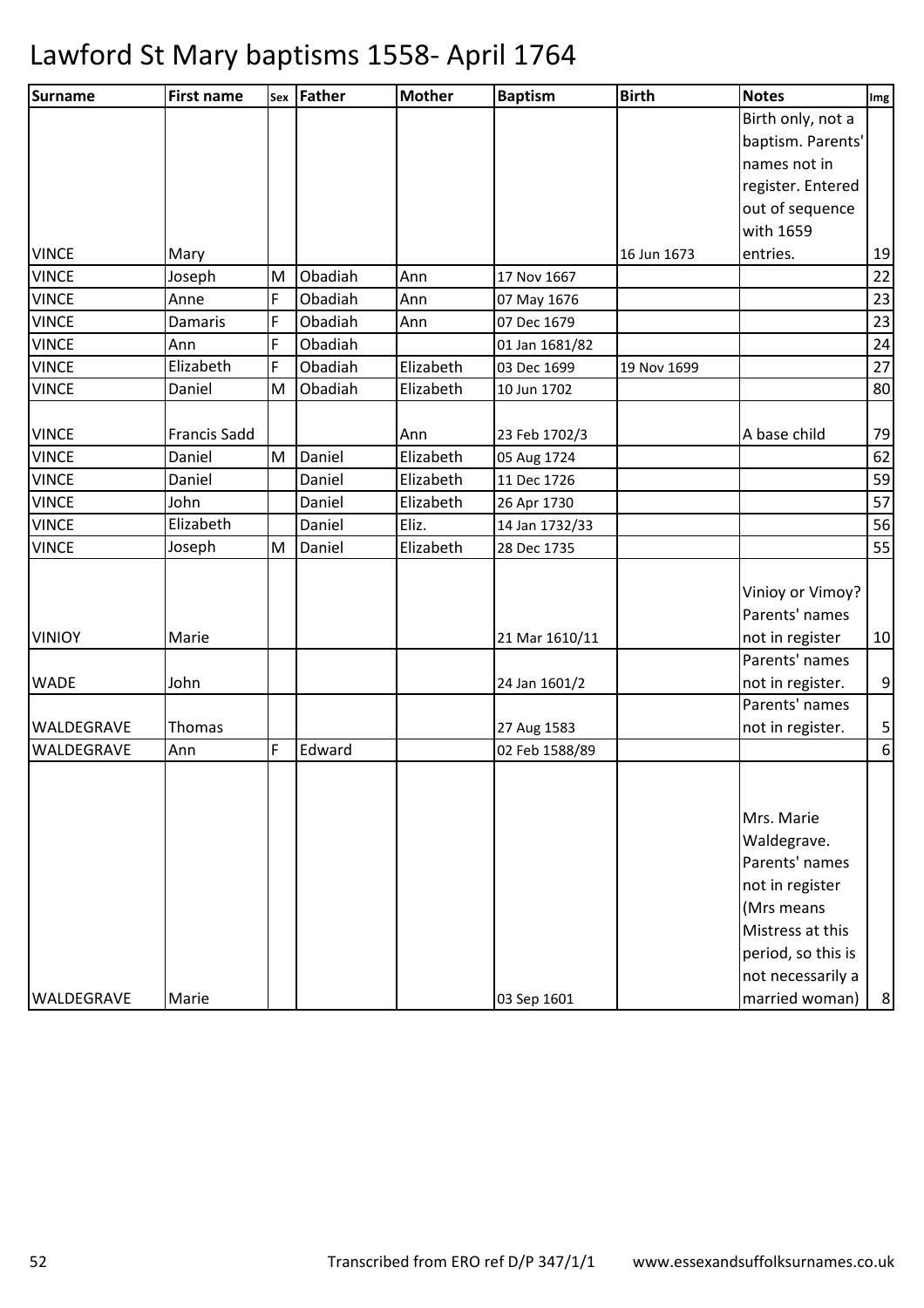# Lawford St Mary baptisms 1558- April 1764

| Surname | First name | Sex | Father | Mother | Baptism | Birth | Notes | Img |
|---|---|---|---|---|---|---|---|---|
| VINCE | Mary | | | | | 16 Jun 1673 | Birth only, not a baptism. Parents' names not in register. Entered out of sequence with 1659 entries. | 19 |
| VINCE | Joseph | M | Obadiah | Ann | 17 Nov 1667 | | | 22 |
| VINCE | Anne | F | Obadiah | Ann | 07 May 1676 | | | 23 |
| VINCE | Damaris | F | Obadiah | Ann | 07 Dec 1679 | | | 23 |
| VINCE | Ann | F | Obadiah | | 01 Jan 1681/82 | | | 24 |
| VINCE | Elizabeth | F | Obadiah | Elizabeth | 03 Dec 1699 | 19 Nov 1699 | | 27 |
| VINCE | Daniel | M | Obadiah | Elizabeth | 10 Jun 1702 | | | 80 |
| VINCE | Francis Sadd | | | Ann | 23 Feb 1702/3 | | A base child | 79 |
| VINCE | Daniel | M | Daniel | Elizabeth | 05 Aug 1724 | | | 62 |
| VINCE | Daniel | | Daniel | Elizabeth | 11 Dec 1726 | | | 59 |
| VINCE | John | | Daniel | Elizabeth | 26 Apr 1730 | | | 57 |
| VINCE | Elizabeth | | Daniel | Eliz. | 14 Jan 1732/33 | | | 56 |
| VINCE | Joseph | M | Daniel | Elizabeth | 28 Dec 1735 | | | 55 |
| VINIOY | Marie | | | | 21 Mar 1610/11 | | Vinioy or Vimoy? Parents' names not in register | 10 |
| WADE | John | | | | 24 Jan 1601/2 | | Parents' names not in register. | 9 |
| WALDEGRAVE | Thomas | | | | 27 Aug 1583 | | Parents' names not in register. | 5 |
| WALDEGRAVE | Ann | F | Edward | | 02 Feb 1588/89 | | | 6 |
| WALDEGRAVE | Marie | | | | 03 Sep 1601 | | Mrs. Marie Waldegrave. Parents' names not in register (Mrs means Mistress at this period, so this is not necessarily a married woman) | 8 |

Transcribed from ERO ref D/P 347/1/1 www.essexandsuffolksurnames.co.uk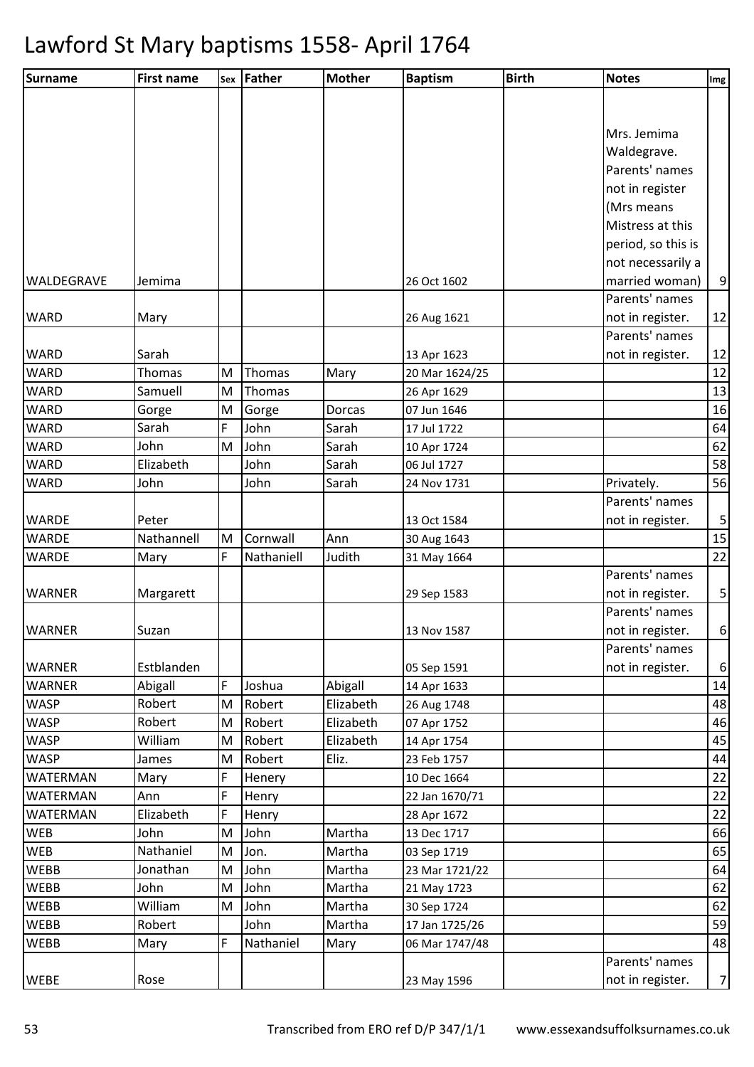# Lawford St Mary baptisms 1558- April 1764

| Surname | First name | Sex | Father | Mother | Baptism | Birth | Notes | Img |
|---|---|---|---|---|---|---|---|---|
| WALDEGRAVE | Jemima | | | | 26 Oct 1602 | | Mrs. Jemima Waldegrave. Parents' names not in register (Mrs means Mistress at this period, so this is not necessarily a married woman) | 9 |
| WARD | Mary | | | | 26 Aug 1621 | | Parents' names not in register. | 12 |
| WARD | Sarah | | | | 13 Apr 1623 | | Parents' names not in register. | 12 |
| WARD | Thomas | M | Thomas | Mary | 20 Mar 1624/25 | | | 12 |
| WARD | Samuell | M | Thomas | | 26 Apr 1629 | | | 13 |
| WARD | Gorge | M | Gorge | Dorcas | 07 Jun 1646 | | | 16 |
| WARD | Sarah | F | John | Sarah | 17 Jul 1722 | | | 64 |
| WARD | John | M | John | Sarah | 10 Apr 1724 | | | 62 |
| WARD | Elizabeth | | John | Sarah | 06 Jul 1727 | | | 58 |
| WARD | John | | John | Sarah | 24 Nov 1731 | | Privately. | 56 |
| WARDE | Peter | | | | 13 Oct 1584 | | Parents' names not in register. | 5 |
| WARDE | Nathannell | M | Cornwall | Ann | 30 Aug 1643 | | | 15 |
| WARDE | Mary | F | Nathaniell | Judith | 31 May 1664 | | | 22 |
| WARNER | Margarett | | | | 29 Sep 1583 | | Parents' names not in register. | 5 |
| WARNER | Suzan | | | | 13 Nov 1587 | | Parents' names not in register. | 6 |
| WARNER | Estblanden | | | | 05 Sep 1591 | | Parents' names not in register. | 6 |
| WARNER | Abigall | F | Joshua | Abigall | 14 Apr 1633 | | | 14 |
| WASP | Robert | M | Robert | Elizabeth | 26 Aug 1748 | | | 48 |
| WASP | Robert | M | Robert | Elizabeth | 07 Apr 1752 | | | 46 |
| WASP | William | M | Robert | Elizabeth | 14 Apr 1754 | | | 45 |
| WASP | James | M | Robert | Eliz. | 23 Feb 1757 | | | 44 |
| WATERMAN | Mary | F | Henery | | 10 Dec 1664 | | | 22 |
| WATERMAN | Ann | F | Henry | | 22 Jan 1670/71 | | | 22 |
| WATERMAN | Elizabeth | F | Henry | | 28 Apr 1672 | | | 22 |
| WEB | John | M | John | Martha | 13 Dec 1717 | | | 66 |
| WEB | Nathaniel | M | Jon. | Martha | 03 Sep 1719 | | | 65 |
| WEBB | Jonathan | M | John | Martha | 23 Mar 1721/22 | | | 64 |
| WEBB | John | M | John | Martha | 21 May 1723 | | | 62 |
| WEBB | William | M | John | Martha | 30 Sep 1724 | | | 62 |
| WEBB | Robert | | John | Martha | 17 Jan 1725/26 | | | 59 |
| WEBB | Mary | F | Nathaniel | Mary | 06 Mar 1747/48 | | | 48 |
| WEBE | Rose | | | | 23 May 1596 | | Parents' names not in register. | 7 |

Transcribed from ERO ref D/P 347/1/1 www.essexandsuffolksurnames.co.uk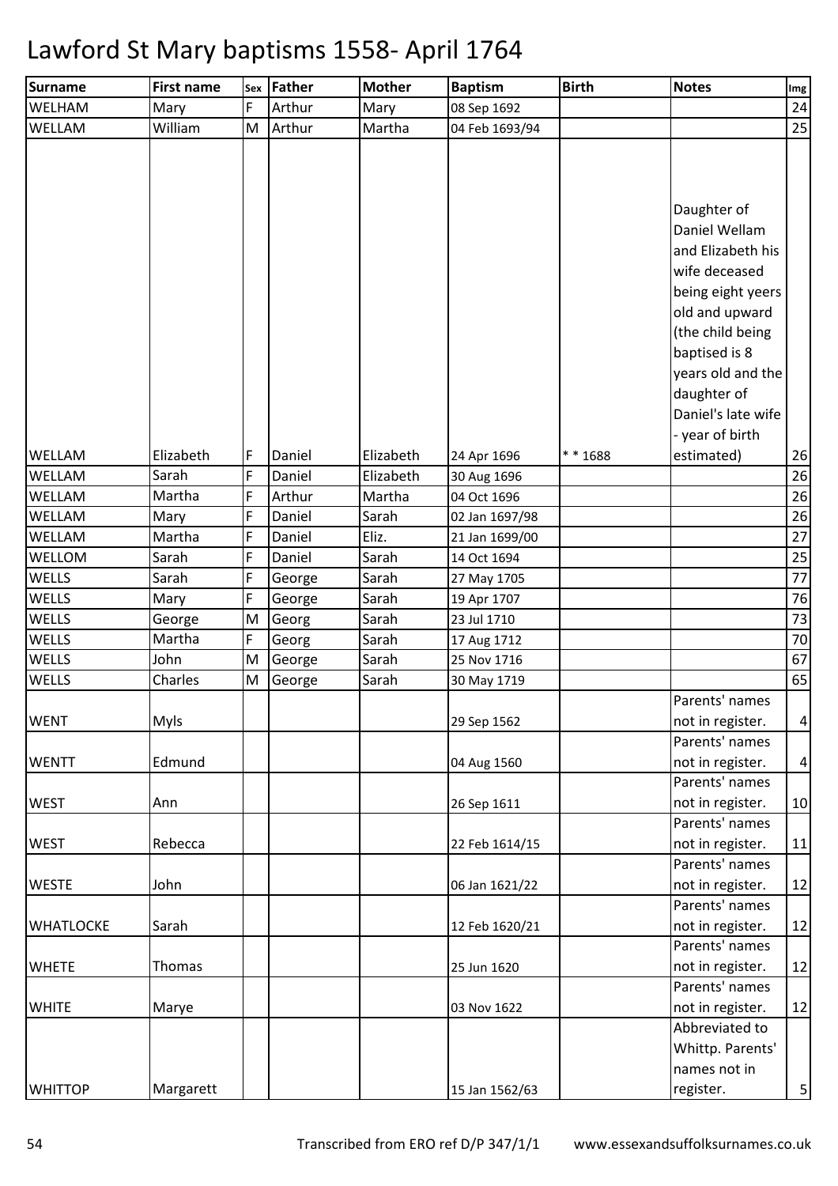# Lawford St Mary baptisms 1558- April 1764

| Surname | First name | Sex | Father | Mother | Baptism | Birth | Notes | Img |
|---|---|---|---|---|---|---|---|---|
| WELHAM | Mary | F | Arthur | Mary | 08 Sep 1692 | | | 24 |
| WELLAM | William | M | Arthur | Martha | 04 Feb 1693/94 | | | 25 |
| WELLAM | Elizabeth | F | Daniel | Elizabeth | 24 Apr 1696 | * * 1688 | Daughter of Daniel Wellam and Elizabeth his wife deceased being eight yeers old and upward (the child being baptised is 8 years old and the daughter of Daniel's late wife - year of birth estimated) | 26 |
| WELLAM | Sarah | F | Daniel | Elizabeth | 30 Aug 1696 | | | 26 |
| WELLAM | Martha | F | Arthur | Martha | 04 Oct 1696 | | | 26 |
| WELLAM | Mary | F | Daniel | Sarah | 02 Jan 1697/98 | | | 26 |
| WELLAM | Martha | F | Daniel | Eliz. | 21 Jan 1699/00 | | | 27 |
| WELLOM | Sarah | F | Daniel | Sarah | 14 Oct 1694 | | | 25 |
| WELLS | Sarah | F | George | Sarah | 27 May 1705 | | | 77 |
| WELLS | Mary | F | George | Sarah | 19 Apr 1707 | | | 76 |
| WELLS | George | M | Georg | Sarah | 23 Jul 1710 | | | 73 |
| WELLS | Martha | F | Georg | Sarah | 17 Aug 1712 | | | 70 |
| WELLS | John | M | George | Sarah | 25 Nov 1716 | | | 67 |
| WELLS | Charles | M | George | Sarah | 30 May 1719 | | | 65 |
| WENT | Myls | | | | 29 Sep 1562 | | Parents' names not in register. | 4 |
| WENTT | Edmund | | | | 04 Aug 1560 | | Parents' names not in register. | 4 |
| WEST | Ann | | | | 26 Sep 1611 | | Parents' names not in register. | 10 |
| WEST | Rebecca | | | | 22 Feb 1614/15 | | Parents' names not in register. | 11 |
| WESTE | John | | | | 06 Jan 1621/22 | | Parents' names not in register. | 12 |
| WHATLOCKE | Sarah | | | | 12 Feb 1620/21 | | Parents' names not in register. | 12 |
| WHETE | Thomas | | | | 25 Jun 1620 | | Parents' names not in register. | 12 |
| WHITE | Marye | | | | 03 Nov 1622 | | Parents' names not in register. | 12 |
| WHITTOP | Margarett | | | | 15 Jan 1562/63 | | Abbreviated to Whittp. Parents' names not in register. | 5 |

Transcribed from ERO ref D/P 347/1/1 www.essexandsuffolksurnames.co.uk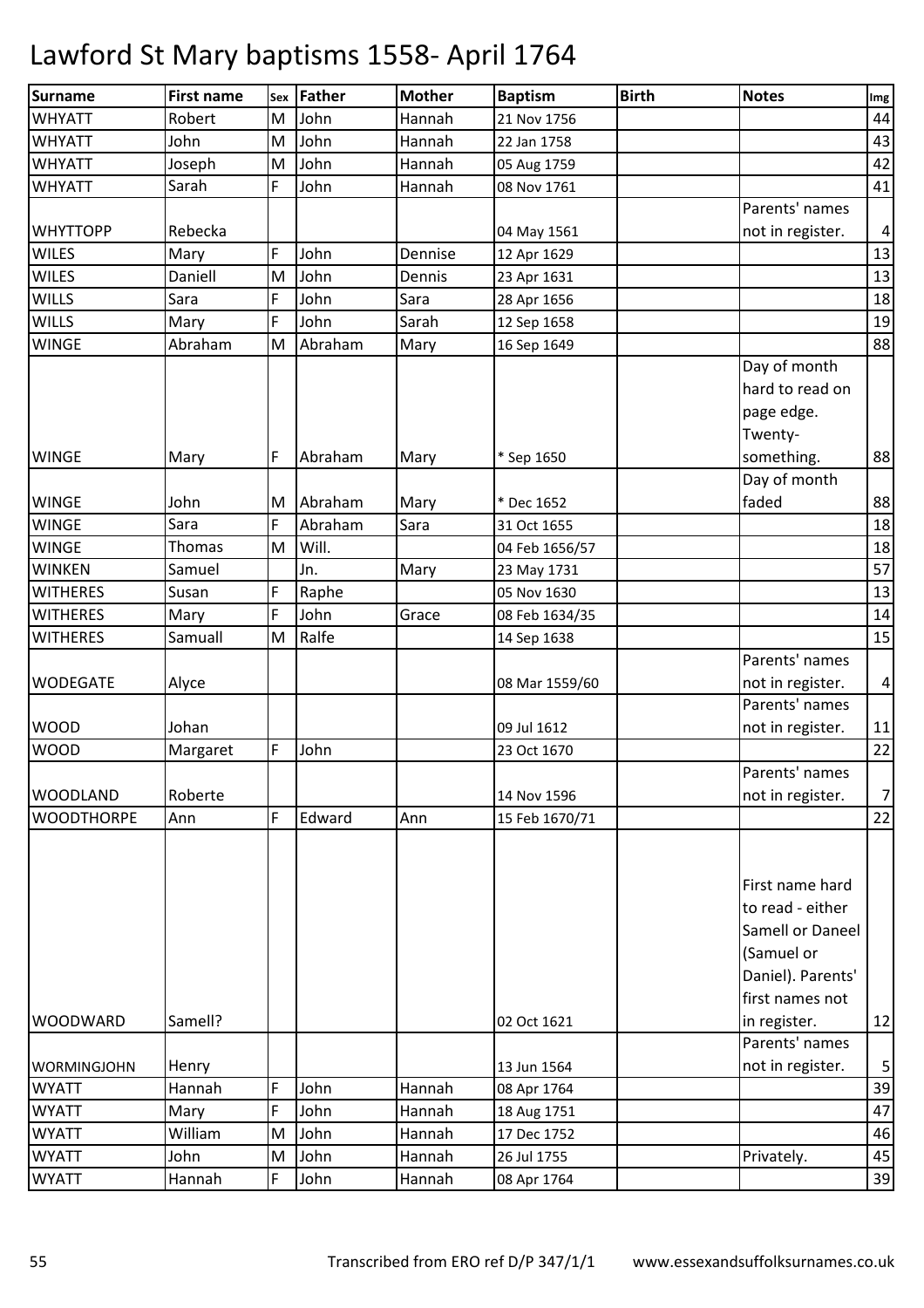# Lawford St Mary baptisms 1558- April 1764

| Surname | First name | Sex | Father | Mother | Baptism | Birth | Notes | Img |
|---|---|---|---|---|---|---|---|---|
| WHYATT | Robert | M | John | Hannah | 21 Nov 1756 | | | 44 |
| WHYATT | John | M | John | Hannah | 22 Jan 1758 | | | 43 |
| WHYATT | Joseph | M | John | Hannah | 05 Aug 1759 | | | 42 |
| WHYATT | Sarah | F | John | Hannah | 08 Nov 1761 | | | 41 |
| WHYTTOPP | Rebecka | | | | 04 May 1561 | | Parents' names not in register. | 4 |
| WILES | Mary | F | John | Dennise | 12 Apr 1629 | | | 13 |
| WILES | Daniell | M | John | Dennis | 23 Apr 1631 | | | 13 |
| WILLS | Sara | F | John | Sara | 28 Apr 1656 | | | 18 |
| WILLS | Mary | F | John | Sarah | 12 Sep 1658 | | | 19 |
| WINGE | Abraham | M | Abraham | Mary | 16 Sep 1649 | | | 88 |
| WINGE | Mary | F | Abraham | Mary | * Sep 1650 | | Day of month hard to read on page edge. Twenty-something. | 88 |
| WINGE | John | M | Abraham | Mary | * Dec 1652 | | Day of month faded | 88 |
| WINGE | Sara | F | Abraham | Sara | 31 Oct 1655 | | | 18 |
| WINGE | Thomas | M | Will. | | 04 Feb 1656/57 | | | 18 |
| WINKEN | Samuel | | Jn. | Mary | 23 May 1731 | | | 57 |
| WITHERES | Susan | F | Raphe | | 05 Nov 1630 | | | 13 |
| WITHERES | Mary | F | John | Grace | 08 Feb 1634/35 | | | 14 |
| WITHERES | Samuall | M | Ralfe | | 14 Sep 1638 | | | 15 |
| WODEGATE | Alyce | | | | 08 Mar 1559/60 | | Parents' names not in register. | 4 |
| WOOD | Johan | | | | 09 Jul 1612 | | Parents' names not in register. | 11 |
| WOOD | Margaret | F | John | | 23 Oct 1670 | | | 22 |
| WOODLAND | Roberte | | | | 14 Nov 1596 | | Parents' names not in register. | 7 |
| WOODTHORPE | Ann | F | Edward | Ann | 15 Feb 1670/71 | | | 22 |
| WOODWARD | Samell? | | | | 02 Oct 1621 | | First name hard to read - either Samell or Daneel (Samuel or Daniel). Parents' first names not in register. | 12 |
| WORMINGJOHN | Henry | | | | 13 Jun 1564 | | Parents' names not in register. | 5 |
| WYATT | Hannah | F | John | Hannah | 08 Apr 1764 | | | 39 |
| WYATT | Mary | F | John | Hannah | 18 Aug 1751 | | | 47 |
| WYATT | William | M | John | Hannah | 17 Dec 1752 | | | 46 |
| WYATT | John | M | John | Hannah | 26 Jul 1755 | | Privately. | 45 |
| WYATT | Hannah | F | John | Hannah | 08 Apr 1764 | | | 39 |

Transcribed from ERO ref D/P 347/1/1 www.essexandsuffolksurnames.co.uk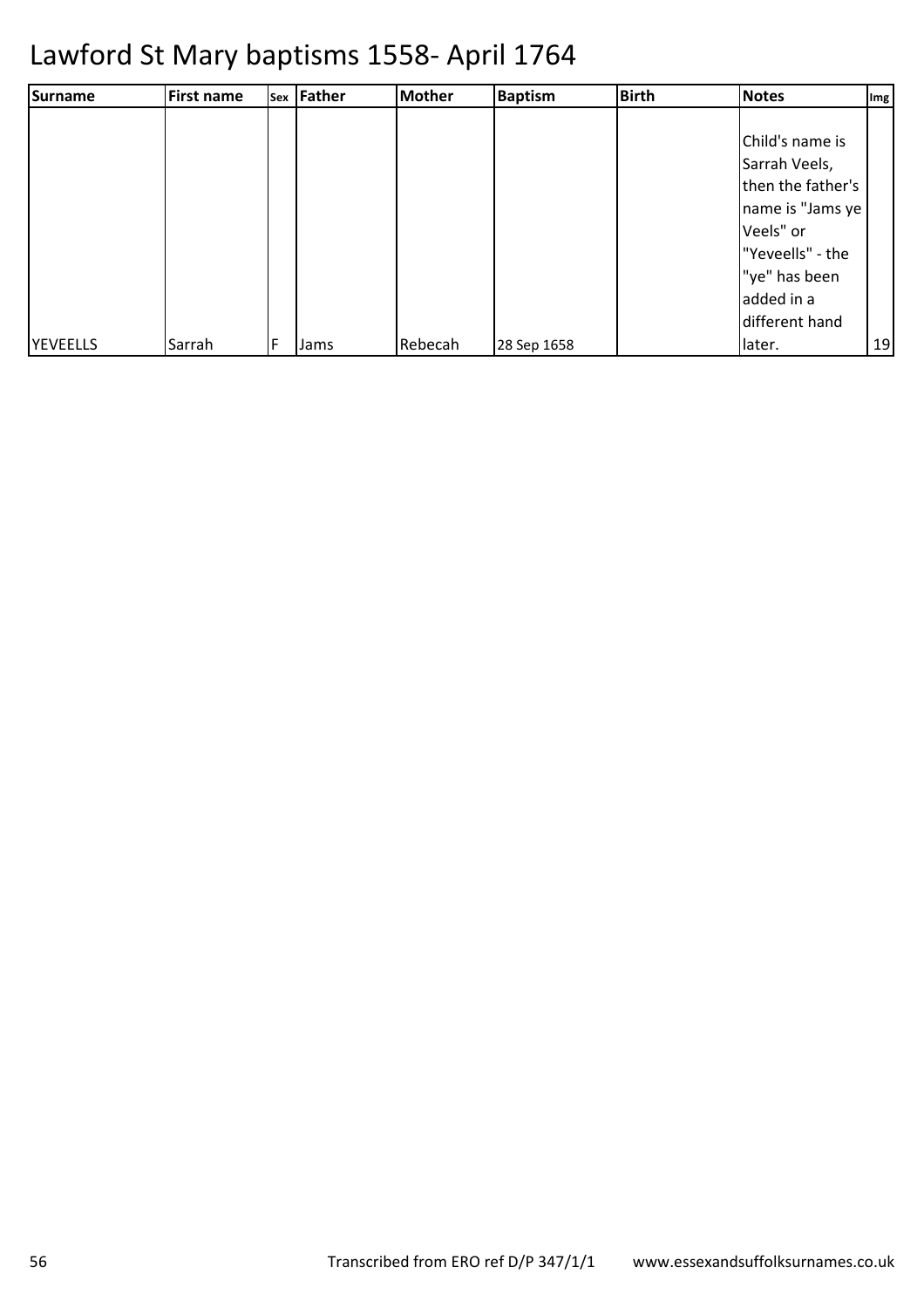# Lawford St Mary baptisms 1558- April 1764

| Surname | First name | Sex | Father | Mother | Baptism | Birth | Notes | Img |
|---|---|---|---|---|---|---|---|---|
| YEVEELLS | Sarrah | F | Jams | Rebecah | 28 Sep 1658 | | Child's name is Sarrah Veels, then the father's name is "Jams ye Veels" or "Yeveells" - the "ye" has been added in a different hand later. | 19 |

Transcribed from ERO ref D/P 347/1/1 www.essexandsuffolksurnames.co.uk